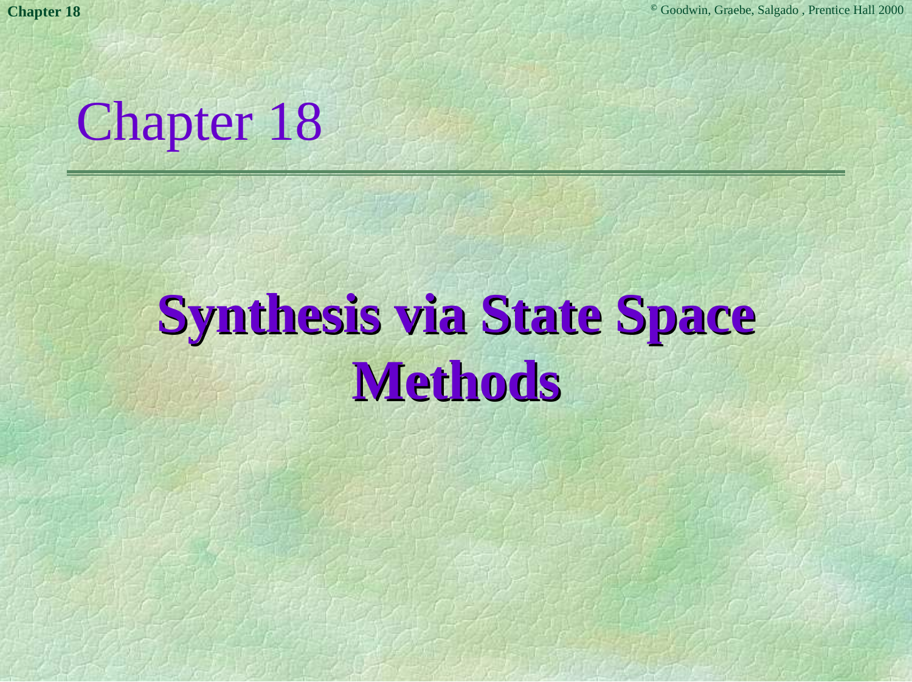# Chapter 18

## Synthesis via State Space Methods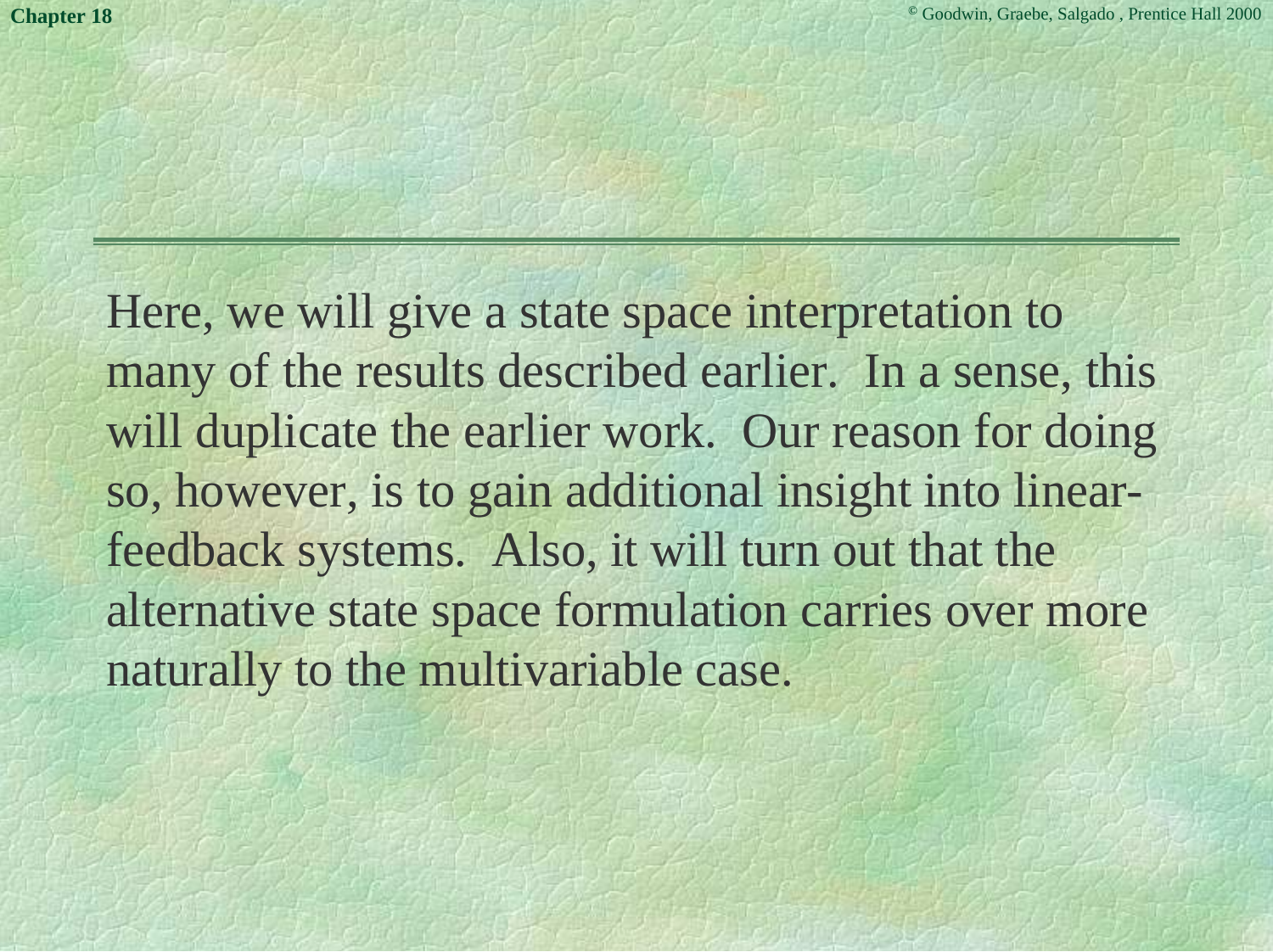Here, we will give a state space interpretation to many of the results described earlier. In a sense, this will duplicate the earlier work. Our reason for doing so, however, is to gain additional insight into linear-feedback systems. Also, it will turn out that the alternative state space formulation carries over more naturally to the multivariable case.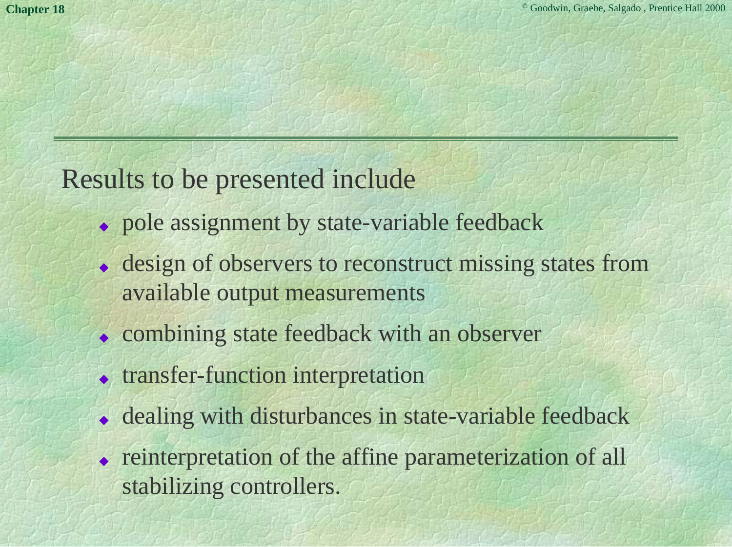Results to be presented include

- pole assignment by state-variable feedback
- design of observers to reconstruct missing states from available output measurements
- combining state feedback with an observer
- transfer-function interpretation
- dealing with disturbances in state-variable feedback
- reinterpretation of the affine parameterization of all stabilizing controllers.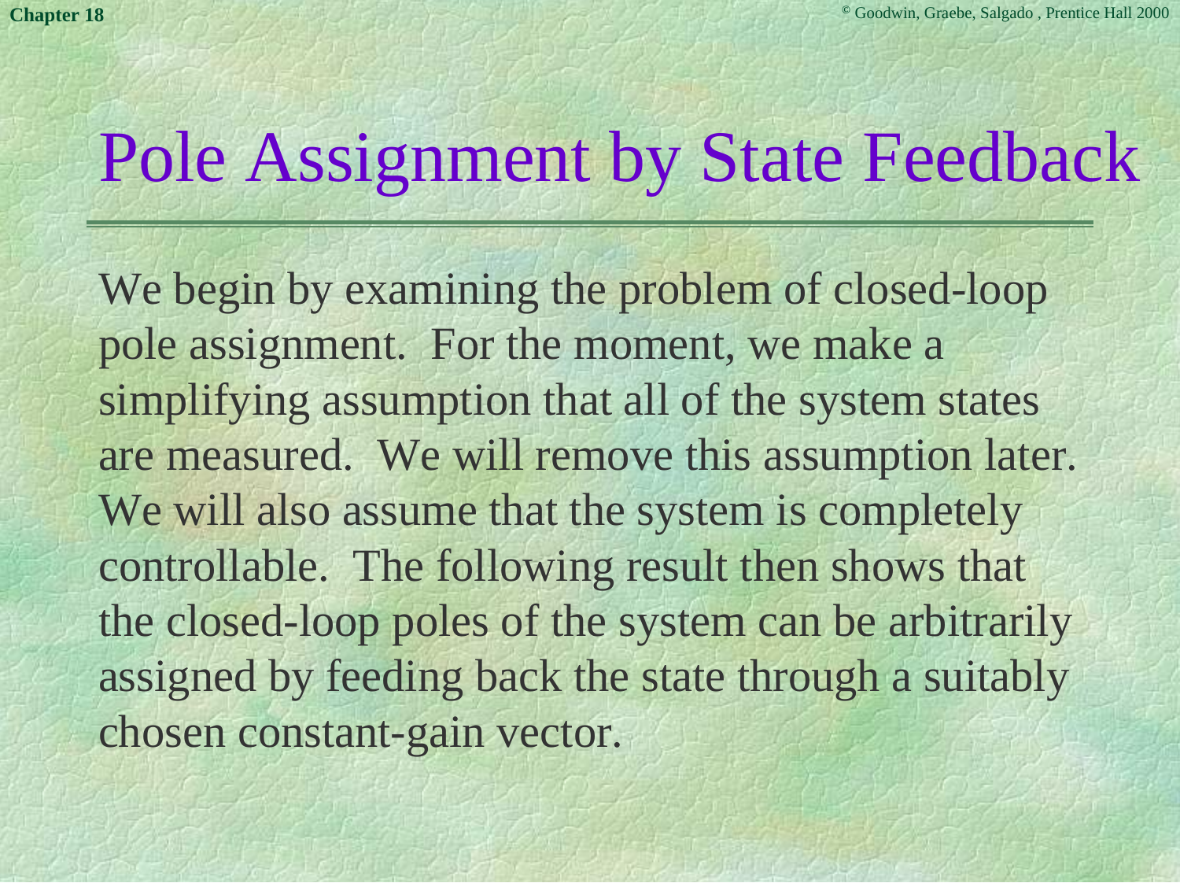# Pole Assignment by State Feedback

We begin by examining the problem of closed-loop pole assignment. For the moment, we make a simplifying assumption that all of the system states are measured. We will remove this assumption later. We will also assume that the system is completely controllable. The following result then shows that the closed-loop poles of the system can be arbitrarily assigned by feeding back the state through a suitably chosen constant-gain vector.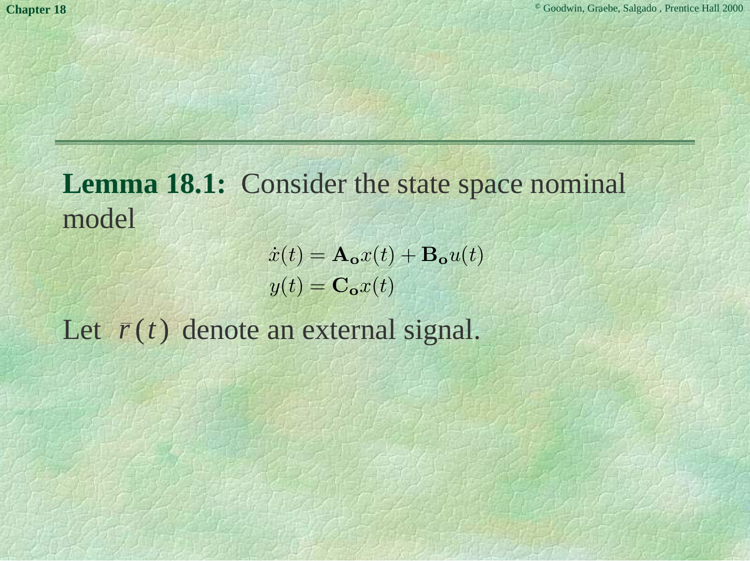**Lemma 18.1:** Consider the state space nominal model

$$
\begin{aligned}
\dot{x}(t) &= \mathbf{A_o}x(t) + \mathbf{B_o}u(t) \\
y(t) &= \mathbf{C_o}x(t)
\end{aligned}
$$

Let $\bar{r}(t)$ denote an external signal.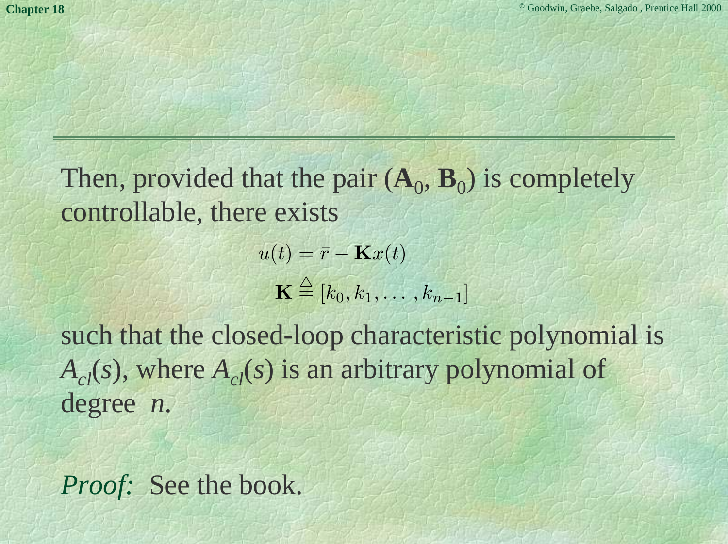Then, provided that the pair $(\mathbf{A}_0, \mathbf{B}_0)$ is completely controllable, there exists

$$u(t) = \bar{r} - \mathbf{K}x(t)$$

$$\mathbf{K} \stackrel{\triangle}{=} [k_0, k_1, \ldots, k_{n-1}]$$

such that the closed-loop characteristic polynomial is $A_{cl}(s)$, where $A_{cl}(s)$ is an arbitrary polynomial of degree $n$.

*Proof:* See the book.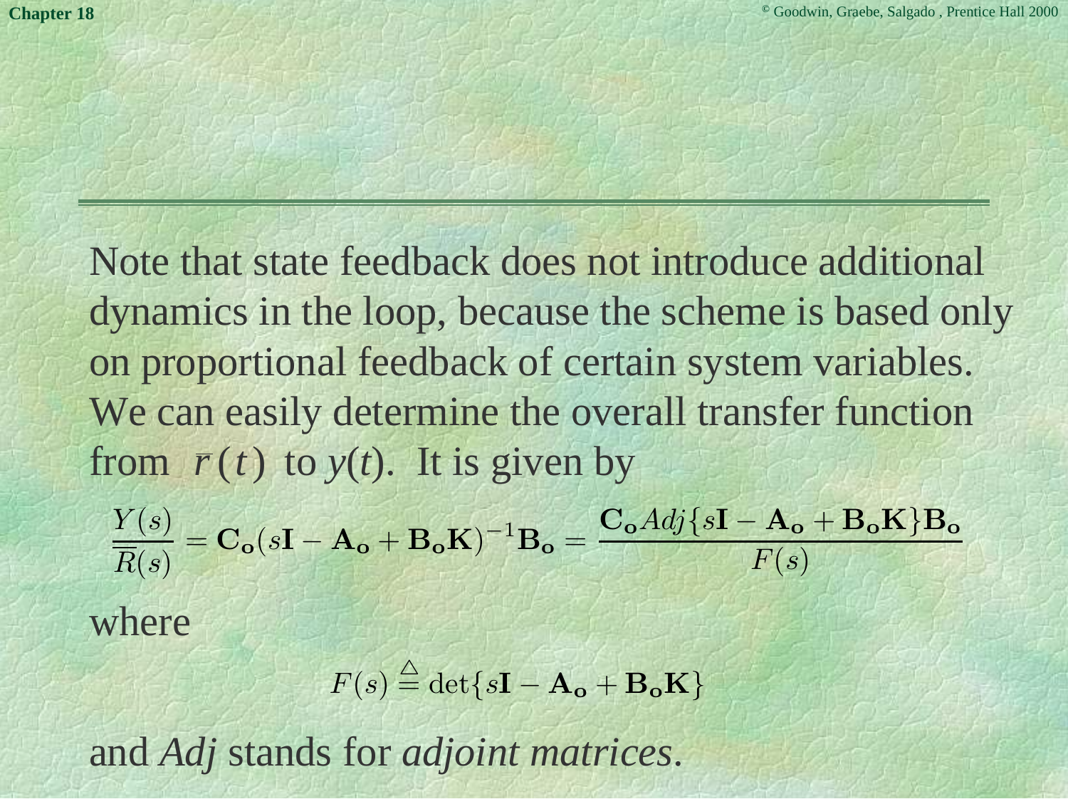Note that state feedback does not introduce additional dynamics in the loop, because the scheme is based only on proportional feedback of certain system variables. We can easily determine the overall transfer function from $\overline{r}(t)$ to $y(t)$. It is given by

$$\frac{Y(s)}{\overline{R}(s)} = \mathbf{C_o}(s\mathbf{I} - \mathbf{A_o} + \mathbf{B_o}\mathbf{K})^{-1}\mathbf{B_o} = \frac{\mathbf{C_o} Adj\{s\mathbf{I} - \mathbf{A_o} + \mathbf{B_o}\mathbf{K}\}\mathbf{B_o}}{F(s)}$$

where

$$F(s) \stackrel{\triangle}{=} \det\{s\mathbf{I} - \mathbf{A_o} + \mathbf{B_o}\mathbf{K}\}$$

and *Adj* stands for *adjoint matrices*.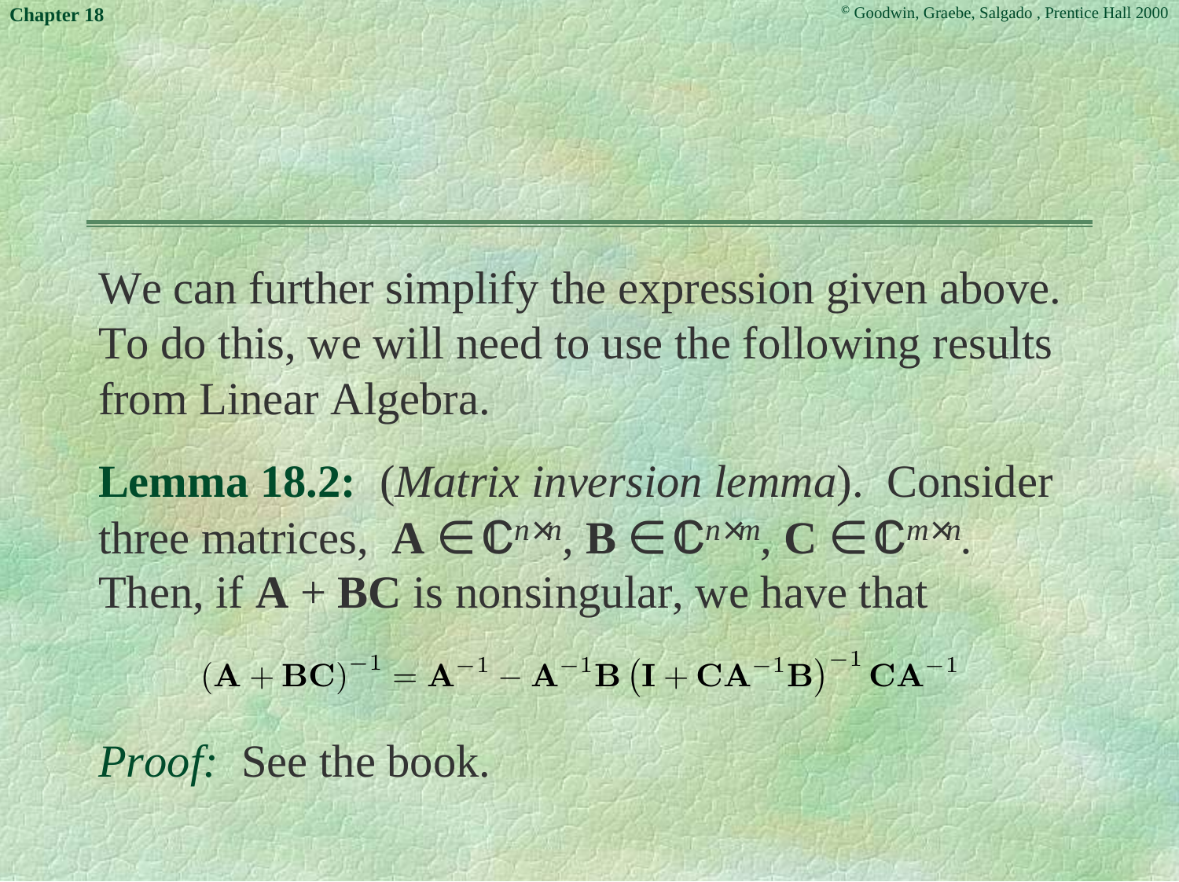We can further simplify the expression given above. To do this, we will need to use the following results from Linear Algebra.

**Lemma 18.2:** (*Matrix inversion lemma*). Consider three matrices, $\mathbf{A} \in \mathbb{C}^{n \times n}$, $\mathbf{B} \in \mathbb{C}^{n \times m}$, $\mathbf{C} \in \mathbb{C}^{m \times n}$. Then, if $\mathbf{A} + \mathbf{BC}$ is nonsingular, we have that

$$(\mathbf{A} + \mathbf{BC})^{-1} = \mathbf{A}^{-1} - \mathbf{A}^{-1}\mathbf{B}\left(\mathbf{I} + \mathbf{CA}^{-1}\mathbf{B}\right)^{-1}\mathbf{CA}^{-1}$$

*Proof:* See the book.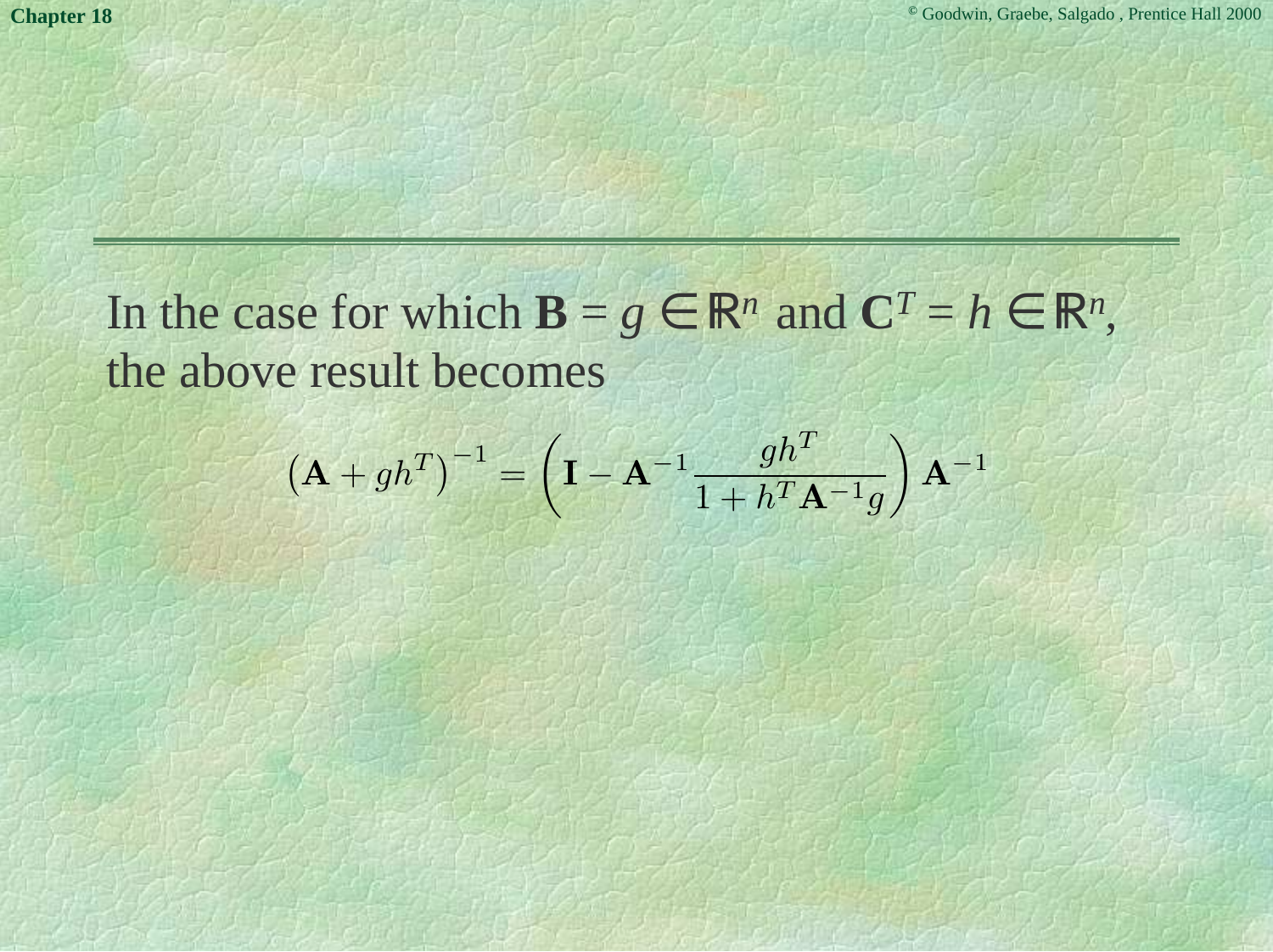In the case for which $\mathbf{B} = g \in \mathbb{R}^n$ and $\mathbf{C}^T = h \in \mathbb{R}^n$, the above result becomes

$$\left(\mathbf{A} + gh^T\right)^{-1} = \left(\mathbf{I} - \mathbf{A}^{-1}\frac{gh^T}{1 + h^T\mathbf{A}^{-1}g}\right)\mathbf{A}^{-1}$$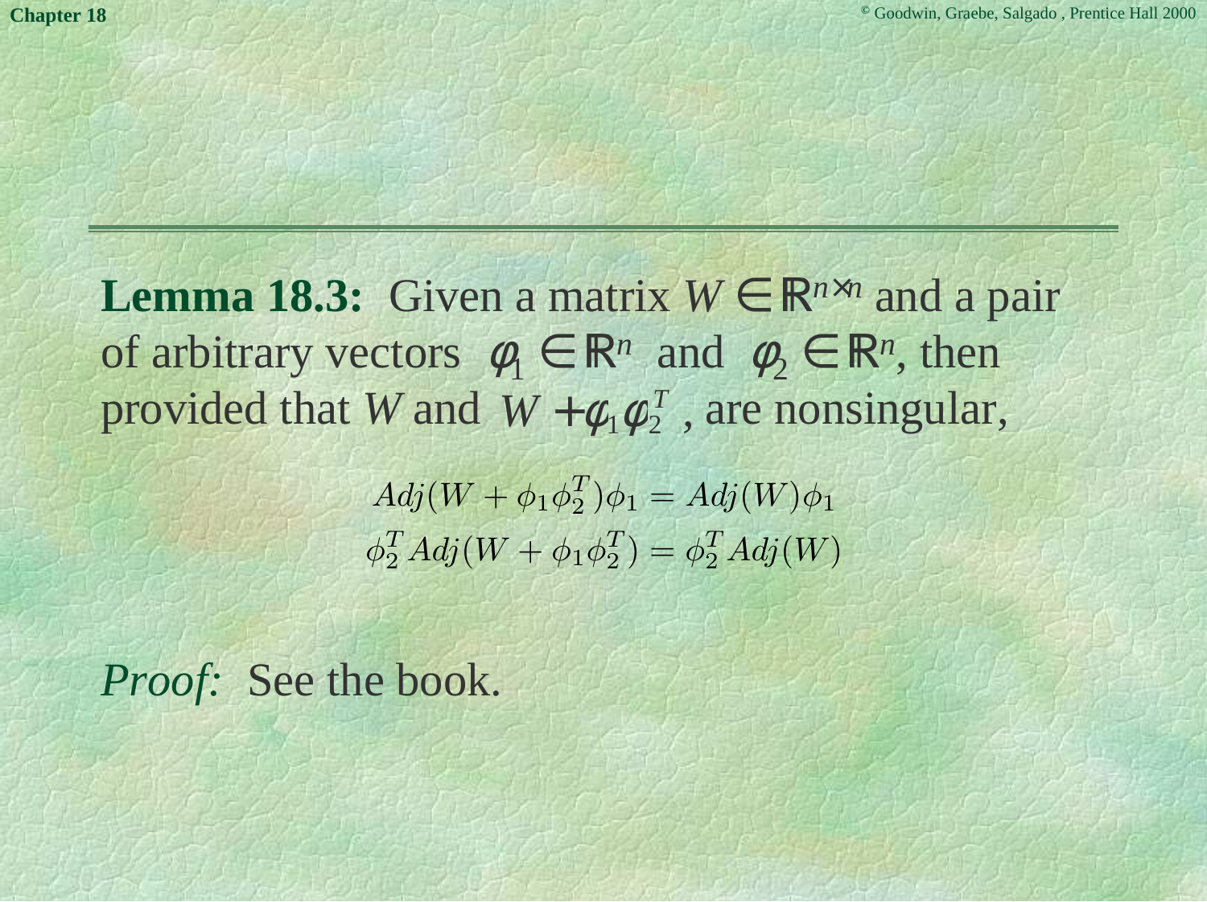**Lemma 18.3:** Given a matrix $W \in \mathbb{R}^{n \times n}$ and a pair of arbitrary vectors $\phi_1 \in \mathbb{R}^n$ and $\phi_2 \in \mathbb{R}^n$, then provided that $W$ and $W + \phi_1 \phi_2^T$, are nonsingular,

$$
\begin{aligned}
Adj(W + \phi_1 \phi_2^T)\phi_1 &= Adj(W)\phi_1 \\
\phi_2^T Adj(W + \phi_1 \phi_2^T) &= \phi_2^T Adj(W)
\end{aligned}
$$

*Proof:* See the book.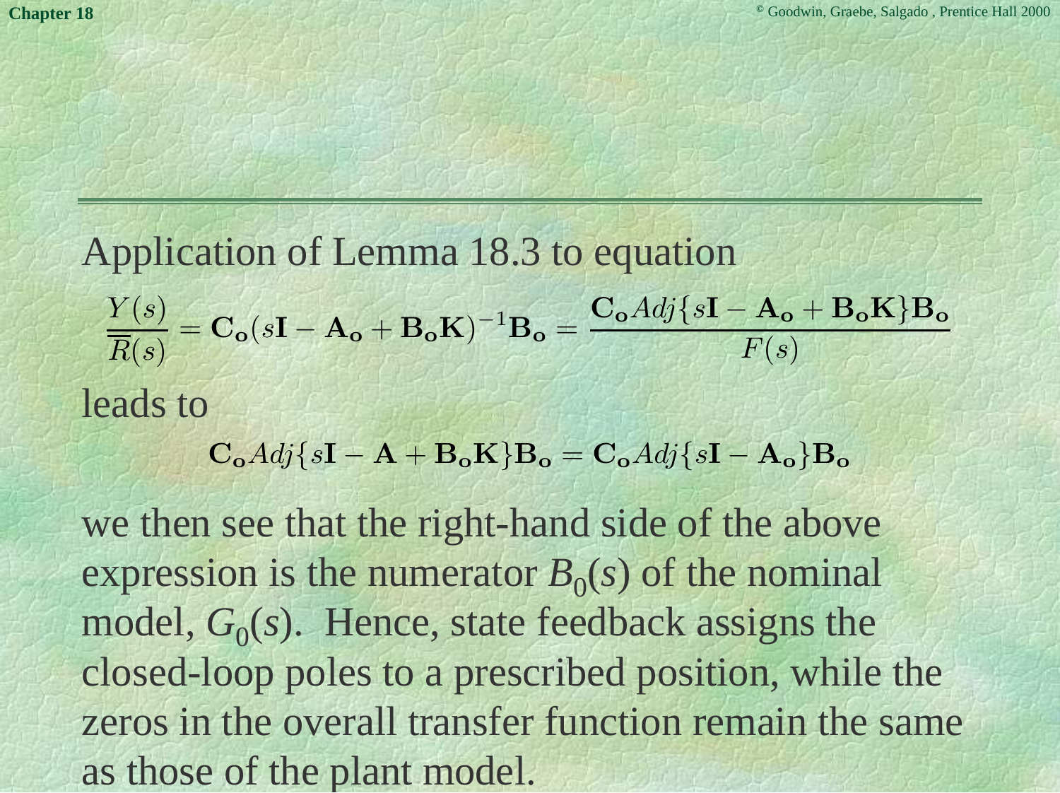Application of Lemma 18.3 to equation

$$\frac{Y(s)}{\overline{R}(s)} = \mathbf{C_o}(s\mathbf{I} - \mathbf{A_o} + \mathbf{B_o}\mathbf{K})^{-1}\mathbf{B_o} = \frac{\mathbf{C_o}Adj\{s\mathbf{I} - \mathbf{A_o} + \mathbf{B_o}\mathbf{K}\}\mathbf{B_o}}{F(s)}$$

leads to

$$\mathbf{C_o}Adj\{s\mathbf{I} - \mathbf{A} + \mathbf{B_o}\mathbf{K}\}\mathbf{B_o} = \mathbf{C_o}Adj\{s\mathbf{I} - \mathbf{A_o}\}\mathbf{B_o}$$

we then see that the right-hand side of the above expression is the numerator $B_0(s)$ of the nominal model, $G_0(s)$. Hence, state feedback assigns the closed-loop poles to a prescribed position, while the zeros in the overall transfer function remain the same as those of the plant model.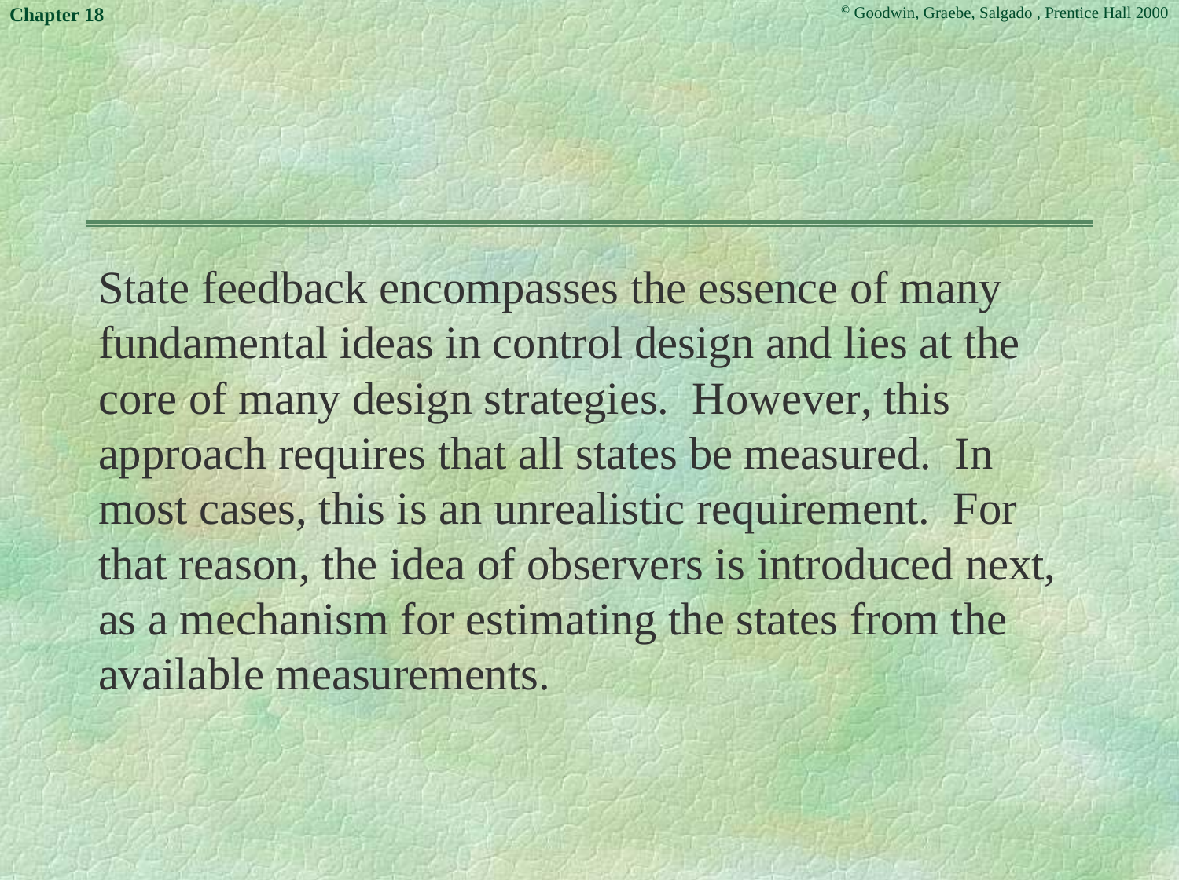State feedback encompasses the essence of many fundamental ideas in control design and lies at the core of many design strategies. However, this approach requires that all states be measured. In most cases, this is an unrealistic requirement. For that reason, the idea of observers is introduced next, as a mechanism for estimating the states from the available measurements.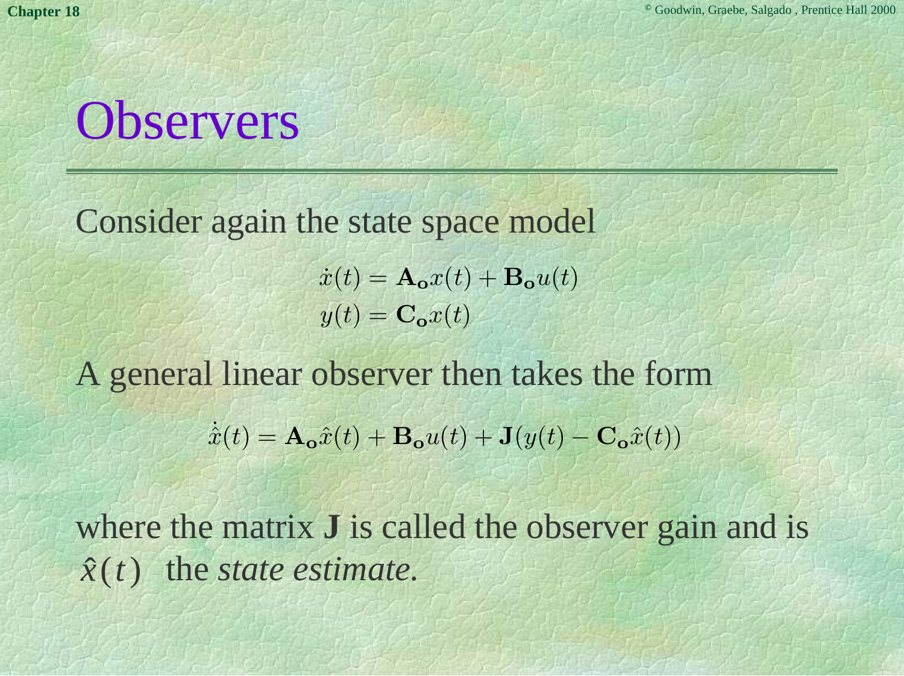# Observers

Consider again the state space model

$$\dot{x}(t) = \mathbf{A_o} x(t) + \mathbf{B_o} u(t)$$
$$y(t) = \mathbf{C_o} x(t)$$

A general linear observer then takes the form

$$\dot{\hat{x}}(t) = \mathbf{A_o} \hat{x}(t) + \mathbf{B_o} u(t) + \mathbf{J}(y(t) - \mathbf{C_o} \hat{x}(t))$$

where the matrix **J** is called the observer gain and is $\hat{x}(t)$ the *state estimate.*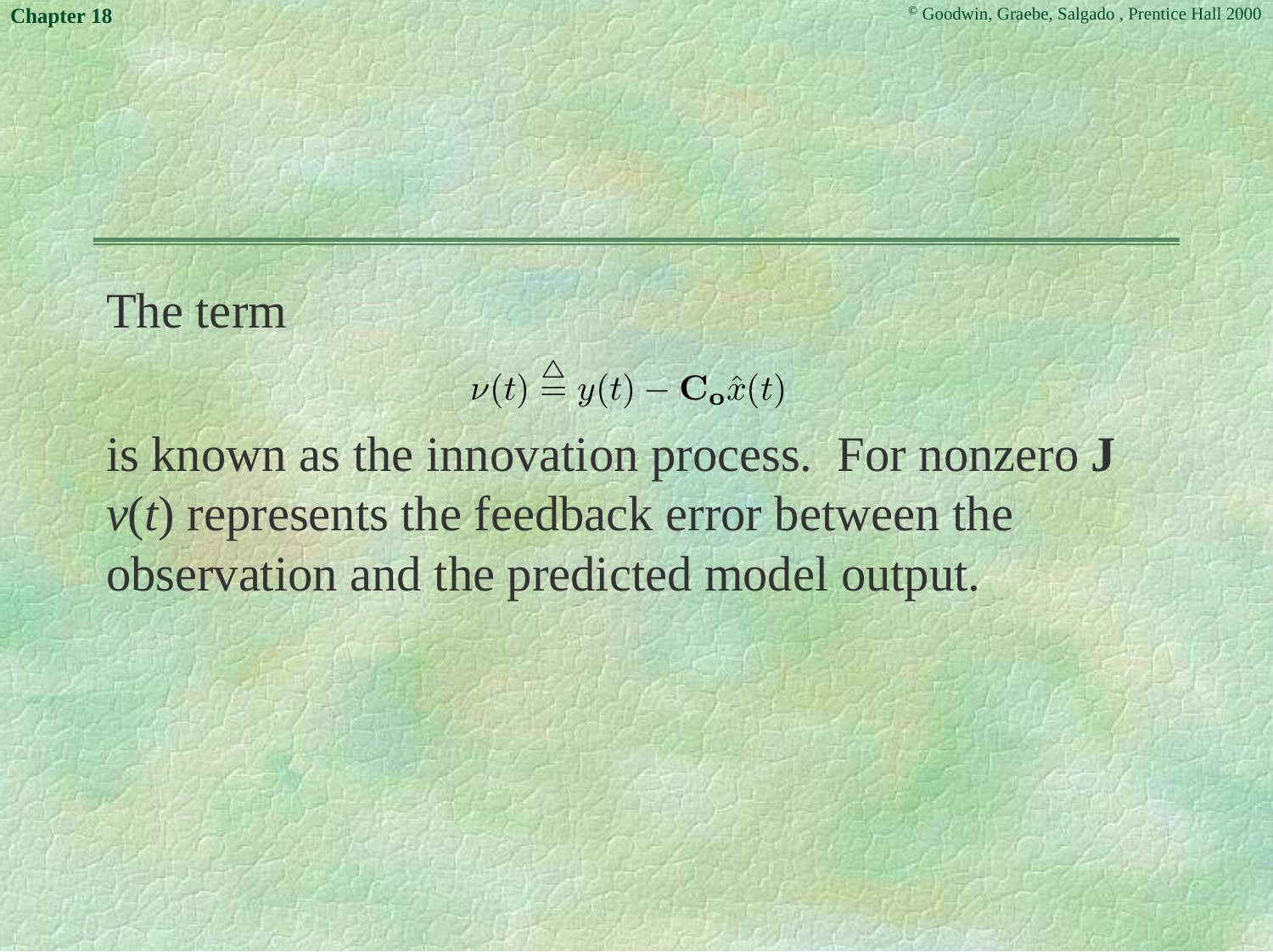The term

$$\nu(t) \stackrel{\triangle}{=} y(t) - \mathbf{C_o}\hat{x}(t)$$

is known as the innovation process. For nonzero **J** $v(t)$ represents the feedback error between the observation and the predicted model output.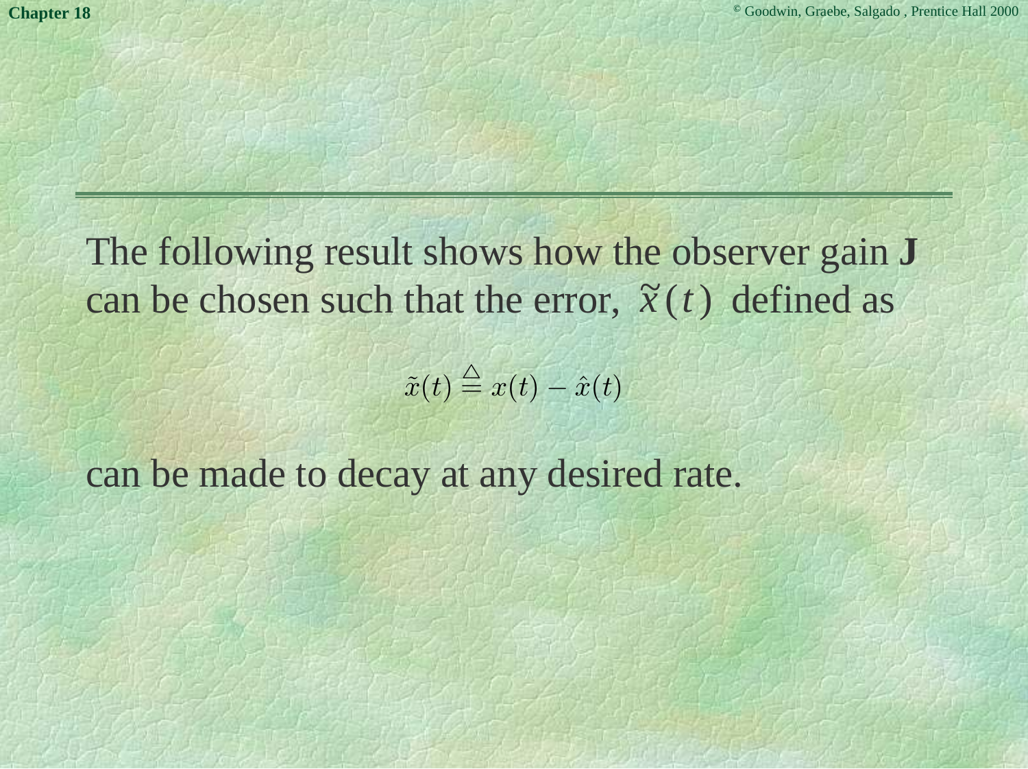The following result shows how the observer gain **J** can be chosen such that the error, $\tilde{x}(t)$ defined as

$$\tilde{x}(t) \stackrel{\triangle}{=} x(t) - \hat{x}(t)$$

can be made to decay at any desired rate.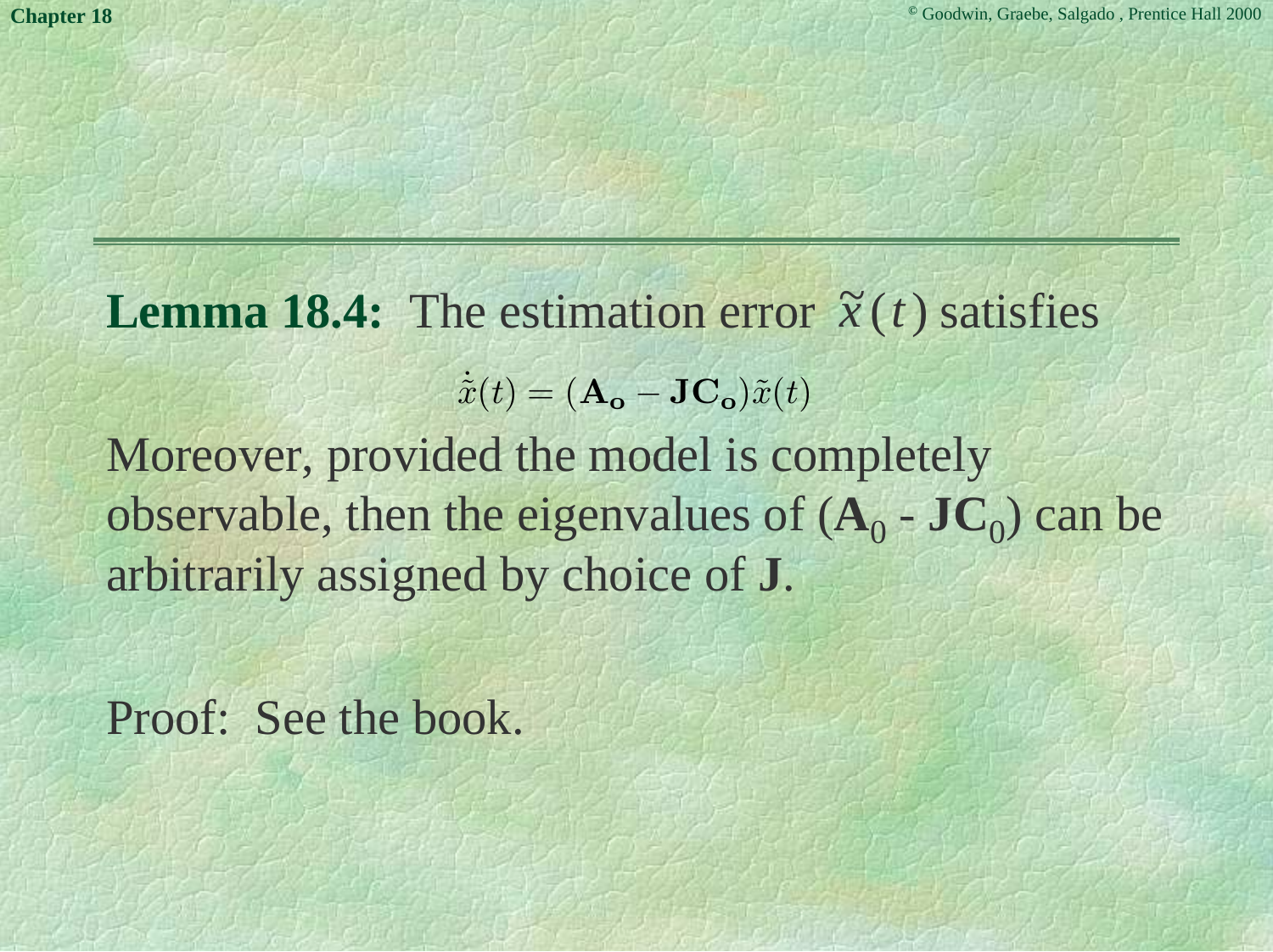**Lemma 18.4:** The estimation error $\tilde{x}(t)$ satisfies

$$\dot{\tilde{x}}(t) = (\mathbf{A_o} - \mathbf{J}\mathbf{C_o})\tilde{x}(t)$$

Moreover, provided the model is completely observable, then the eigenvalues of $(\mathbf{A}_0 - \mathbf{J}\mathbf{C}_0)$ can be arbitrarily assigned by choice of $\mathbf{J}$.

Proof: See the book.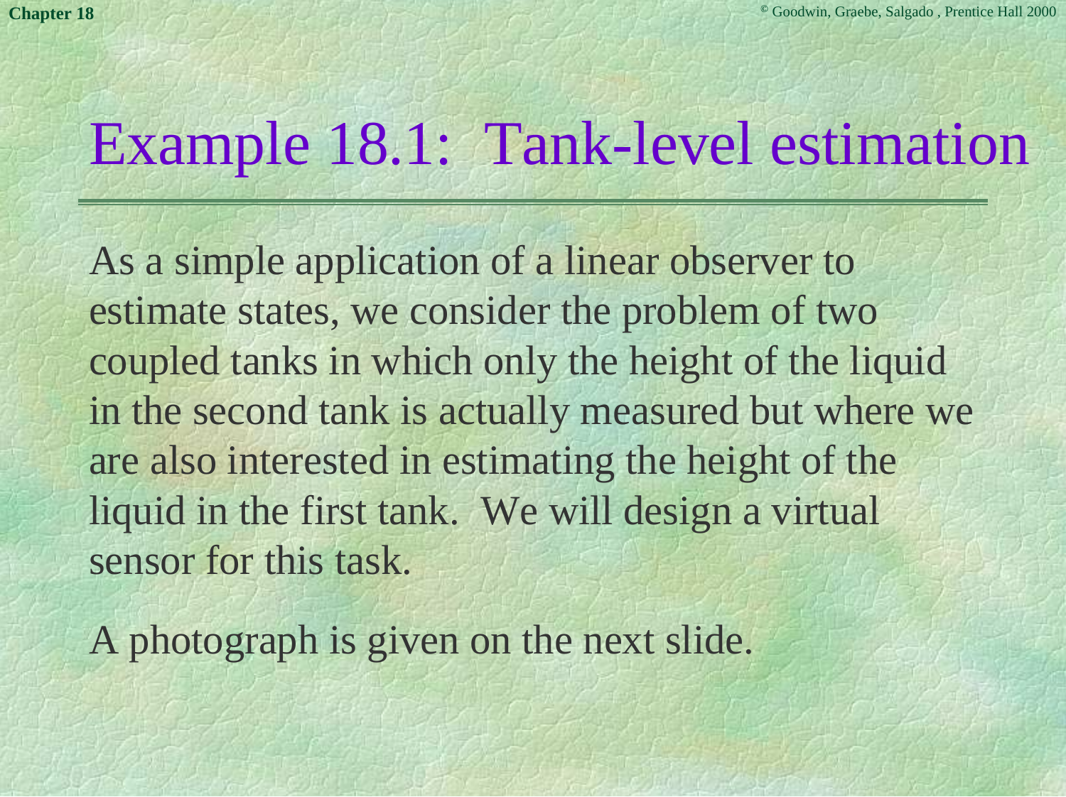# Example 18.1: Tank-level estimation

As a simple application of a linear observer to estimate states, we consider the problem of two coupled tanks in which only the height of the liquid in the second tank is actually measured but where we are also interested in estimating the height of the liquid in the first tank. We will design a virtual sensor for this task.

A photograph is given on the next slide.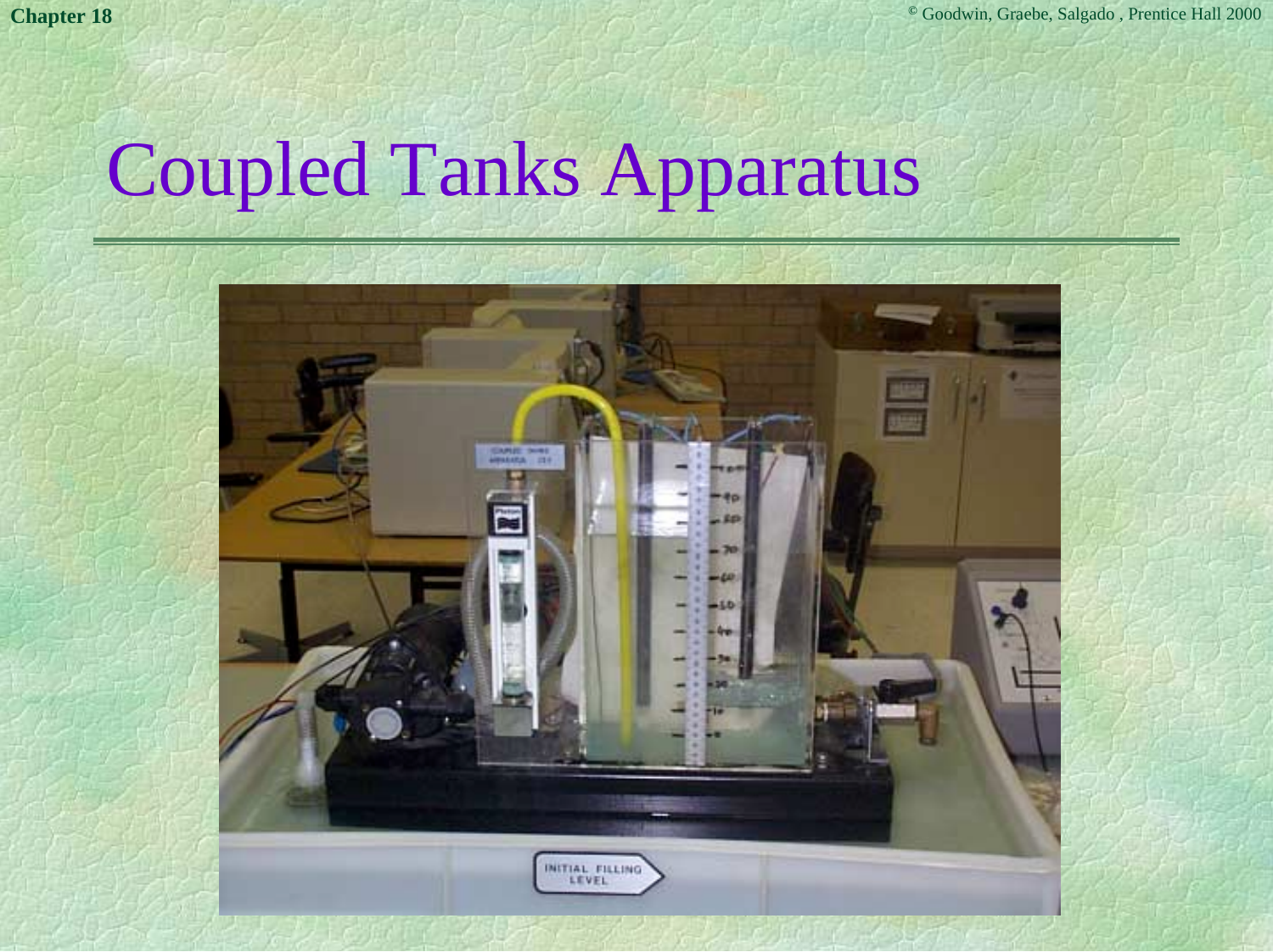# Coupled Tanks Apparatus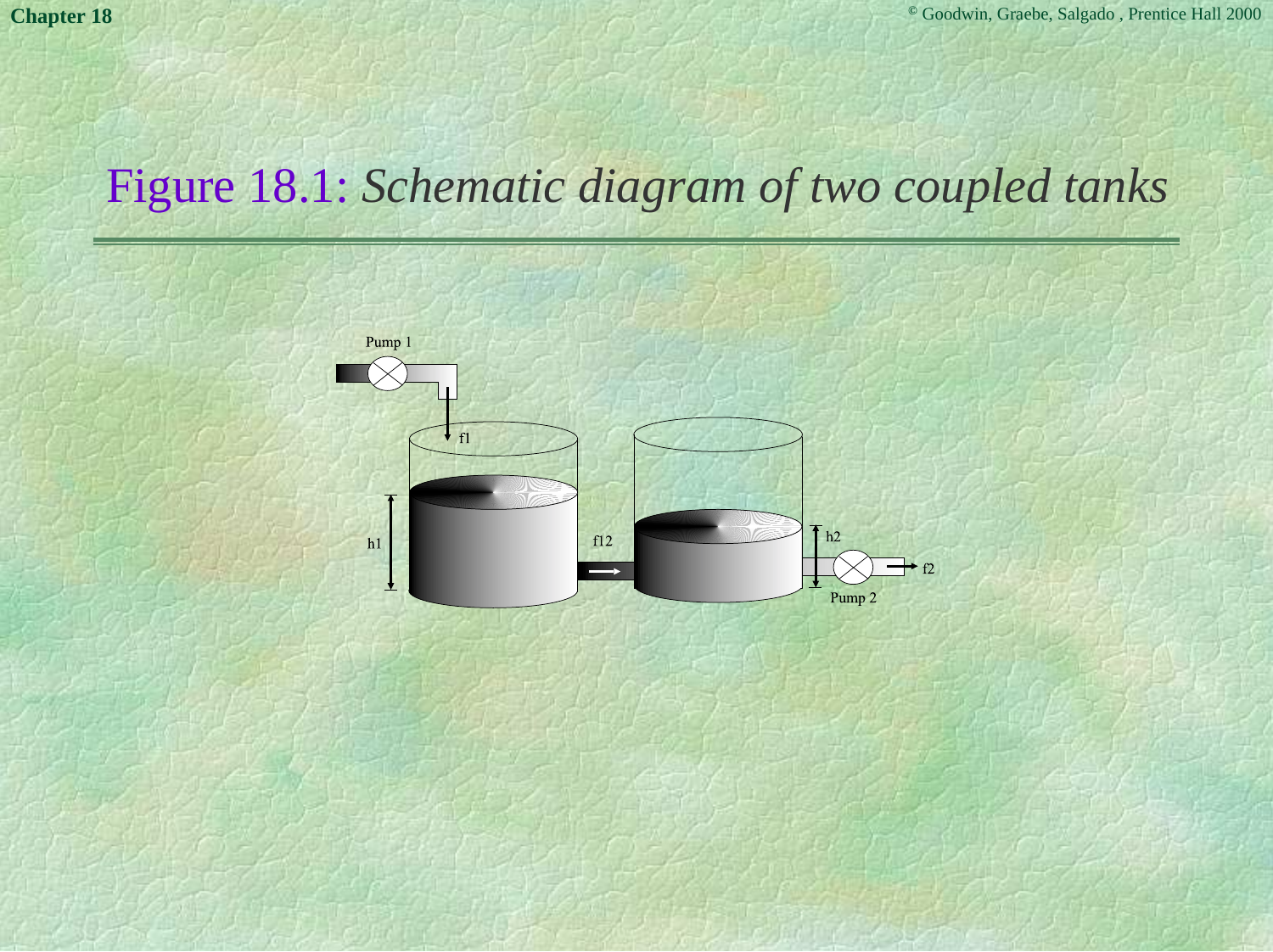# Figure 18.1: *Schematic diagram of two coupled tanks*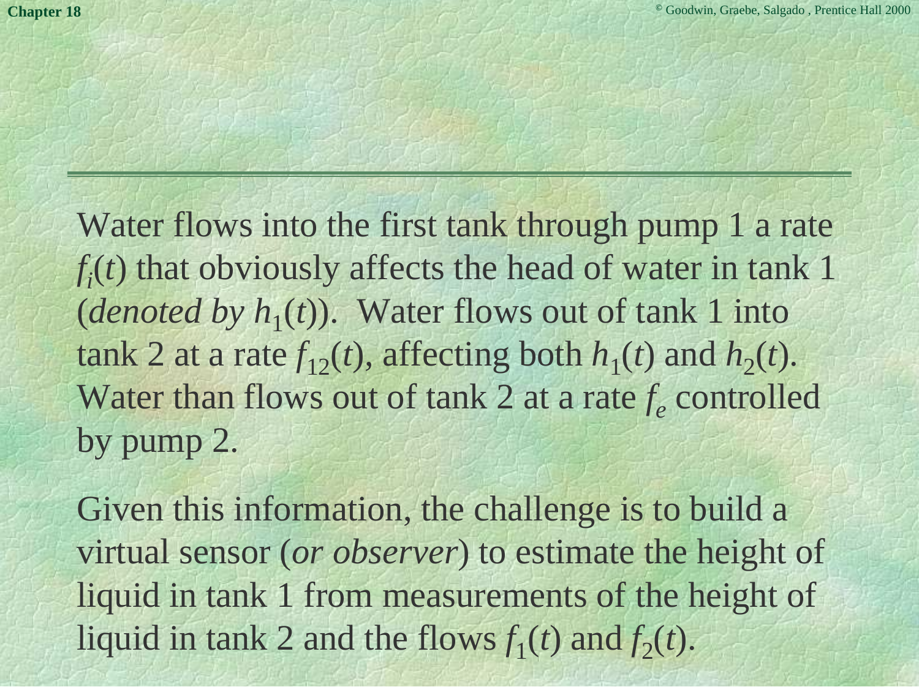Water flows into the first tank through pump 1 a rate $f_i(t)$ that obviously affects the head of water in tank 1 (*denoted by* $h_1(t)$). Water flows out of tank 1 into tank 2 at a rate $f_{12}(t)$, affecting both $h_1(t)$ and $h_2(t)$. Water than flows out of tank 2 at a rate $f_e$ controlled by pump 2.

Given this information, the challenge is to build a virtual sensor (*or observer*) to estimate the height of liquid in tank 1 from measurements of the height of liquid in tank 2 and the flows $f_1(t)$ and $f_2(t)$.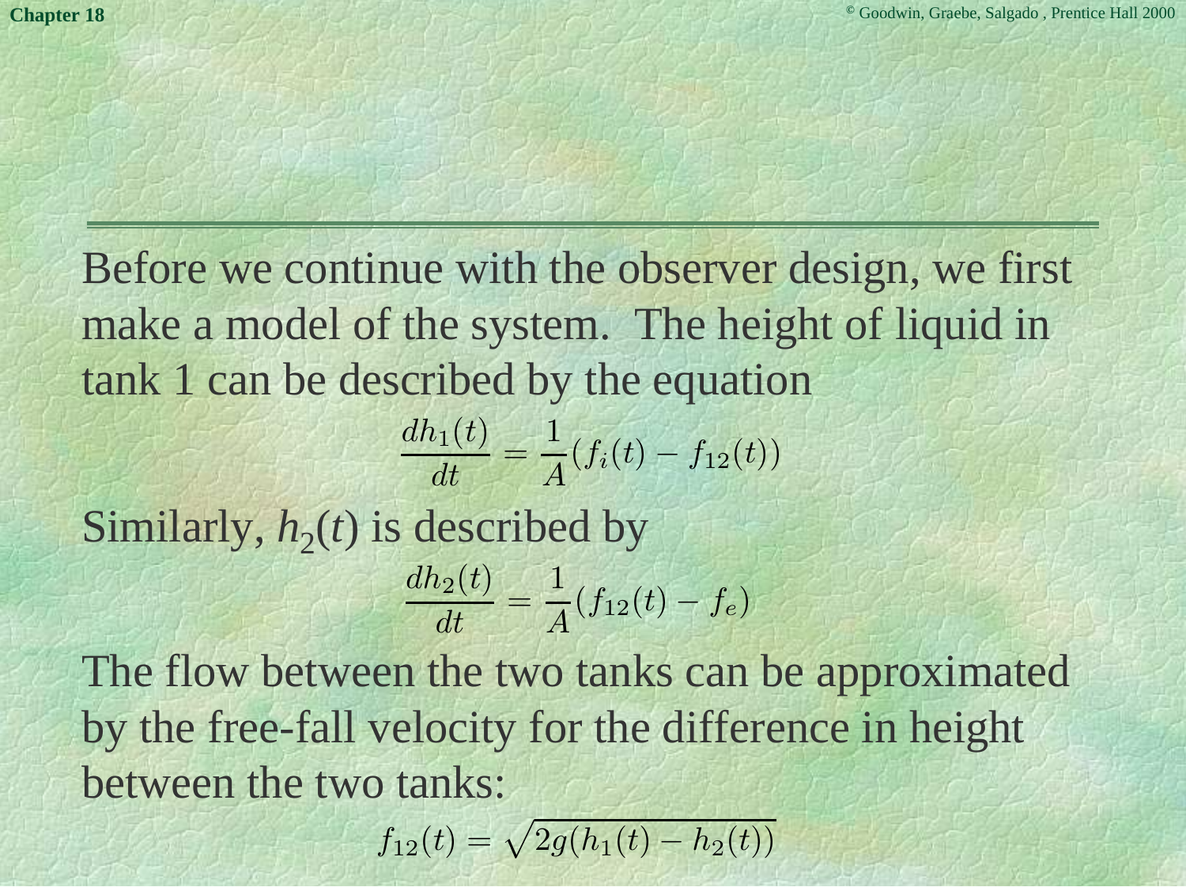Before we continue with the observer design, we first make a model of the system. The height of liquid in tank 1 can be described by the equation

$$\frac{dh_1(t)}{dt} = \frac{1}{A}(f_i(t) - f_{12}(t))$$

Similarly, $h_2(t)$ is described by

$$\frac{dh_2(t)}{dt} = \frac{1}{A}(f_{12}(t) - f_e)$$

The flow between the two tanks can be approximated by the free-fall velocity for the difference in height between the two tanks:

$$f_{12}(t) = \sqrt{2g(h_1(t) - h_2(t))}$$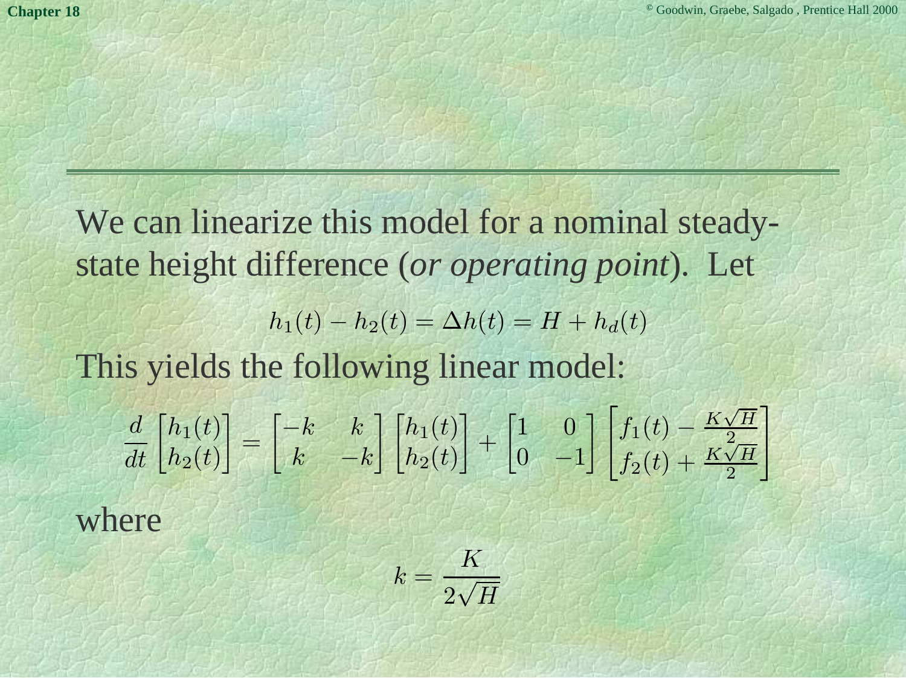We can linearize this model for a nominal steady-state height difference (*or operating point*). Let

$$h_1(t) - h_2(t) = \Delta h(t) = H + h_d(t)$$

This yields the following linear model:

$$\frac{d}{dt}\begin{bmatrix} h_1(t) \\ h_2(t) \end{bmatrix} = \begin{bmatrix} -k & k \\ k & -k \end{bmatrix} \begin{bmatrix} h_1(t) \\ h_2(t) \end{bmatrix} + \begin{bmatrix} 1 & 0 \\ 0 & -1 \end{bmatrix} \begin{bmatrix} f_1(t) - \frac{K\sqrt{H}}{2} \\ f_2(t) + \frac{K\sqrt{H}}{2} \end{bmatrix}$$

where

$$k = \frac{K}{2\sqrt{H}}$$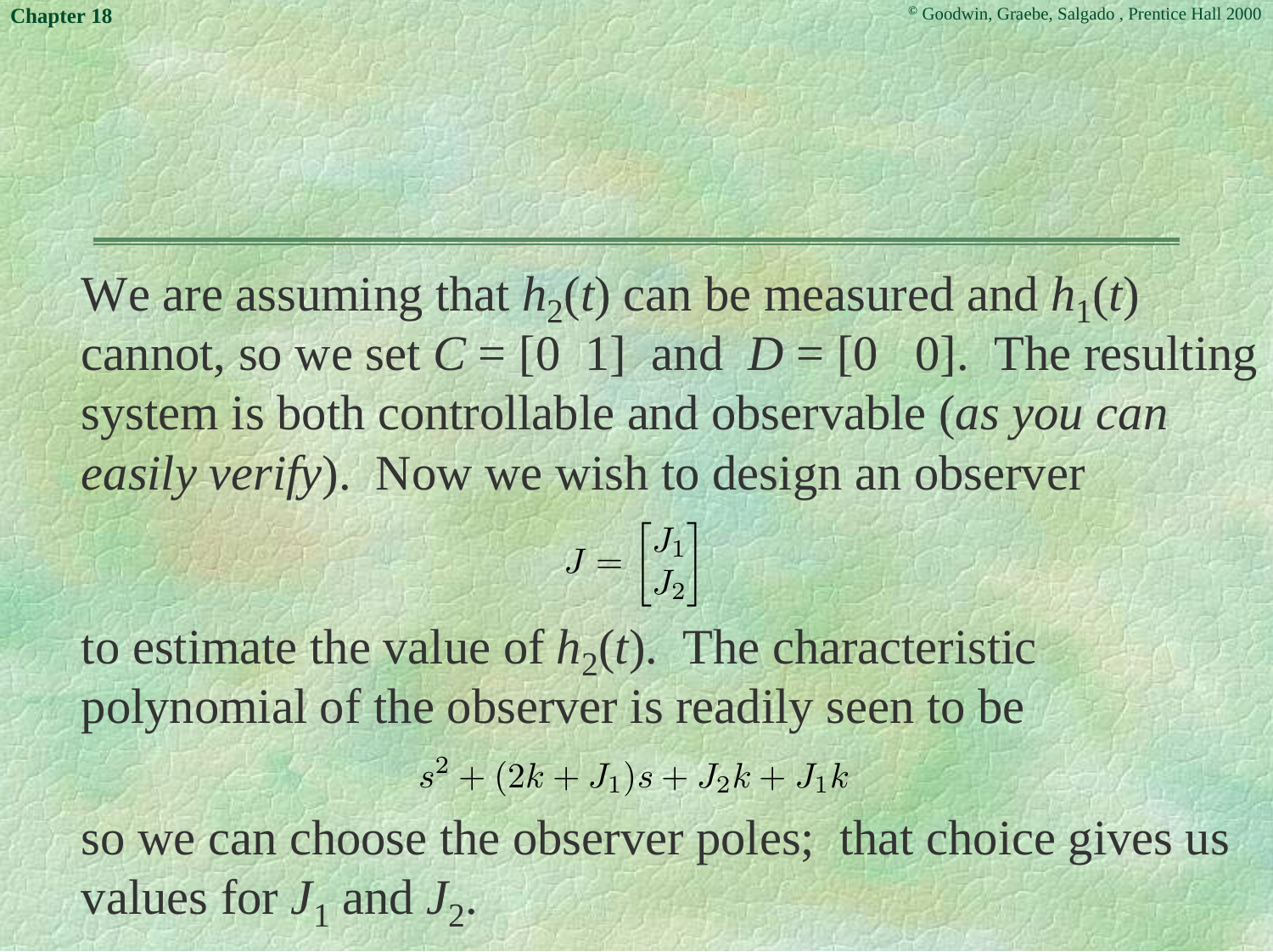We are assuming that $h_2(t)$ can be measured and $h_1(t)$ cannot, so we set $C = [0 \;\; 1]$ and $D = [0 \;\; 0]$. The resulting system is both controllable and observable (*as you can easily verify*). Now we wish to design an observer

$$J = \begin{bmatrix} J_1 \\ J_2 \end{bmatrix}$$

to estimate the value of $h_2(t)$. The characteristic polynomial of the observer is readily seen to be

$$s^2 + (2k + J_1)s + J_2 k + J_1 k$$

so we can choose the observer poles; that choice gives us values for $J_1$ and $J_2$.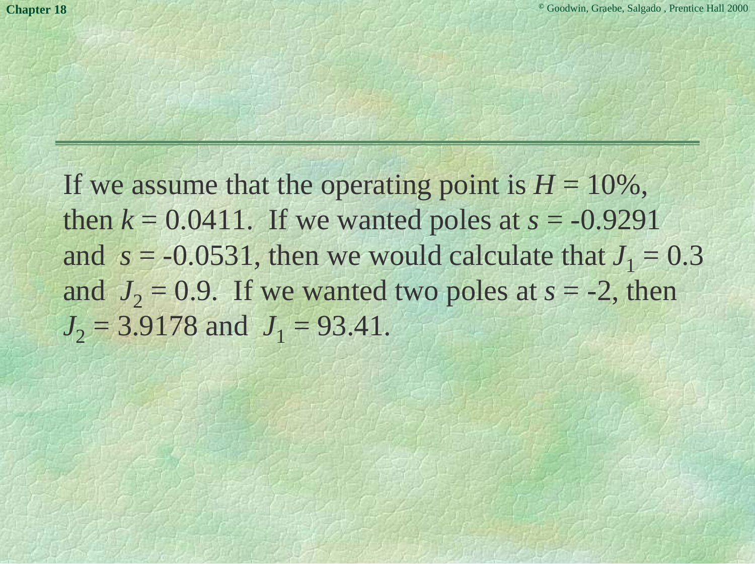If we assume that the operating point is $H = 10\%$, then $k = 0.0411$. If we wanted poles at $s = -0.9291$ and $s = -0.0531$, then we would calculate that $J_1 = 0.3$ and $J_2 = 0.9$. If we wanted two poles at $s = -2$, then $J_2 = 3.9178$ and $J_1 = 93.41$.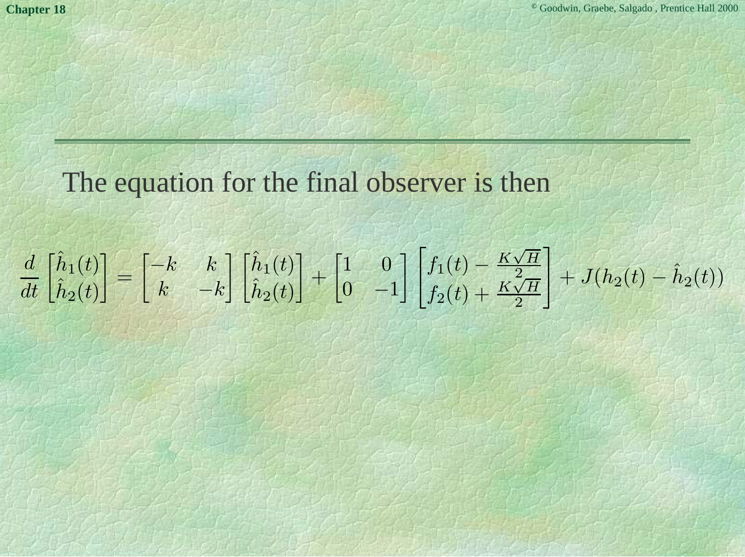The equation for the final observer is then

$$\frac{d}{dt}\begin{bmatrix}\hat{h}_1(t)\\ \hat{h}_2(t)\end{bmatrix} = \begin{bmatrix}-k & k\\ k & -k\end{bmatrix}\begin{bmatrix}\hat{h}_1(t)\\ \hat{h}_2(t)\end{bmatrix} + \begin{bmatrix}1 & 0\\ 0 & -1\end{bmatrix}\begin{bmatrix}f_1(t) - \frac{K\sqrt{H}}{2}\\ f_2(t) + \frac{K\sqrt{H}}{2}\end{bmatrix} + J(h_2(t) - \hat{h}_2(t))$$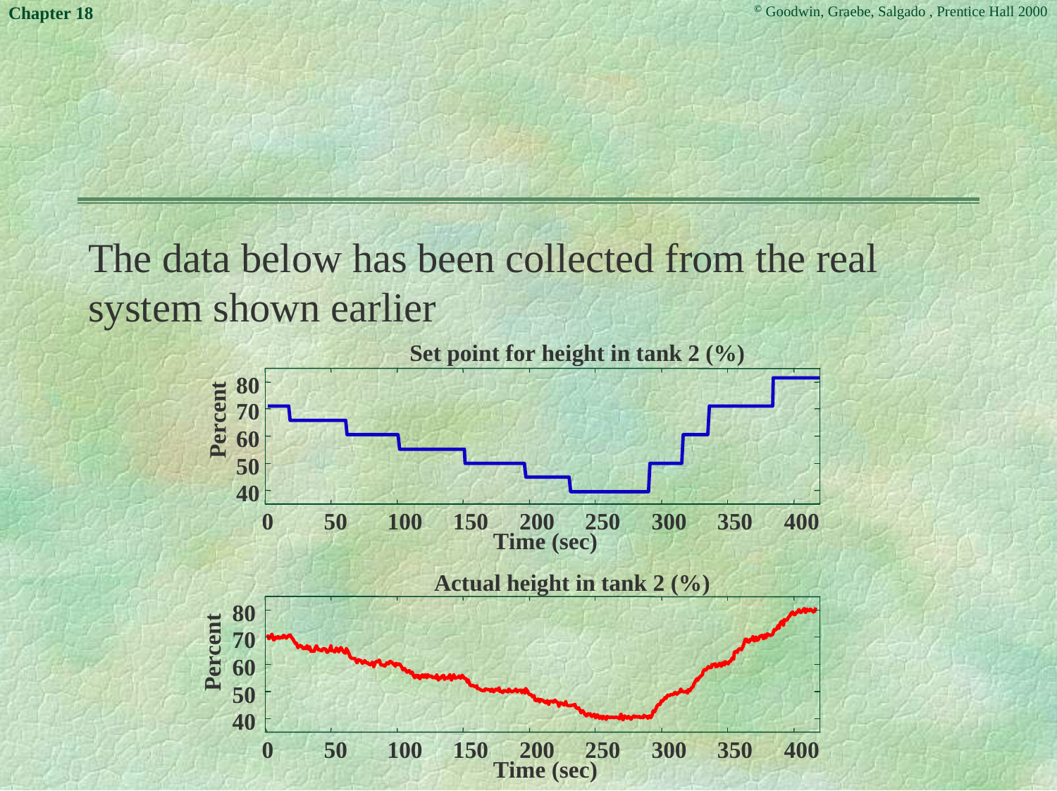The data below has been collected from the real system shown earlier

**Set point for height in tank 2 (%)**

**Actual height in tank 2 (%)**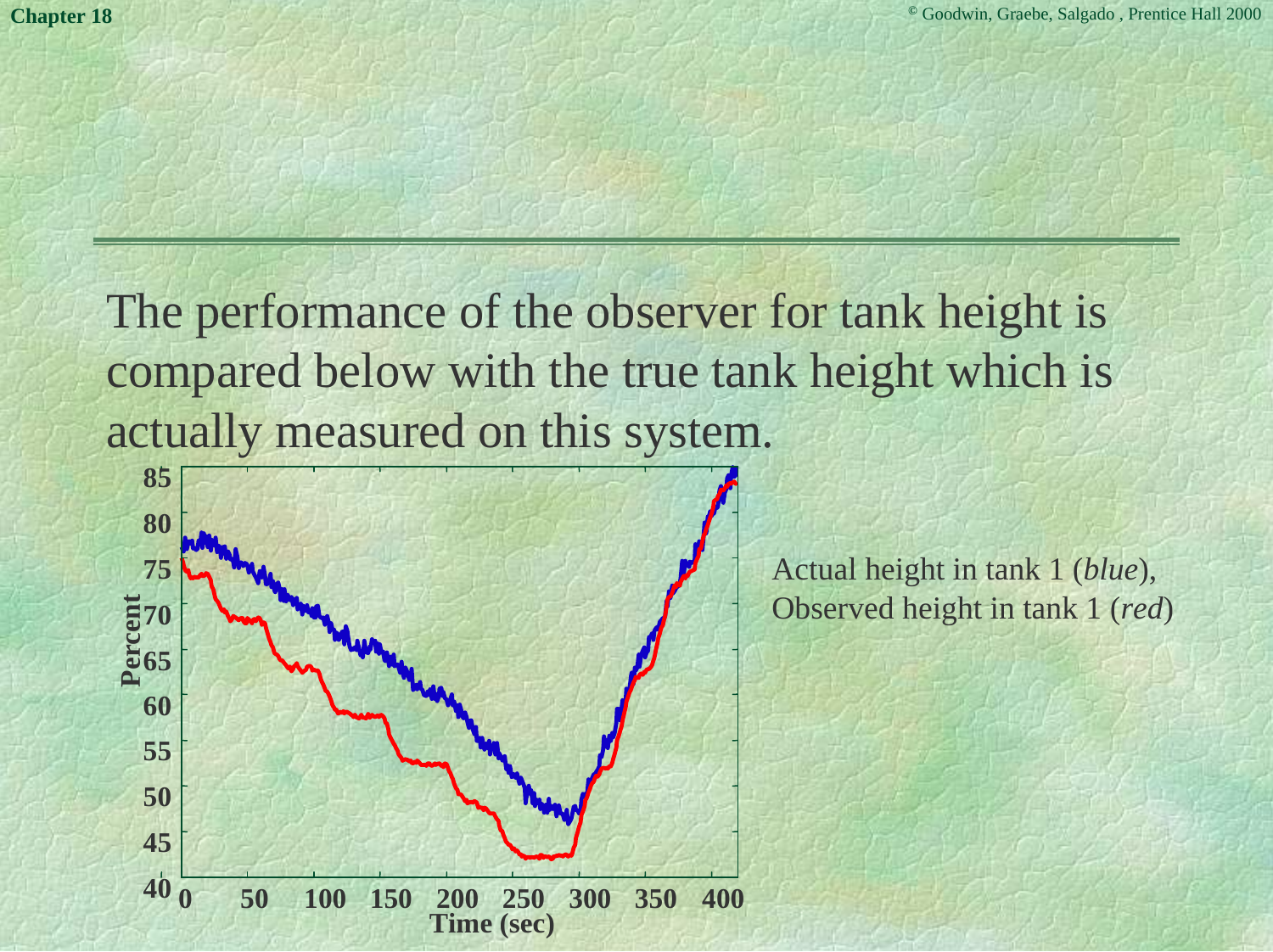The performance of the observer for tank height is compared below with the true tank height which is actually measured on this system.

Actual height in tank 1 (*blue*), Observed height in tank 1 (*red*)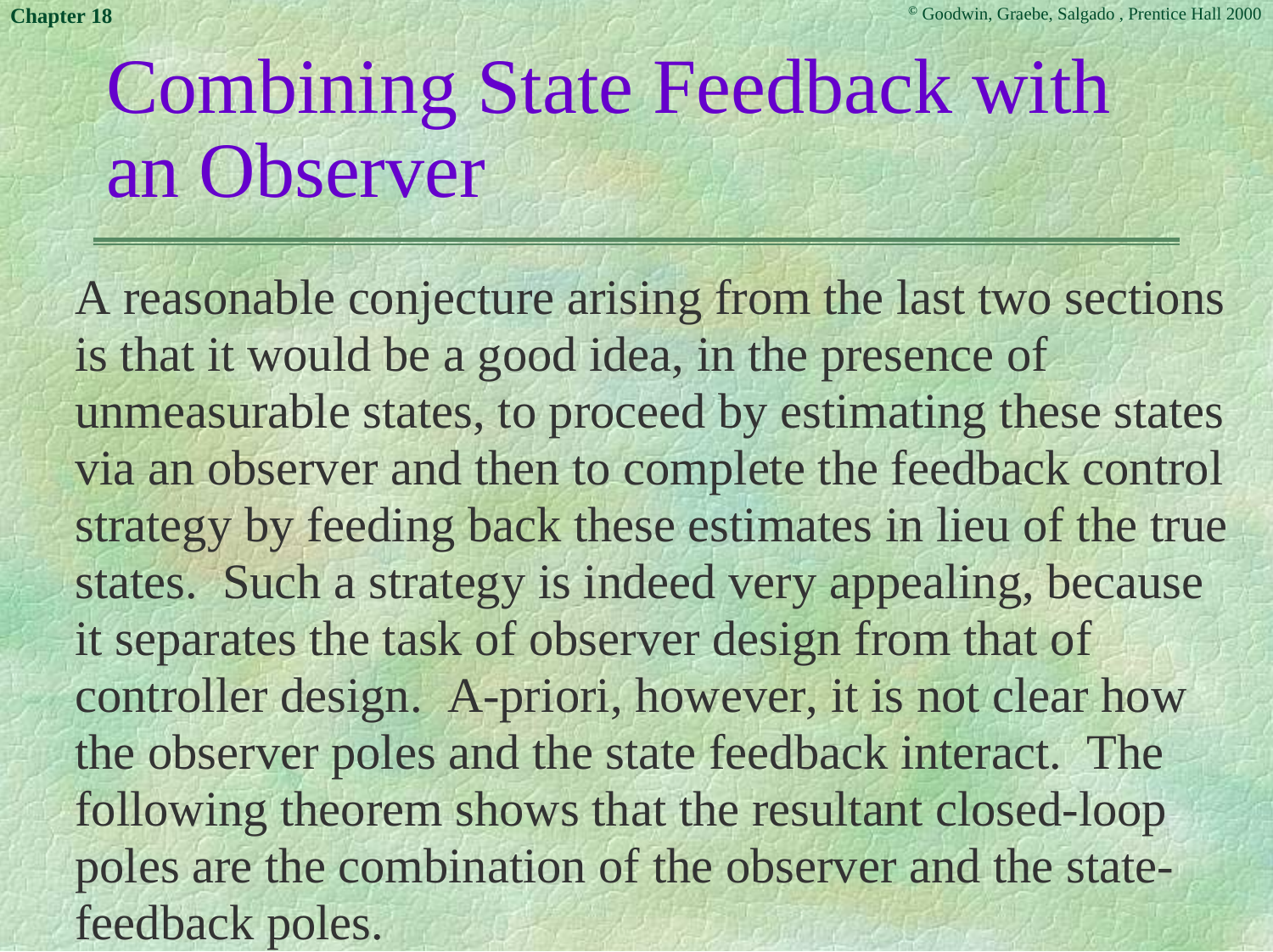# Combining State Feedback with an Observer

A reasonable conjecture arising from the last two sections is that it would be a good idea, in the presence of unmeasurable states, to proceed by estimating these states via an observer and then to complete the feedback control strategy by feeding back these estimates in lieu of the true states. Such a strategy is indeed very appealing, because it separates the task of observer design from that of controller design. A-priori, however, it is not clear how the observer poles and the state feedback interact. The following theorem shows that the resultant closed-loop poles are the combination of the observer and the state-feedback poles.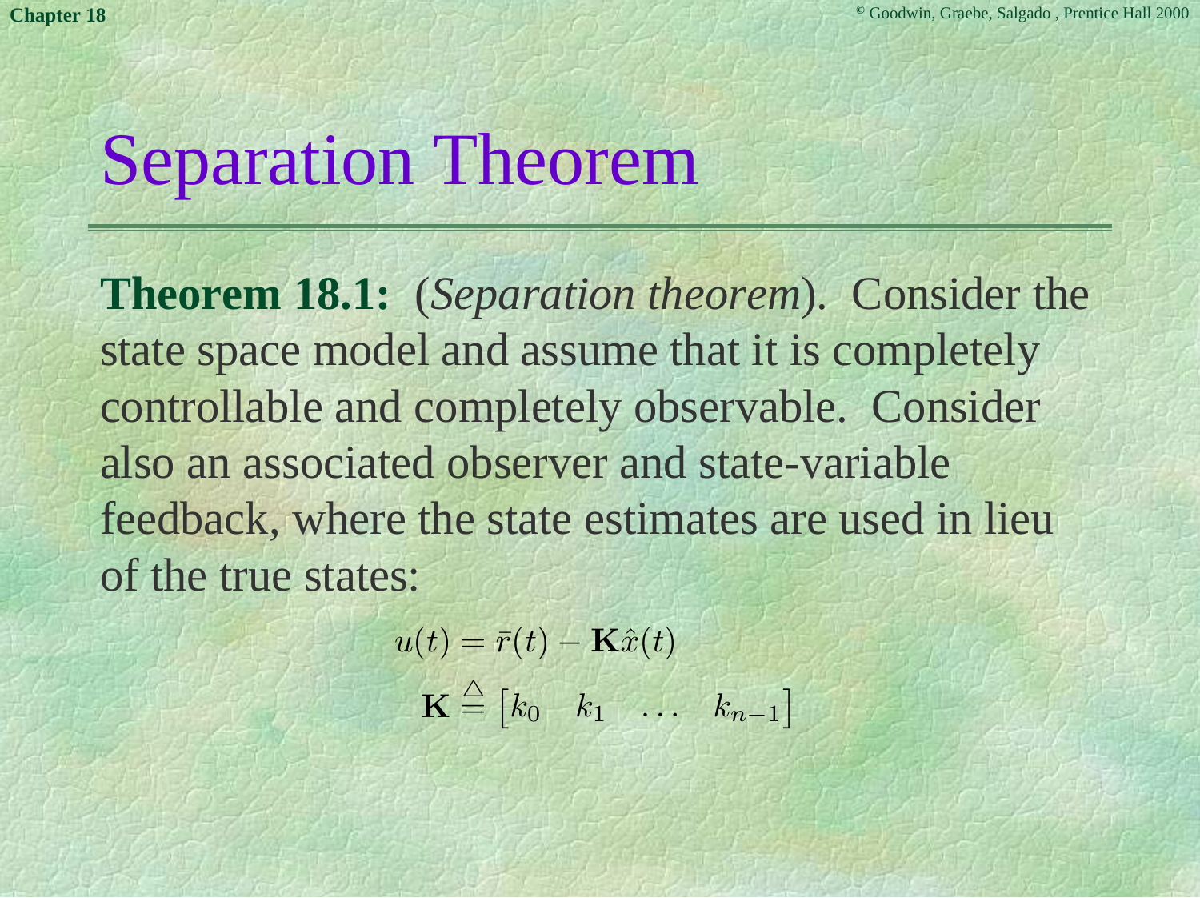# Separation Theorem

**Theorem 18.1:** (*Separation theorem*). Consider the state space model and assume that it is completely controllable and completely observable. Consider also an associated observer and state-variable feedback, where the state estimates are used in lieu of the true states:

$$u(t) = \bar{r}(t) - \mathbf{K}\hat{x}(t)$$

$$\mathbf{K} \stackrel{\triangle}{=} \begin{bmatrix} k_0 & k_1 & \dots & k_{n-1} \end{bmatrix}$$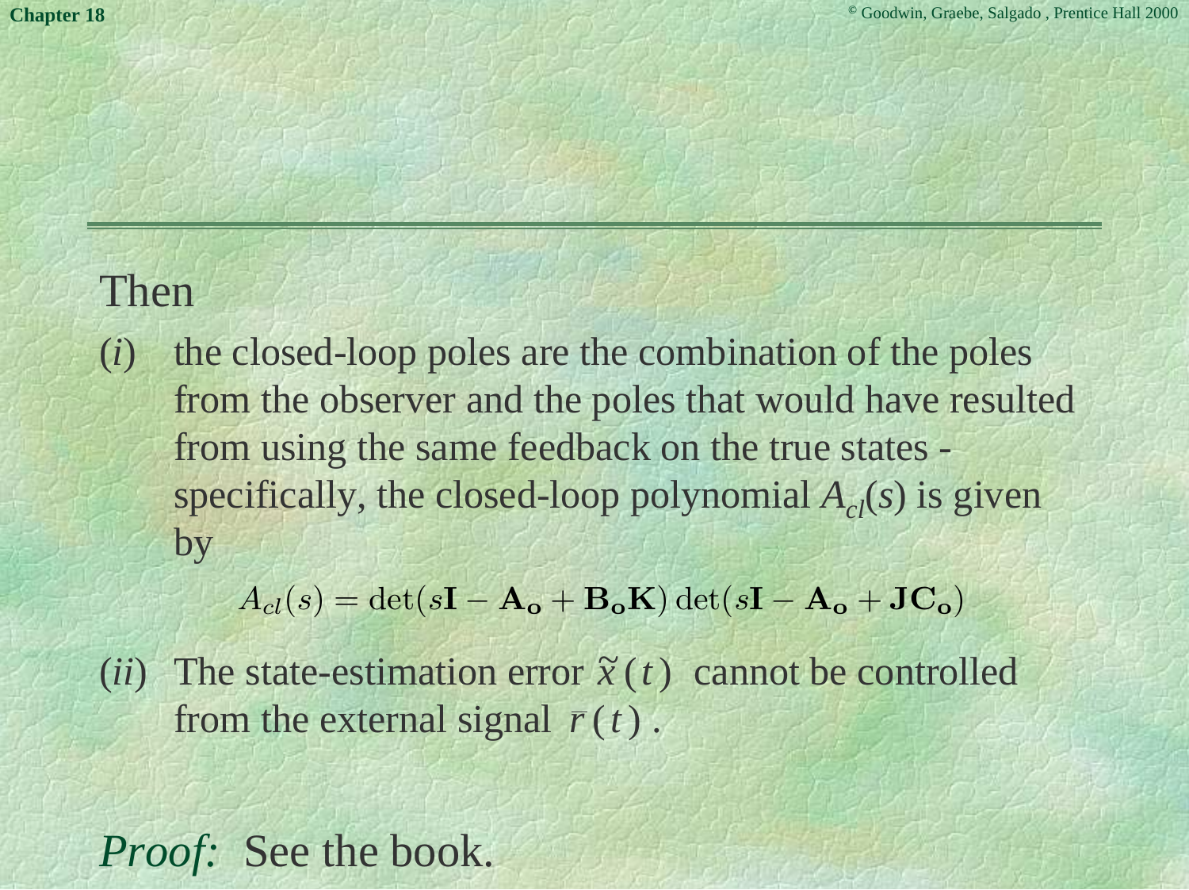Then

($i$) the closed-loop poles are the combination of the poles from the observer and the poles that would have resulted from using the same feedback on the true states - specifically, the closed-loop polynomial $A_{cl}(s)$ is given by

$$A_{cl}(s) = \det(s\mathbf{I} - \mathbf{A_o} + \mathbf{B_o}\mathbf{K})\det(s\mathbf{I} - \mathbf{A_o} + \mathbf{J}\mathbf{C_o})$$

($ii$) The state-estimation error $\tilde{x}(t)$ cannot be controlled from the external signal $\bar{r}(t)$.

*Proof:* See the book.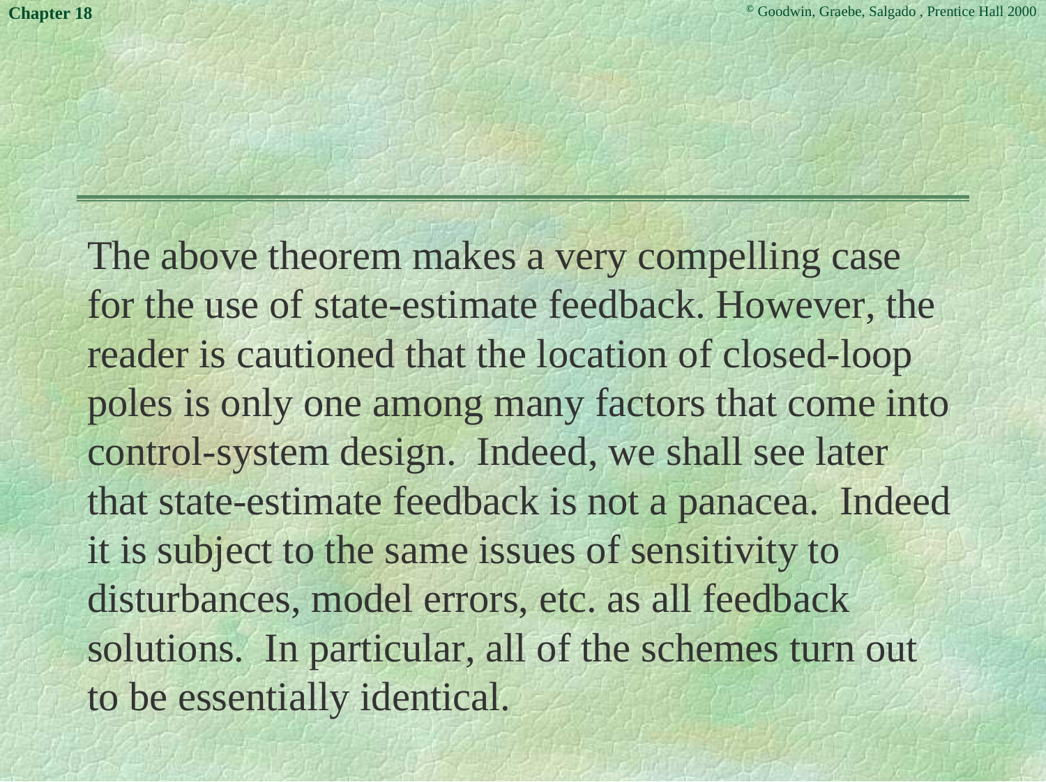The above theorem makes a very compelling case for the use of state-estimate feedback. However, the reader is cautioned that the location of closed-loop poles is only one among many factors that come into control-system design. Indeed, we shall see later that state-estimate feedback is not a panacea. Indeed it is subject to the same issues of sensitivity to disturbances, model errors, etc. as all feedback solutions. In particular, all of the schemes turn out to be essentially identical.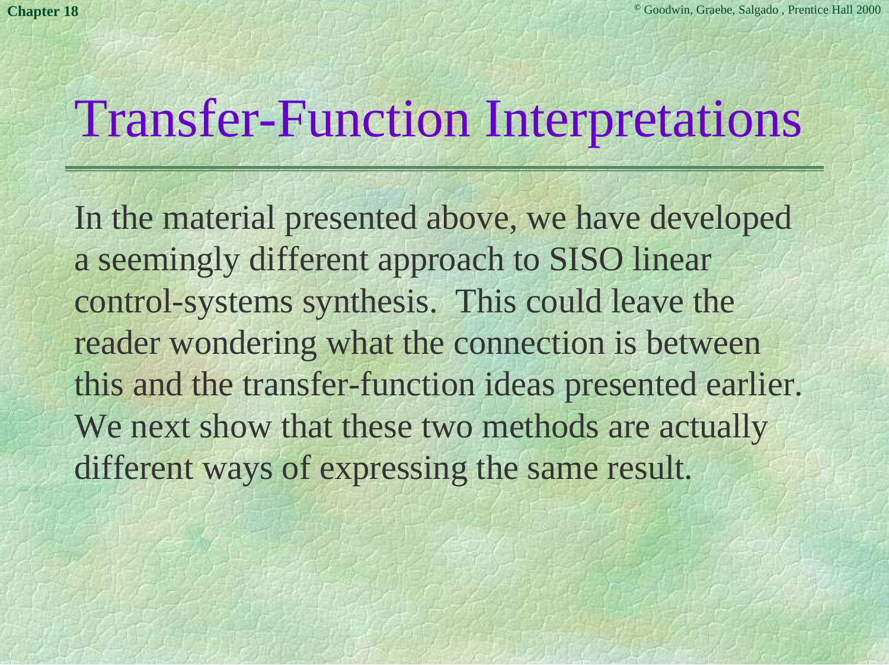# Transfer-Function Interpretations

In the material presented above, we have developed a seemingly different approach to SISO linear control-systems synthesis. This could leave the reader wondering what the connection is between this and the transfer-function ideas presented earlier. We next show that these two methods are actually different ways of expressing the same result.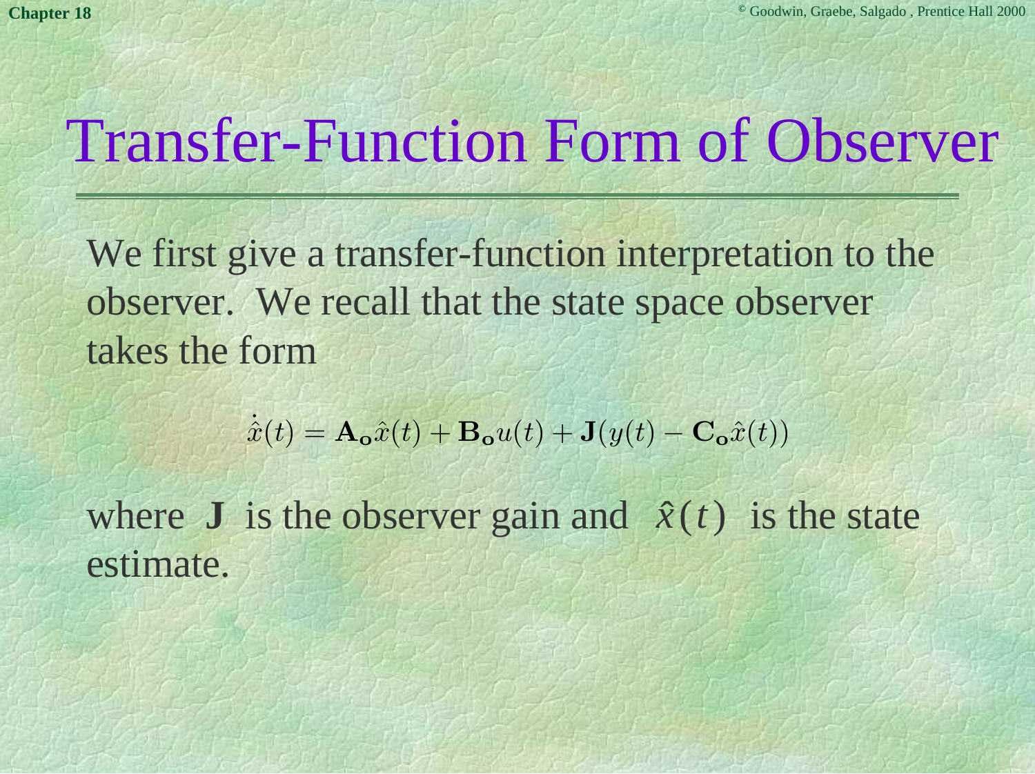# Transfer-Function Form of Observer

We first give a transfer-function interpretation to the observer. We recall that the state space observer takes the form

$$\dot{\hat{x}}(t) = \mathbf{A_o}\hat{x}(t) + \mathbf{B_o}u(t) + \mathbf{J}(y(t) - \mathbf{C_o}\hat{x}(t))$$

where $\mathbf{J}$ is the observer gain and $\hat{x}(t)$ is the state estimate.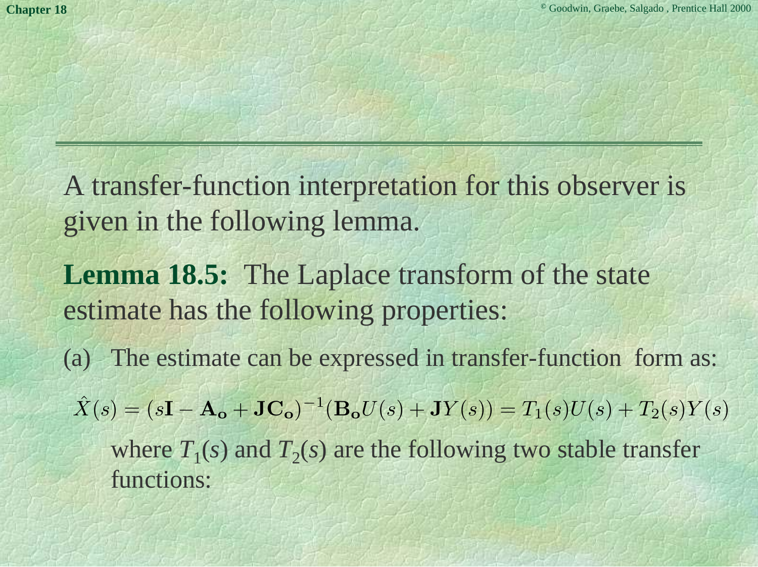A transfer-function interpretation for this observer is given in the following lemma.

**Lemma 18.5:** The Laplace transform of the state estimate has the following properties:

(a) The estimate can be expressed in transfer-function form as:

$$\hat{X}(s) = (s\mathbf{I} - \mathbf{A_o} + \mathbf{J}\mathbf{C_o})^{-1}(\mathbf{B_o}U(s) + \mathbf{J}Y(s)) = T_1(s)U(s) + T_2(s)Y(s)$$

where $T_1(s)$ and $T_2(s)$ are the following two stable transfer functions: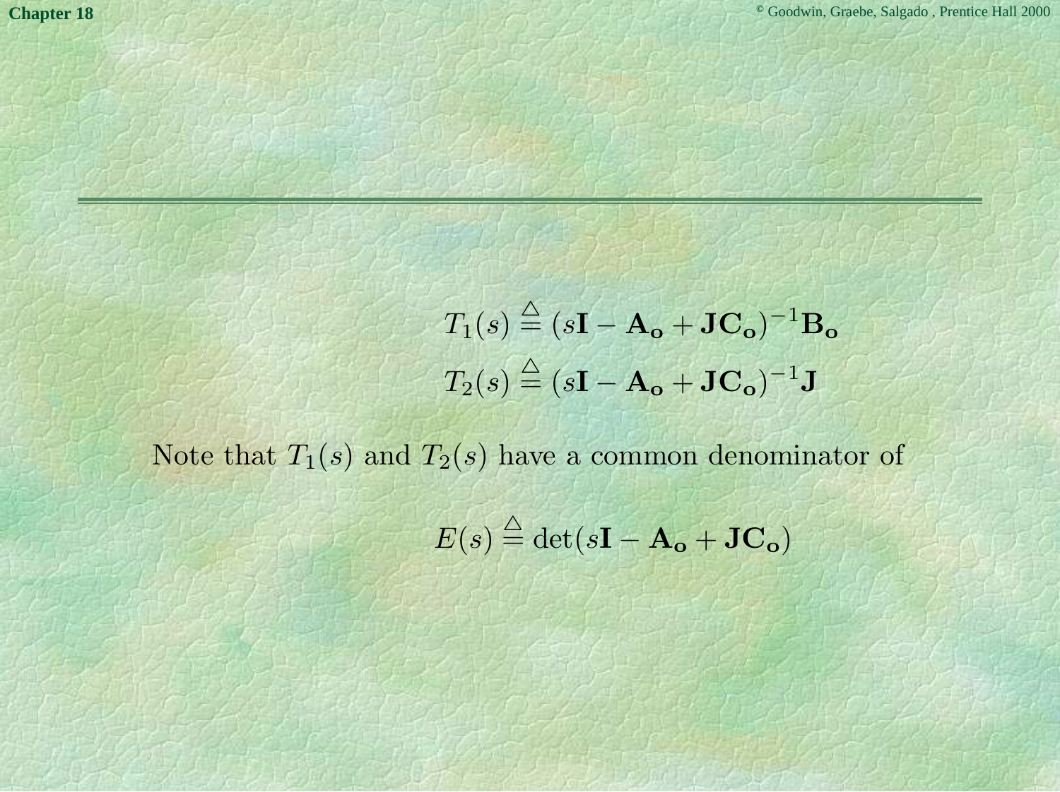$$T_1(s) \stackrel{\triangle}{=} (s\mathbf{I} - \mathbf{A_o} + \mathbf{J}\mathbf{C_o})^{-1}\mathbf{B_o}$$

$$T_2(s) \stackrel{\triangle}{=} (s\mathbf{I} - \mathbf{A_o} + \mathbf{J}\mathbf{C_o})^{-1}\mathbf{J}$$

Note that $T_1(s)$ and $T_2(s)$ have a common denominator of

$$E(s) \stackrel{\triangle}{=} \det(s\mathbf{I} - \mathbf{A_o} + \mathbf{J}\mathbf{C_o})$$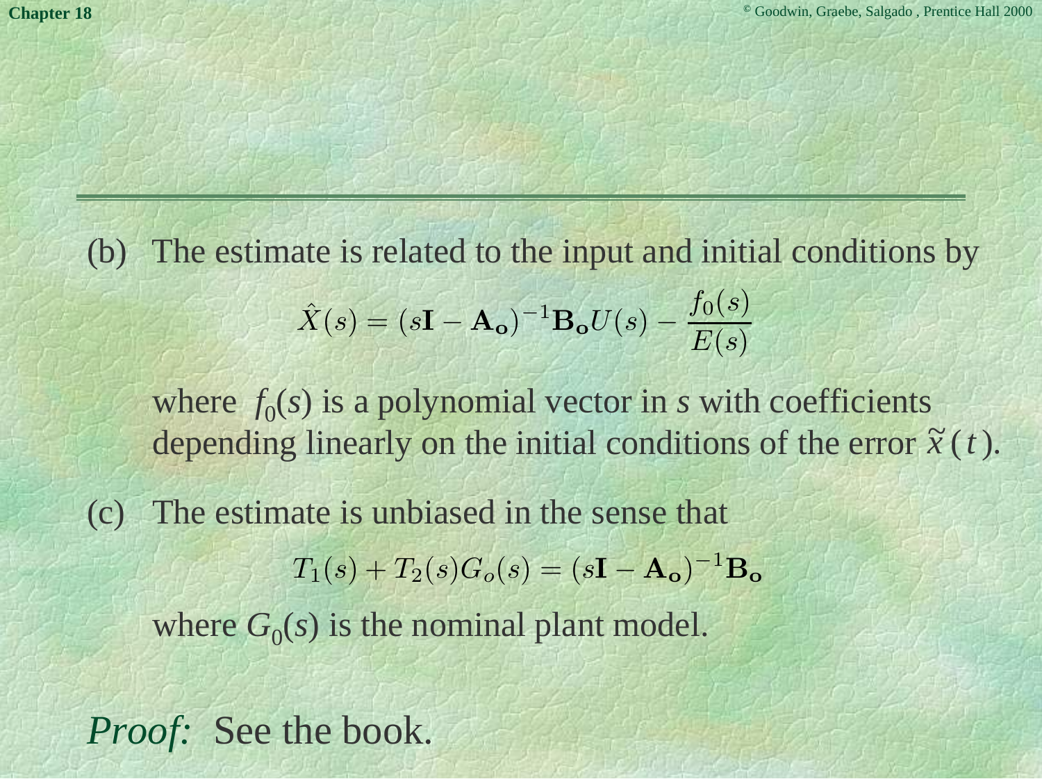(b) The estimate is related to the input and initial conditions by

$$\hat{X}(s) = (s\mathbf{I} - \mathbf{A_o})^{-1}\mathbf{B_o}U(s) - \frac{f_0(s)}{E(s)}$$

where $f_0(s)$ is a polynomial vector in $s$ with coefficients depending linearly on the initial conditions of the error $\tilde{x}(t)$.

(c) The estimate is unbiased in the sense that

$$T_1(s) + T_2(s)G_o(s) = (s\mathbf{I} - \mathbf{A_o})^{-1}\mathbf{B_o}$$

where $G_0(s)$ is the nominal plant model.

*Proof:* See the book.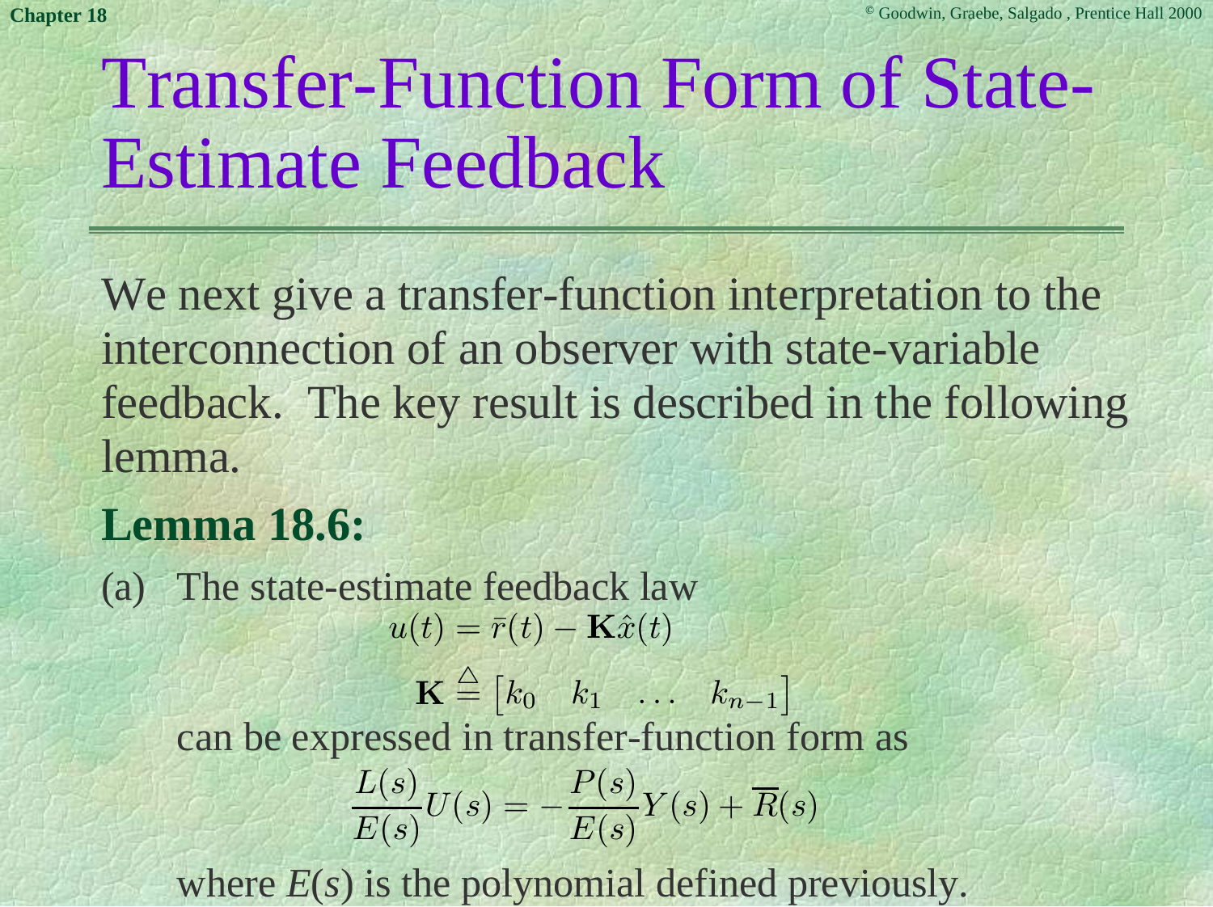# Transfer-Function Form of State-Estimate Feedback

We next give a transfer-function interpretation to the interconnection of an observer with state-variable feedback. The key result is described in the following lemma.

## Lemma 18.6:

(a) The state-estimate feedback law

$$u(t) = \bar{r}(t) - \mathbf{K}\hat{x}(t)$$

$$\mathbf{K} \stackrel{\triangle}{=} \begin{bmatrix} k_0 & k_1 & \dots & k_{n-1} \end{bmatrix}$$

can be expressed in transfer-function form as

$$\frac{L(s)}{E(s)}U(s) = -\frac{P(s)}{E(s)}Y(s) + \overline{R}(s)$$

where $E(s)$ is the polynomial defined previously.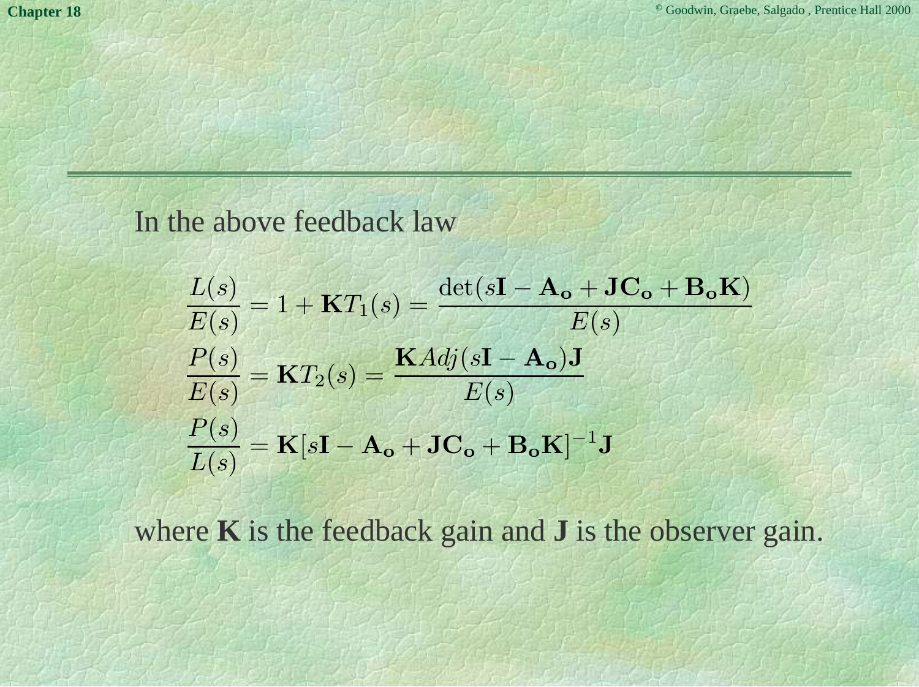In the above feedback law

$$
\frac{L(s)}{E(s)} = 1 + \mathbf{K}T_1(s) = \frac{\det(s\mathbf{I} - \mathbf{A_o} + \mathbf{J}\mathbf{C_o} + \mathbf{B_o}\mathbf{K})}{E(s)}
$$

$$
\frac{P(s)}{E(s)} = \mathbf{K}T_2(s) = \frac{\mathbf{K}Adj(s\mathbf{I} - \mathbf{A_o})\mathbf{J}}{E(s)}
$$

$$
\frac{P(s)}{L(s)} = \mathbf{K}[s\mathbf{I} - \mathbf{A_o} + \mathbf{J}\mathbf{C_o} + \mathbf{B_o}\mathbf{K}]^{-1}\mathbf{J}
$$

where **K** is the feedback gain and **J** is the observer gain.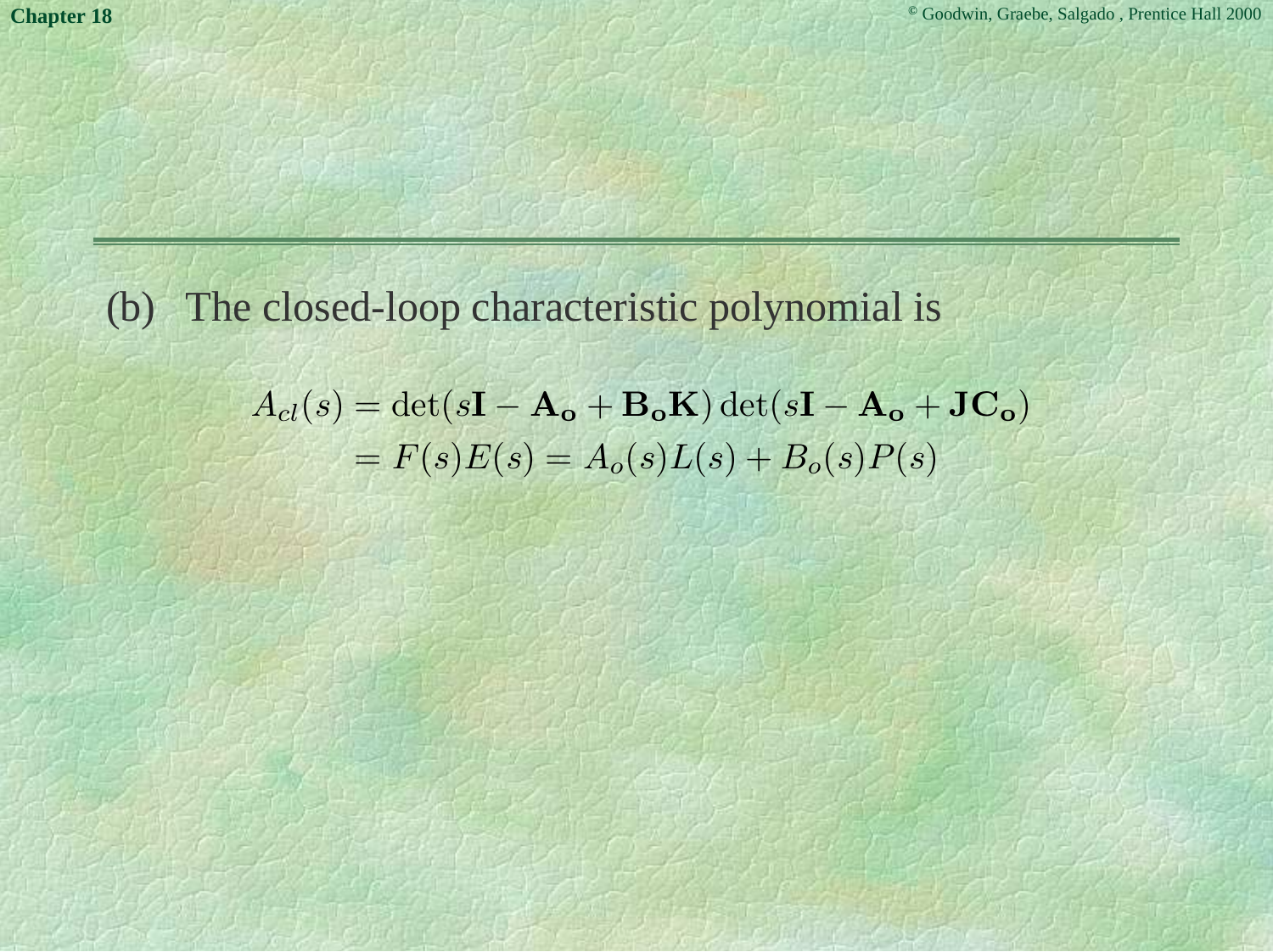(b) The closed-loop characteristic polynomial is

$$
\begin{aligned}
A_{cl}(s) &= \det(s\mathbf{I} - \mathbf{A_o} + \mathbf{B_o}\mathbf{K}) \det(s\mathbf{I} - \mathbf{A_o} + \mathbf{J}\mathbf{C_o}) \\
&= F(s)E(s) = A_o(s)L(s) + B_o(s)P(s)
\end{aligned}
$$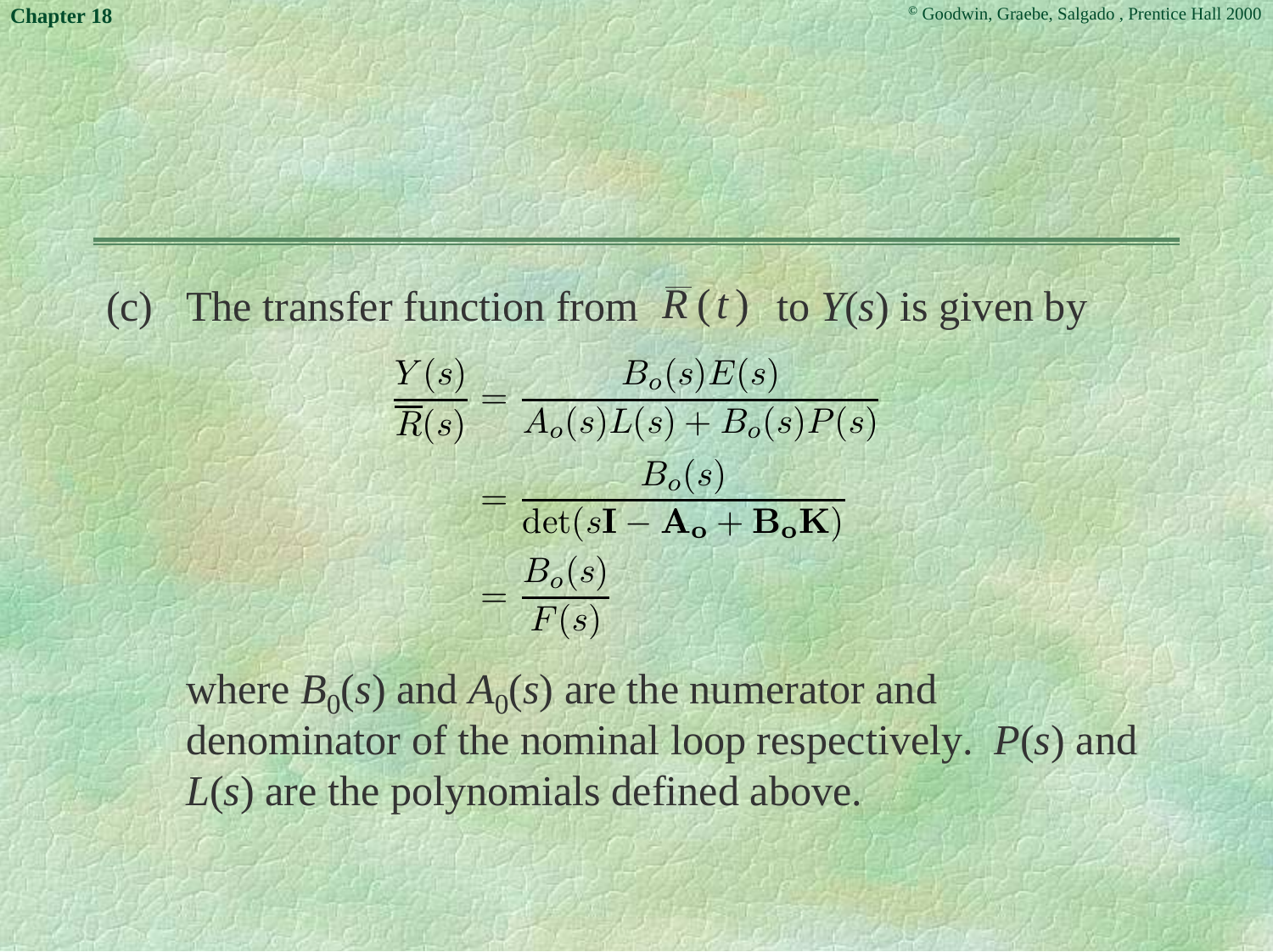(c) The transfer function from $\overline{R}(t)$ to $Y(s)$ is given by

$$
\begin{aligned}
\frac{Y(s)}{\overline{R}(s)} &= \frac{B_o(s)E(s)}{A_o(s)L(s) + B_o(s)P(s)} \\
&= \frac{B_o(s)}{\det(s\mathbf{I} - \mathbf{A_o} + \mathbf{B_o}\mathbf{K})} \\
&= \frac{B_o(s)}{F(s)}
\end{aligned}
$$

where $B_0(s)$ and $A_0(s)$ are the numerator and denominator of the nominal loop respectively. $P(s)$ and $L(s)$ are the polynomials defined above.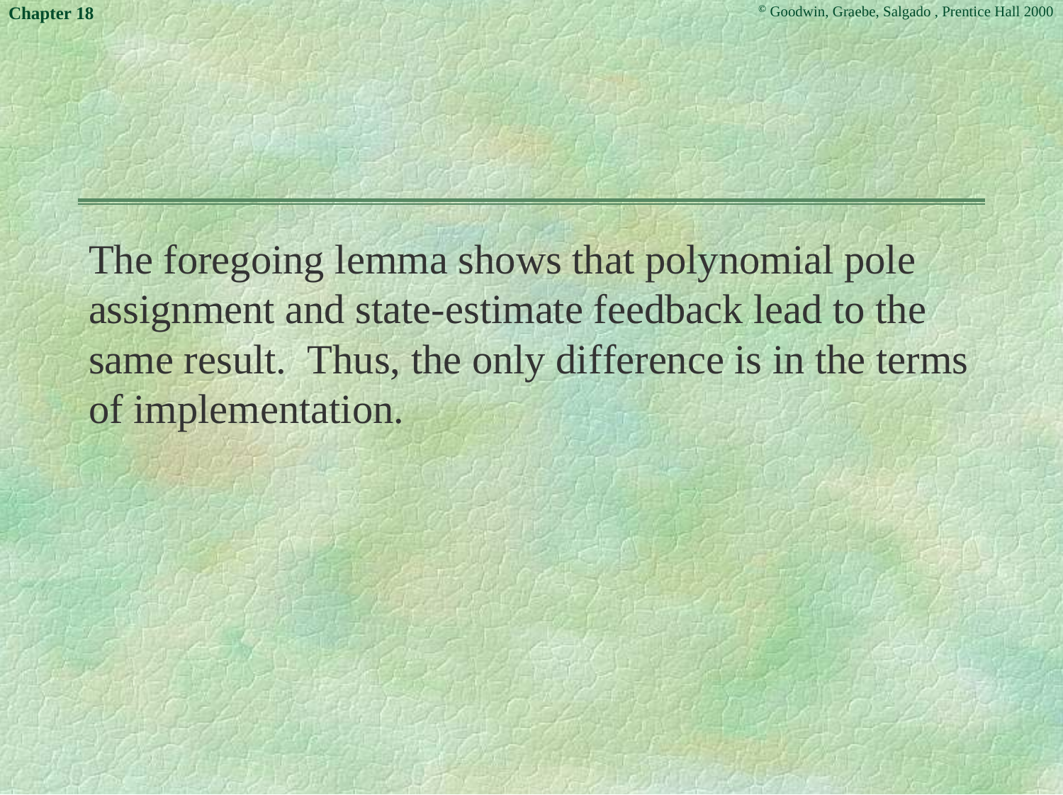The foregoing lemma shows that polynomial pole assignment and state-estimate feedback lead to the same result.  Thus, the only difference is in the terms of implementation.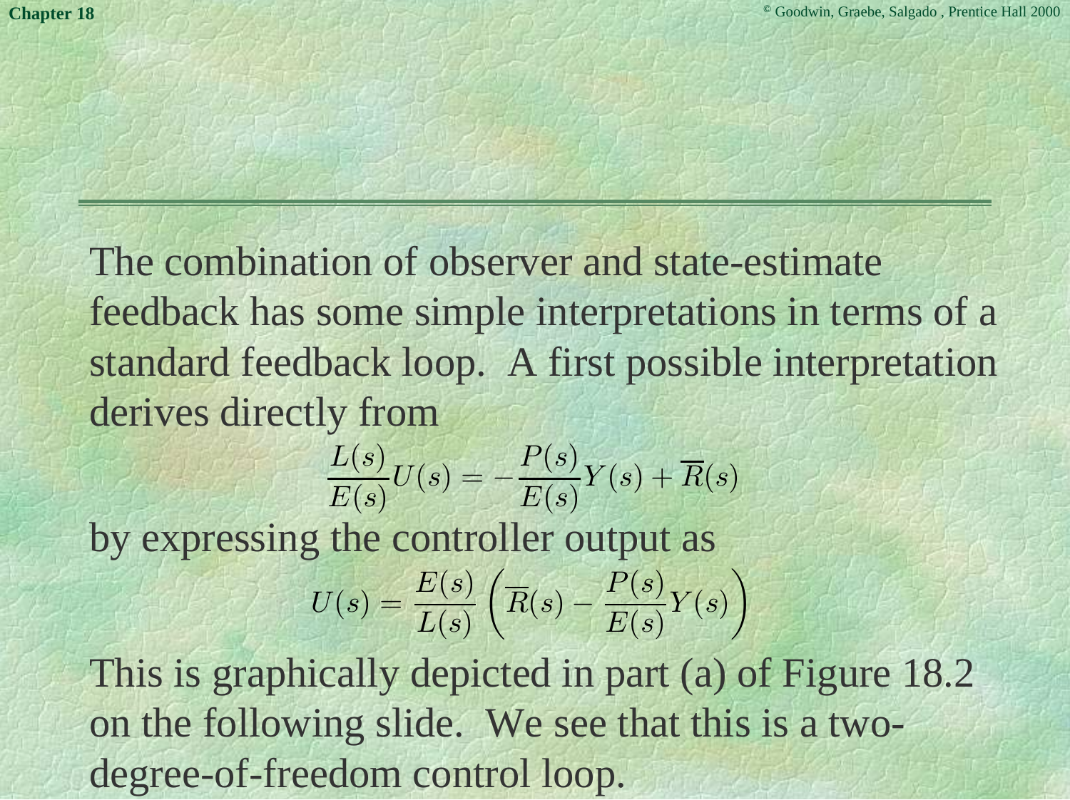The combination of observer and state-estimate feedback has some simple interpretations in terms of a standard feedback loop. A first possible interpretation derives directly from

$$\frac{L(s)}{E(s)}U(s) = -\frac{P(s)}{E(s)}Y(s) + \overline{R}(s)$$

by expressing the controller output as

$$U(s) = \frac{E(s)}{L(s)}\left(\overline{R}(s) - \frac{P(s)}{E(s)}Y(s)\right)$$

This is graphically depicted in part (a) of Figure 18.2 on the following slide. We see that this is a two-degree-of-freedom control loop.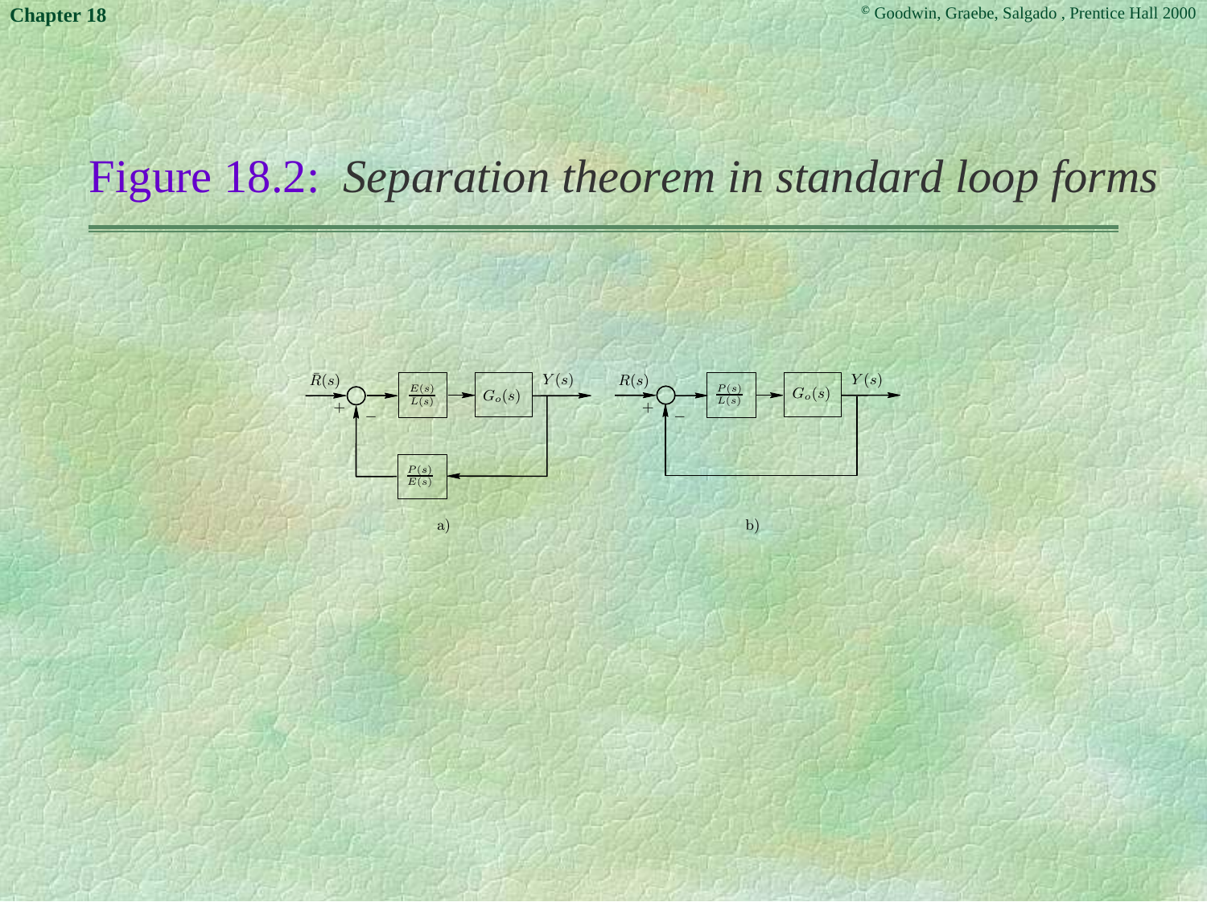# Figure 18.2: *Separation theorem in standard loop forms*

a) Block diagram: $\bar{R}(s)$ → summing junction (+, −) → $\frac{E(s)}{L(s)}$ → $G_o(s)$ → $Y(s)$, with feedback path $\frac{P(s)}{E(s)}$

b) Block diagram: $R(s)$ → summing junction (+, −) → $\frac{P(s)}{L(s)}$ → $G_o(s)$ → $Y(s)$, with unity feedback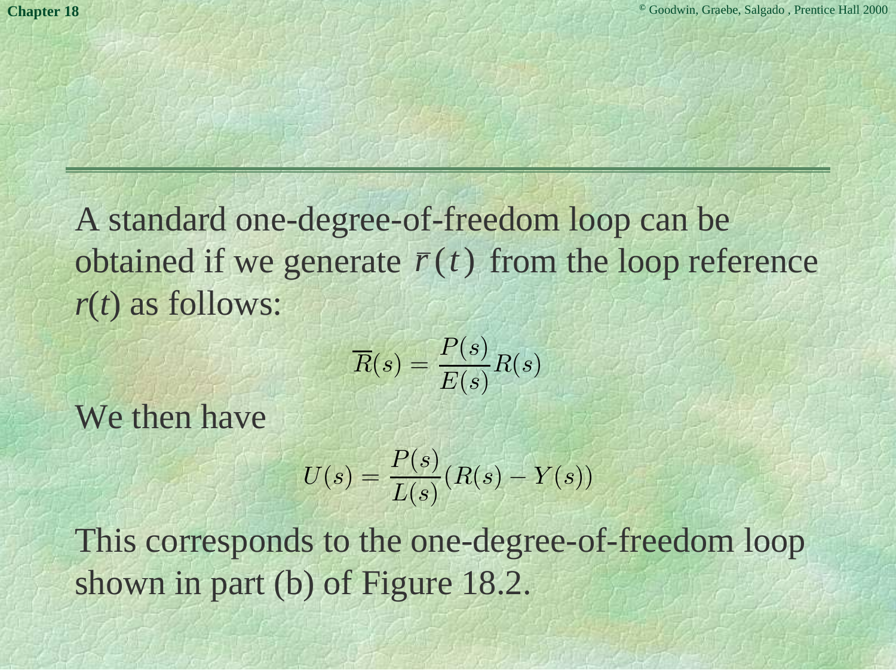A standard one-degree-of-freedom loop can be obtained if we generate $\overline{r}(t)$ from the loop reference $r(t)$ as follows:

$$\overline{R}(s) = \frac{P(s)}{E(s)} R(s)$$

We then have

$$U(s) = \frac{P(s)}{L(s)} (R(s) - Y(s))$$

This corresponds to the one-degree-of-freedom loop shown in part (b) of Figure 18.2.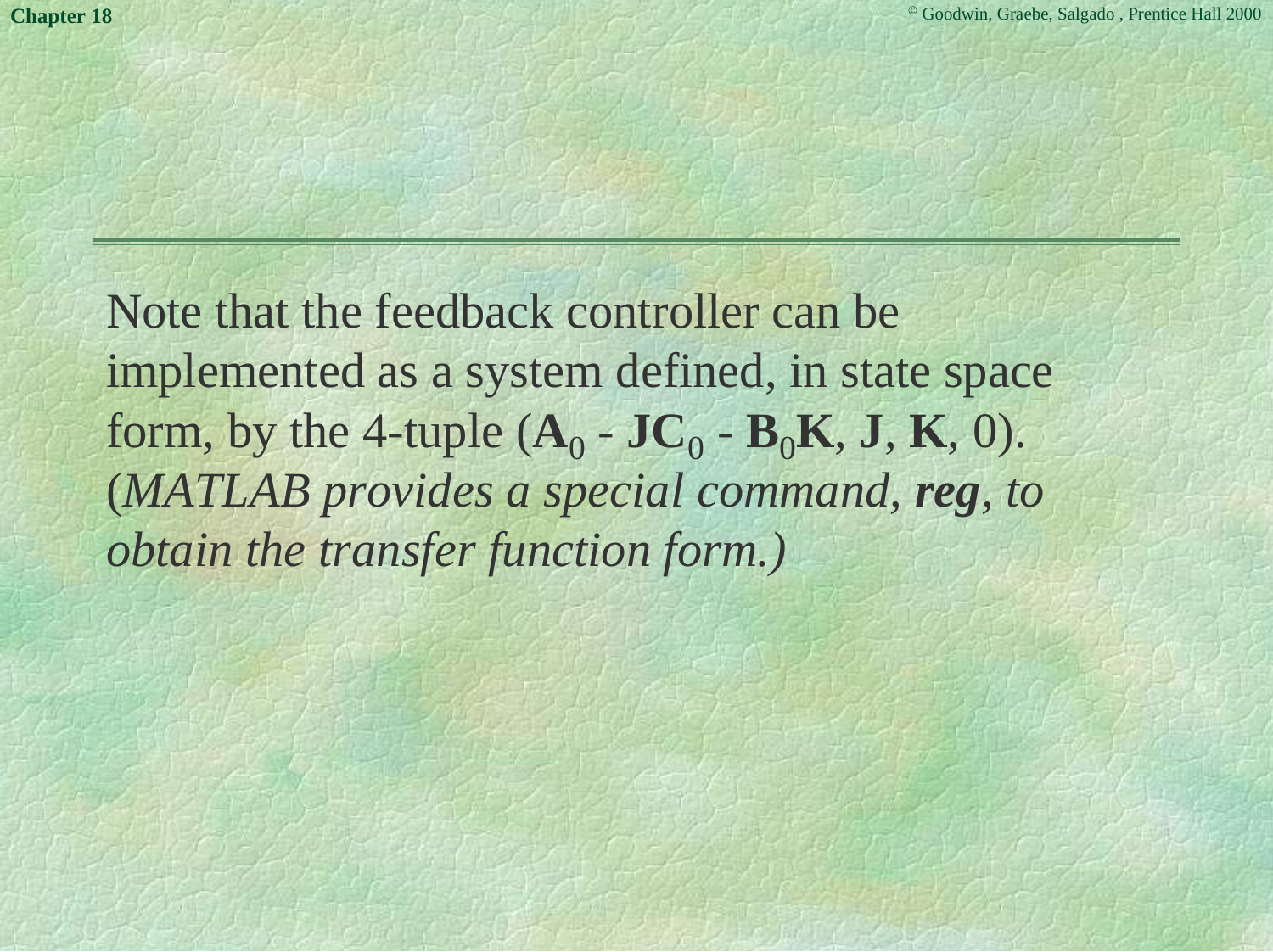Note that the feedback controller can be implemented as a system defined, in state space form, by the 4-tuple ($\mathbf{A}_0$ - $\mathbf{J}\mathbf{C}_0$ - $\mathbf{B}_0\mathbf{K}$, $\mathbf{J}$, $\mathbf{K}$, 0). (*MATLAB provides a special command,* ***reg****, to obtain the transfer function form.)*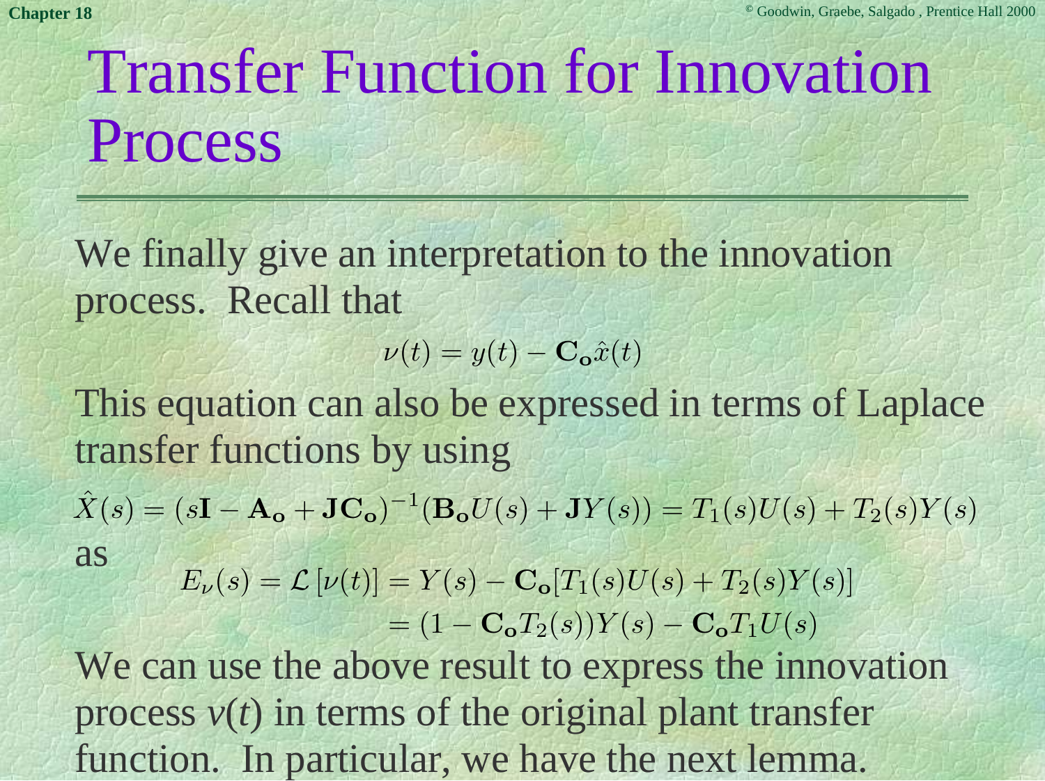# Transfer Function for Innovation Process

We finally give an interpretation to the innovation process. Recall that

$$\nu(t) = y(t) - \mathbf{C_o}\hat{x}(t)$$

This equation can also be expressed in terms of Laplace transfer functions by using

$$\hat{X}(s) = (s\mathbf{I} - \mathbf{A_o} + \mathbf{J}\mathbf{C_o})^{-1}(\mathbf{B_o}U(s) + \mathbf{J}Y(s)) = T_1(s)U(s) + T_2(s)Y(s)$$

as

$$\begin{aligned} E_\nu(s) = \mathcal{L}\left[\nu(t)\right] &= Y(s) - \mathbf{C_o}[T_1(s)U(s) + T_2(s)Y(s)] \\ &= (1 - \mathbf{C_o}T_2(s))Y(s) - \mathbf{C_o}T_1U(s) \end{aligned}$$

We can use the above result to express the innovation process $\nu(t)$ in terms of the original plant transfer function. In particular, we have the next lemma.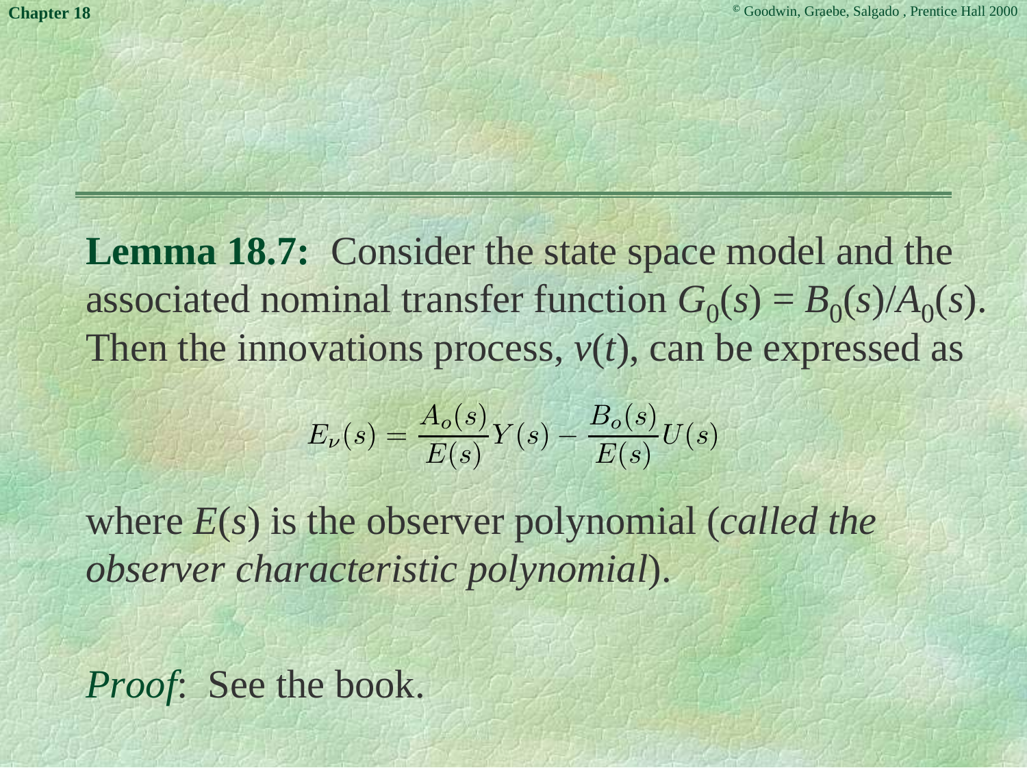**Lemma 18.7:** Consider the state space model and the associated nominal transfer function $G_0(s) = B_0(s)/A_0(s)$. Then the innovations process, $v(t)$, can be expressed as

$$E_\nu(s) = \frac{A_o(s)}{E(s)}Y(s) - \frac{B_o(s)}{E(s)}U(s)$$

where $E(s)$ is the observer polynomial (*called the observer characteristic polynomial*).

*Proof*: See the book.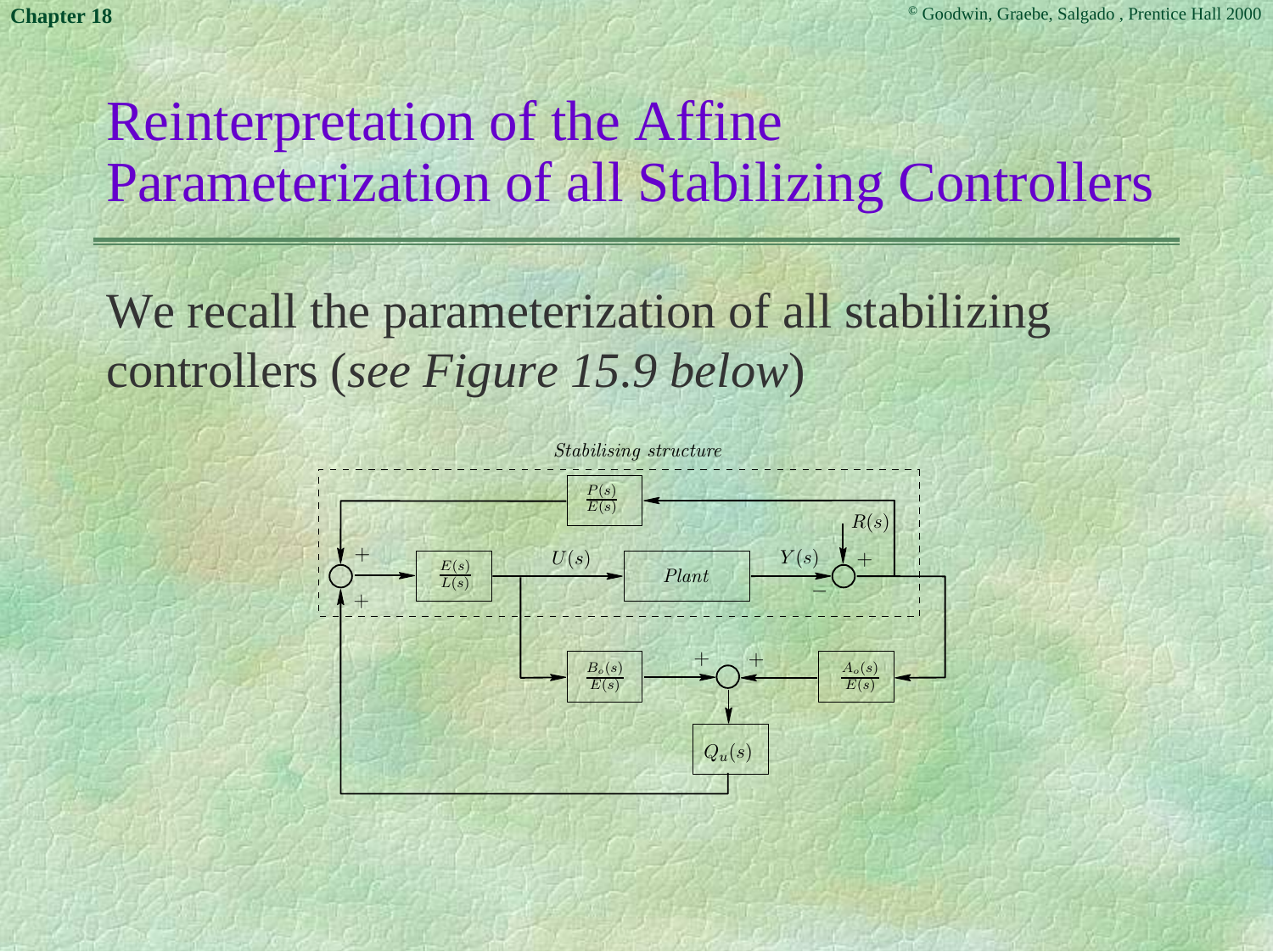# Reinterpretation of the Affine Parameterization of all Stabilizing Controllers

We recall the parameterization of all stabilizing controllers (*see Figure 15.9 below*)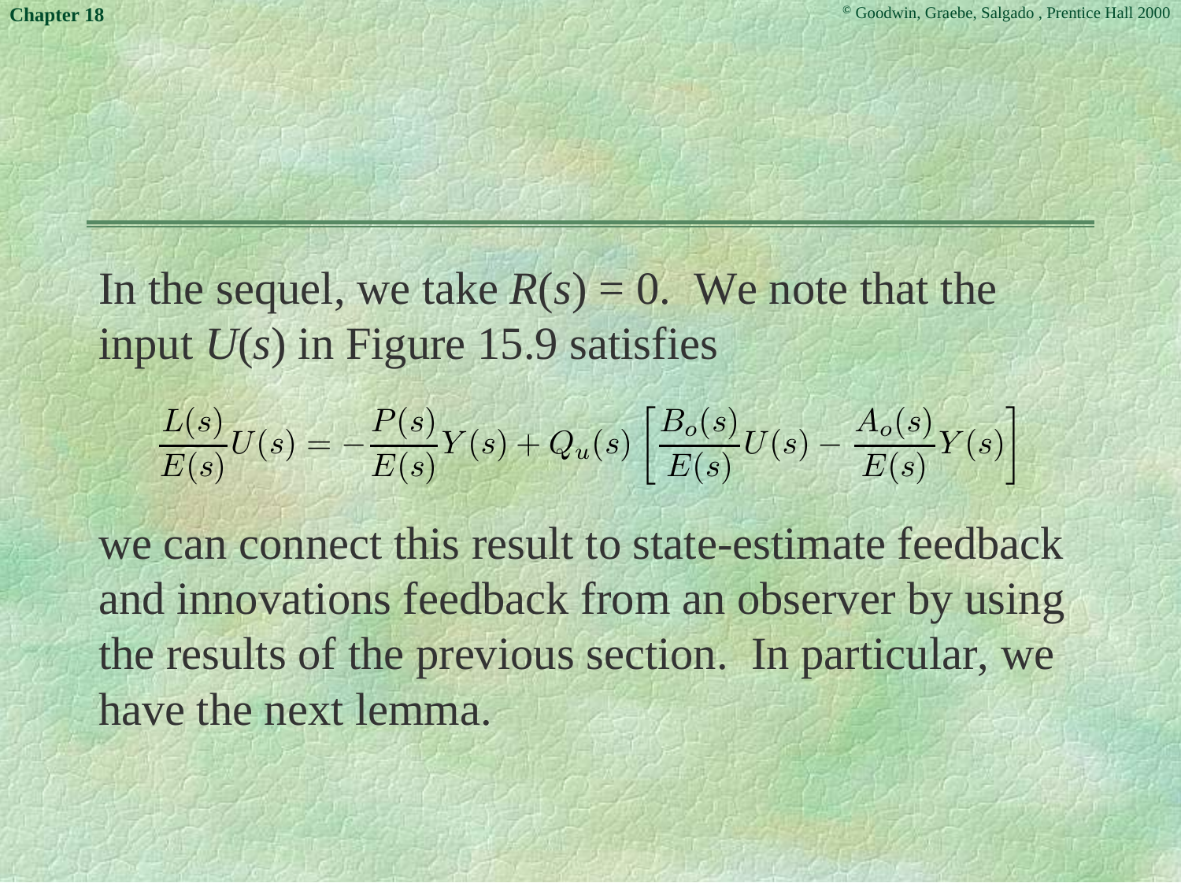In the sequel, we take $R(s) = 0$. We note that the input $U(s)$ in Figure 15.9 satisfies

$$\frac{L(s)}{E(s)}U(s) = -\frac{P(s)}{E(s)}Y(s) + Q_u(s)\left[\frac{B_o(s)}{E(s)}U(s) - \frac{A_o(s)}{E(s)}Y(s)\right]$$

we can connect this result to state-estimate feedback and innovations feedback from an observer by using the results of the previous section. In particular, we have the next lemma.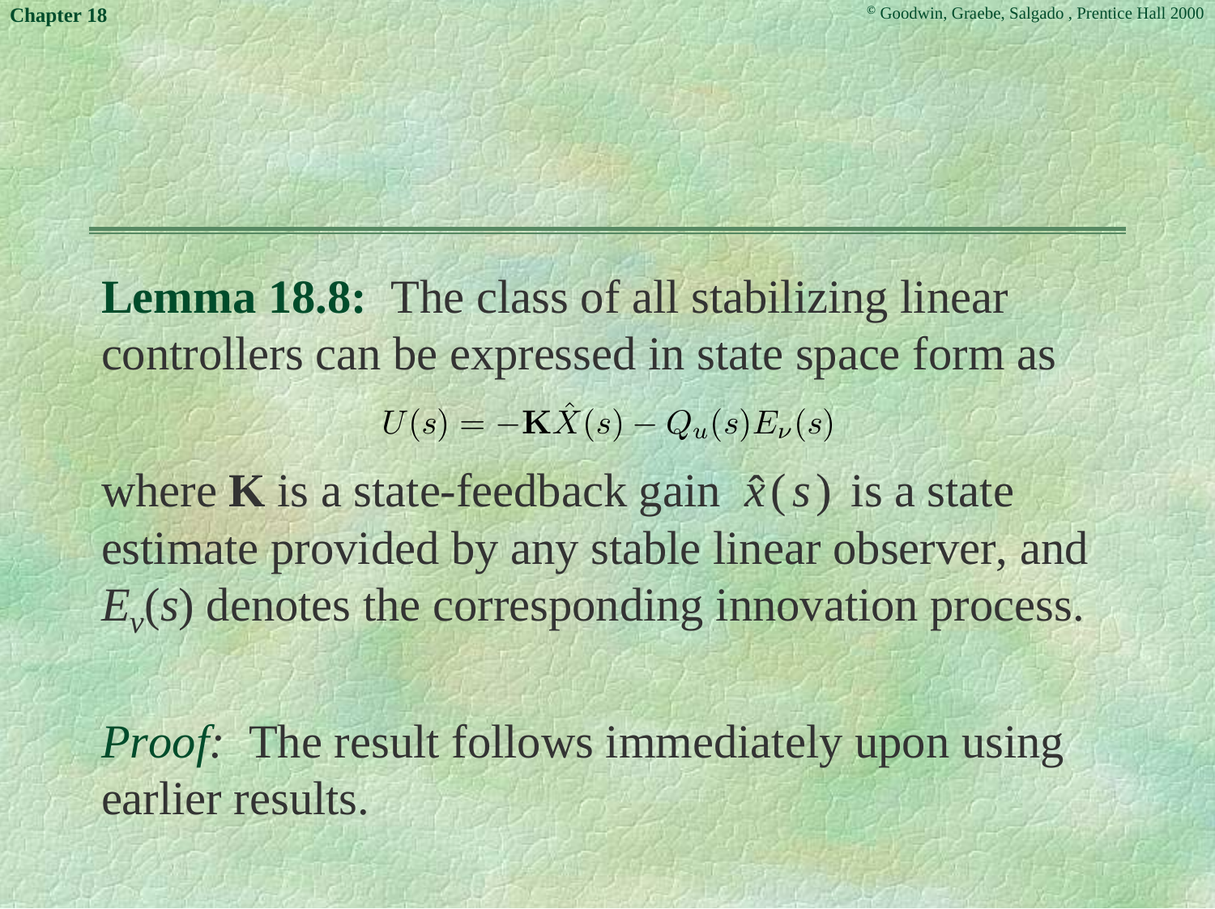**Lemma 18.8:** The class of all stabilizing linear controllers can be expressed in state space form as

$$U(s) = -\mathbf{K}\hat{X}(s) - Q_u(s)E_\nu(s)$$

where **K** is a state-feedback gain $\hat{x}(s)$ is a state estimate provided by any stable linear observer, and $E_v(s)$ denotes the corresponding innovation process.

*Proof:* The result follows immediately upon using earlier results.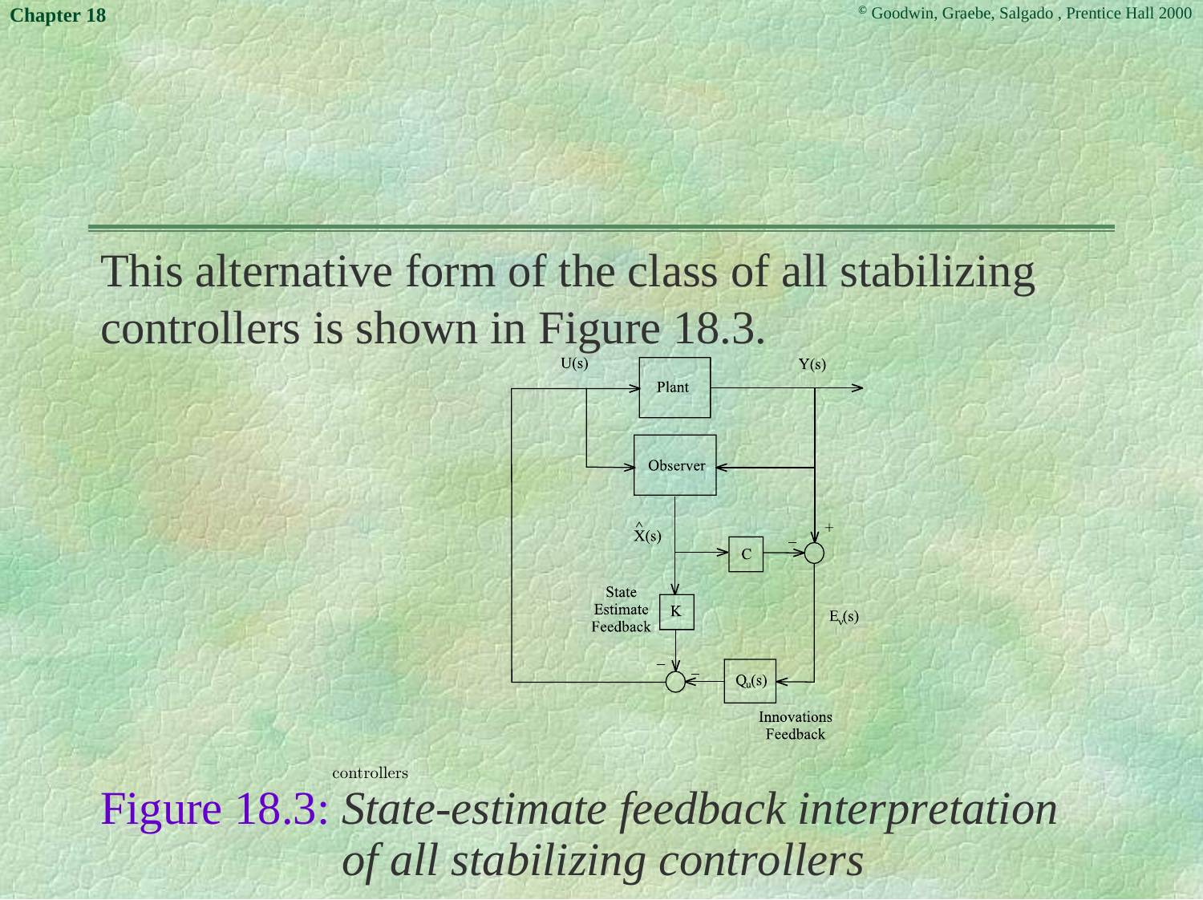This alternative form of the class of all stabilizing controllers is shown in Figure 18.3.

Figure 18.3: *State-estimate feedback interpretation of all stabilizing controllers*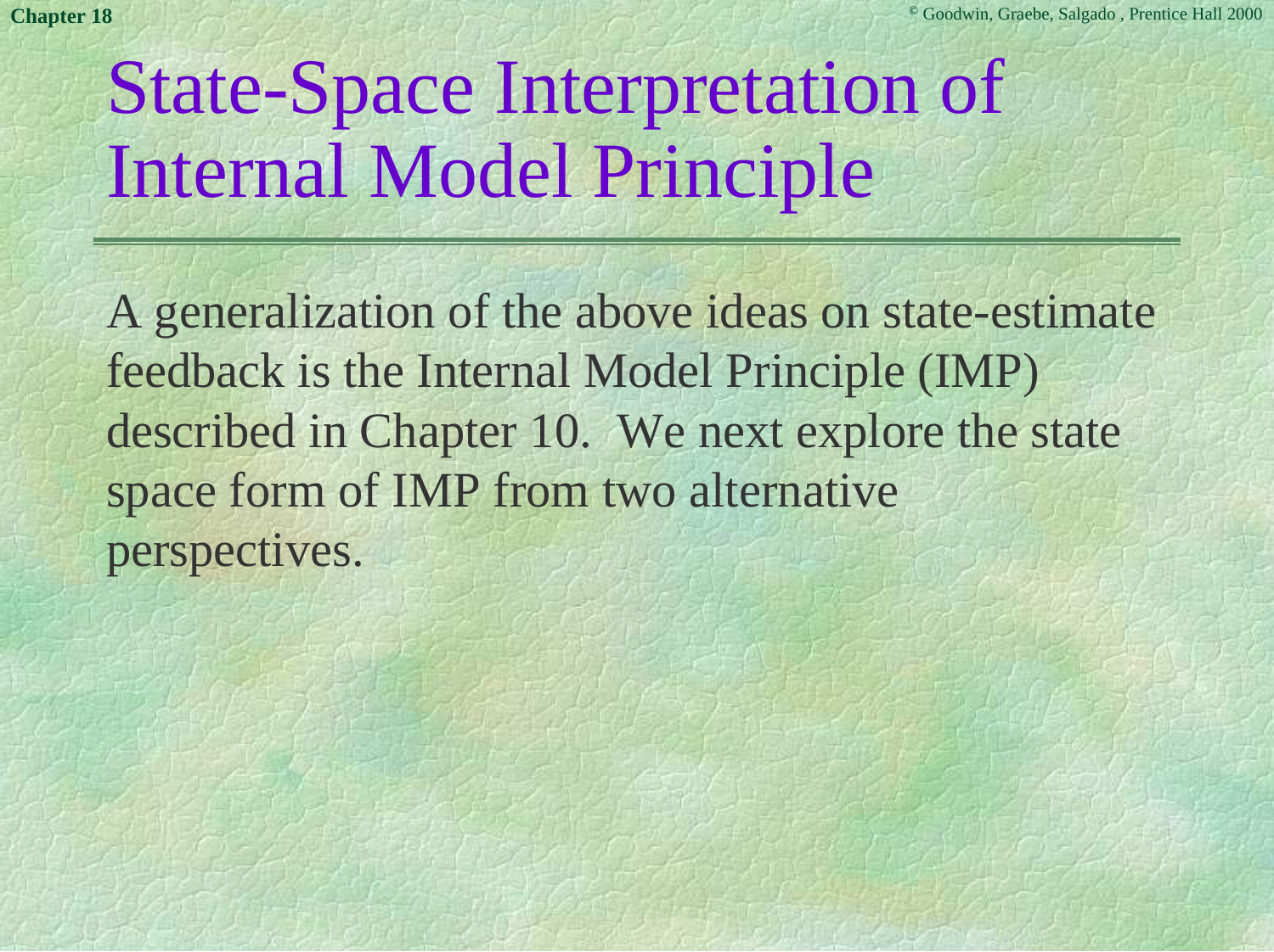# State-Space Interpretation of Internal Model Principle

A generalization of the above ideas on state-estimate feedback is the Internal Model Principle (IMP) described in Chapter 10. We next explore the state space form of IMP from two alternative perspectives.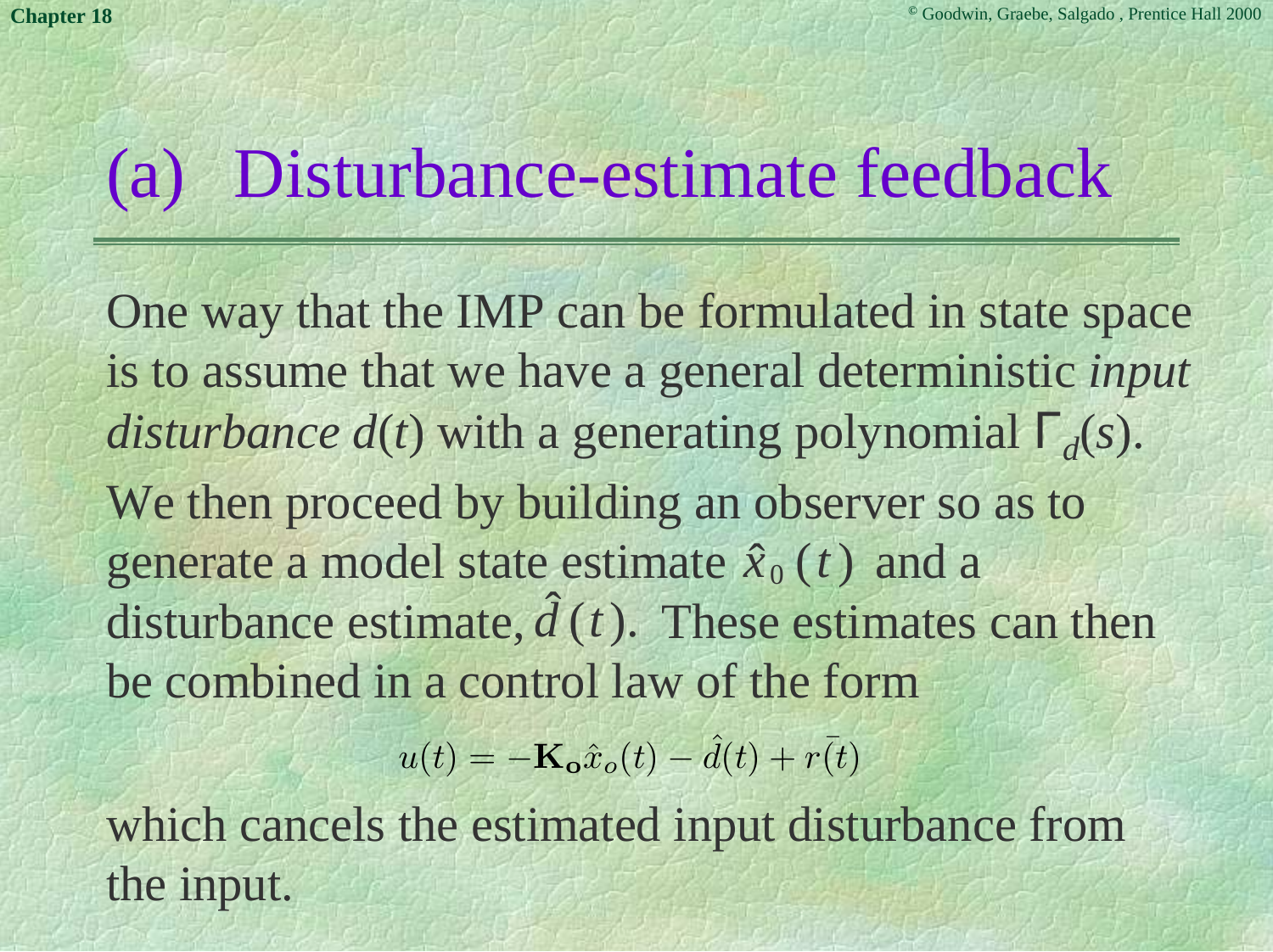# (a) Disturbance-estimate feedback

One way that the IMP can be formulated in state space is to assume that we have a general deterministic *input disturbance* $d(t)$ with a generating polynomial $\Gamma_d(s)$.

We then proceed by building an observer so as to generate a model state estimate $\hat{x}_0(t)$ and a disturbance estimate, $\hat{d}(t)$. These estimates can then be combined in a control law of the form

$$u(t) = -\mathbf{K_o}\hat{x}_o(t) - \hat{d}(t) + \bar{r(t)}$$

which cancels the estimated input disturbance from the input.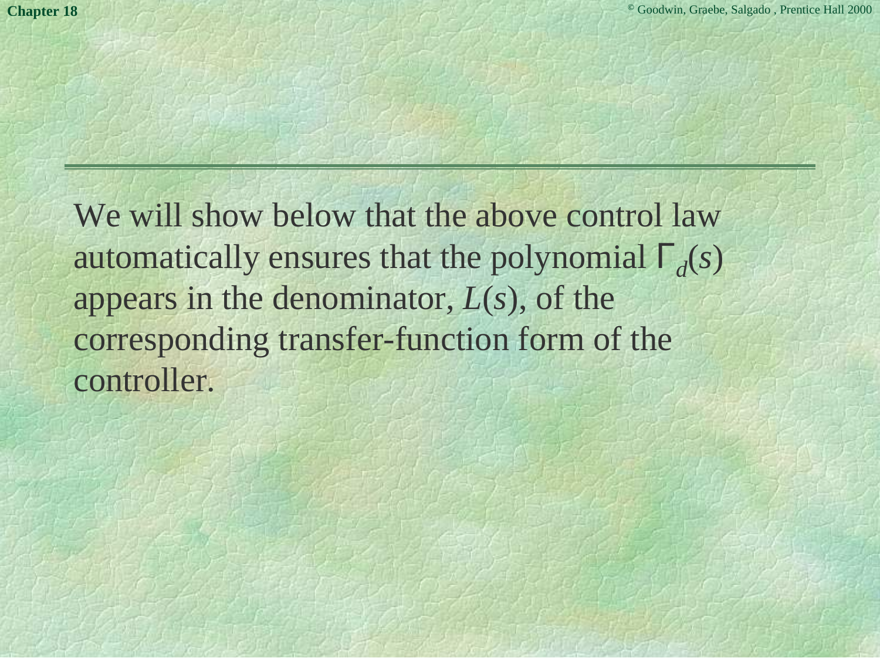We will show below that the above control law automatically ensures that the polynomial $\Gamma_d(s)$ appears in the denominator, $L(s)$, of the corresponding transfer-function form of the controller.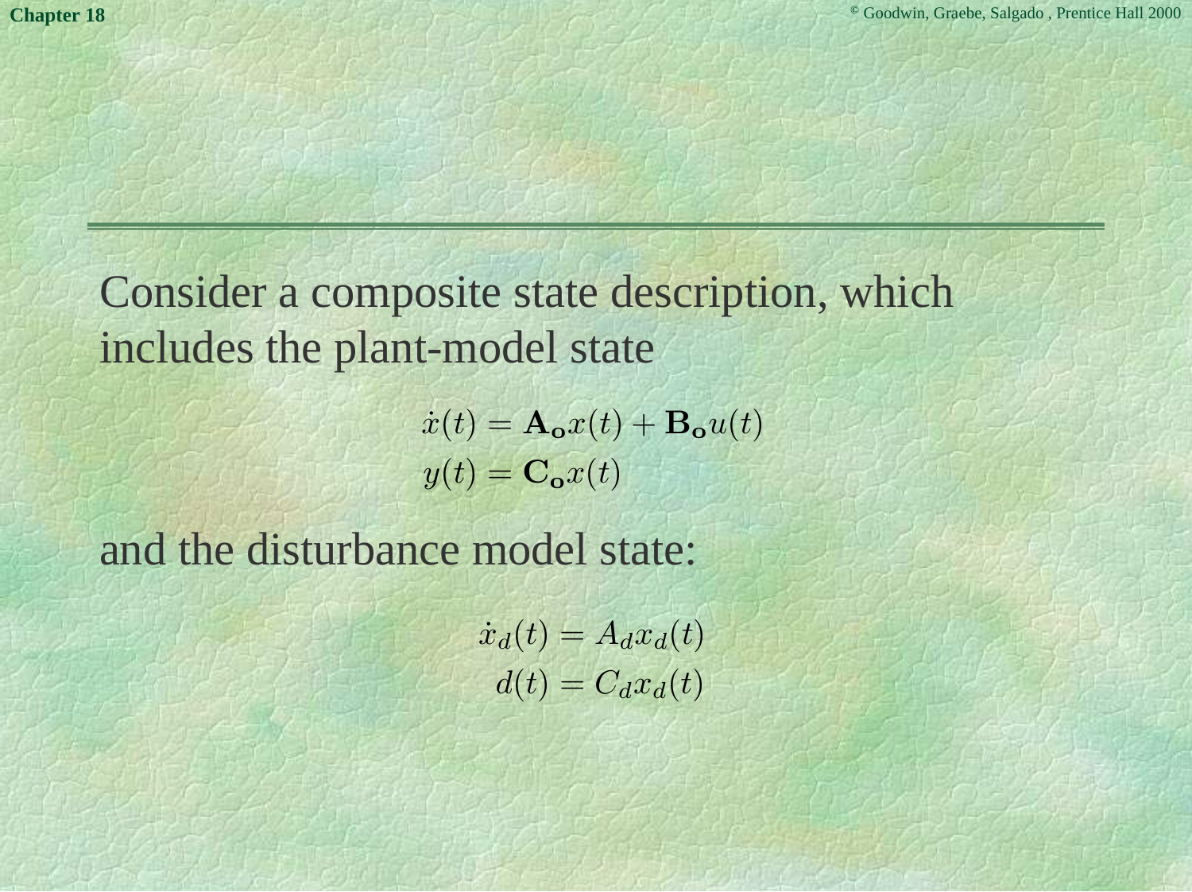Consider a composite state description, which includes the plant-model state

$$
\begin{aligned}
\dot{x}(t) &= \mathbf{A_o} x(t) + \mathbf{B_o} u(t) \\
y(t) &= \mathbf{C_o} x(t)
\end{aligned}
$$

and the disturbance model state:

$$
\begin{aligned}
\dot{x}_d(t) &= A_d x_d(t) \\
d(t) &= C_d x_d(t)
\end{aligned}
$$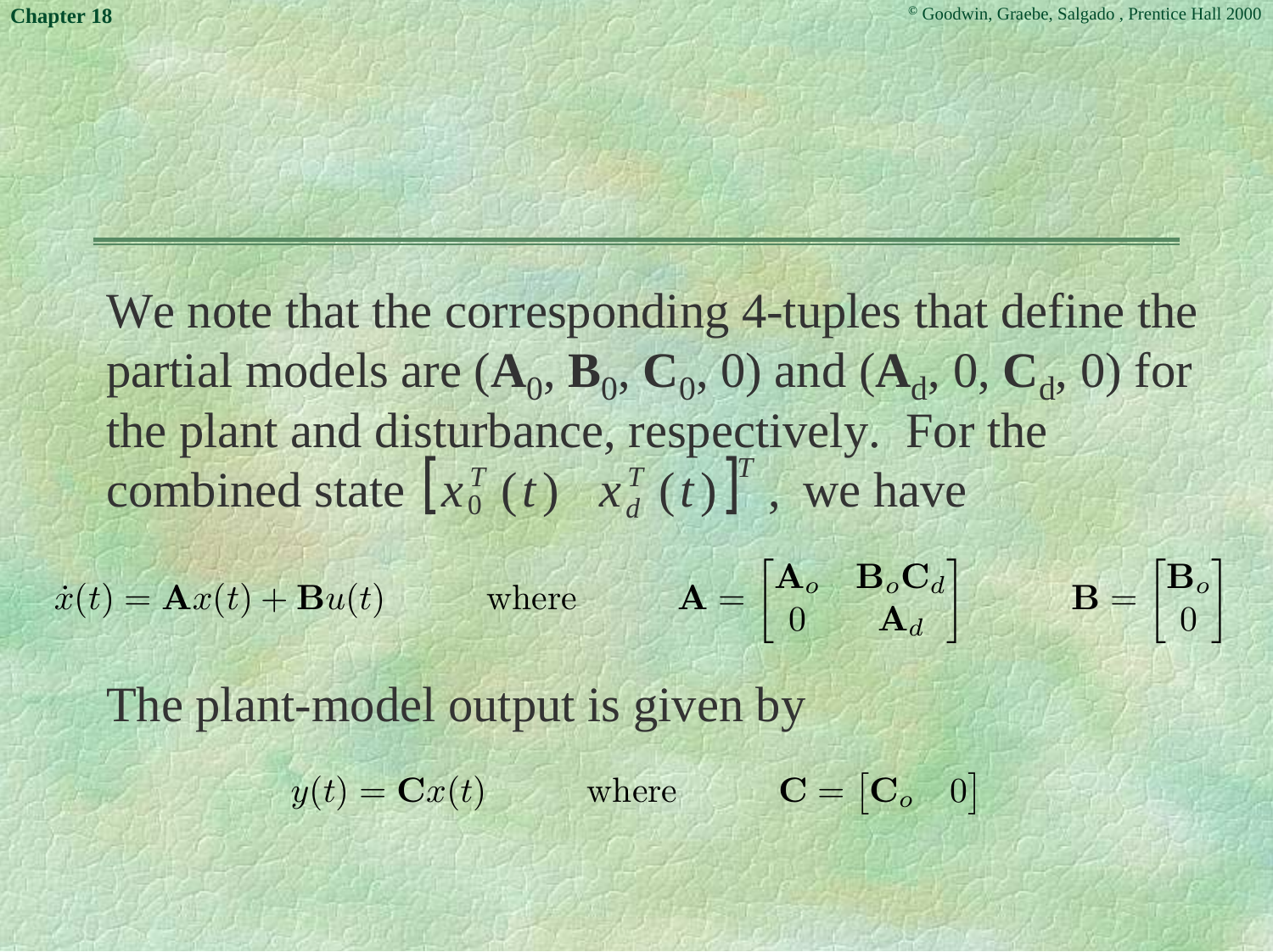We note that the corresponding 4-tuples that define the partial models are $(\mathbf{A}_0, \mathbf{B}_0, \mathbf{C}_0, 0)$ and $(\mathbf{A}_d, 0, \mathbf{C}_d, 0)$ for the plant and disturbance, respectively. For the combined state $\left[x_0^T(t) \quad x_d^T(t)\right]^T$, we have

$$\dot{x}(t) = \mathbf{A}x(t) + \mathbf{B}u(t) \qquad \text{where} \qquad \mathbf{A} = \begin{bmatrix} \mathbf{A}_o & \mathbf{B}_o\mathbf{C}_d \\ 0 & \mathbf{A}_d \end{bmatrix} \qquad \mathbf{B} = \begin{bmatrix} \mathbf{B}_o \\ 0 \end{bmatrix}$$

The plant-model output is given by

$$y(t) = \mathbf{C}x(t) \qquad \text{where} \qquad \mathbf{C} = \begin{bmatrix} \mathbf{C}_o & 0 \end{bmatrix}$$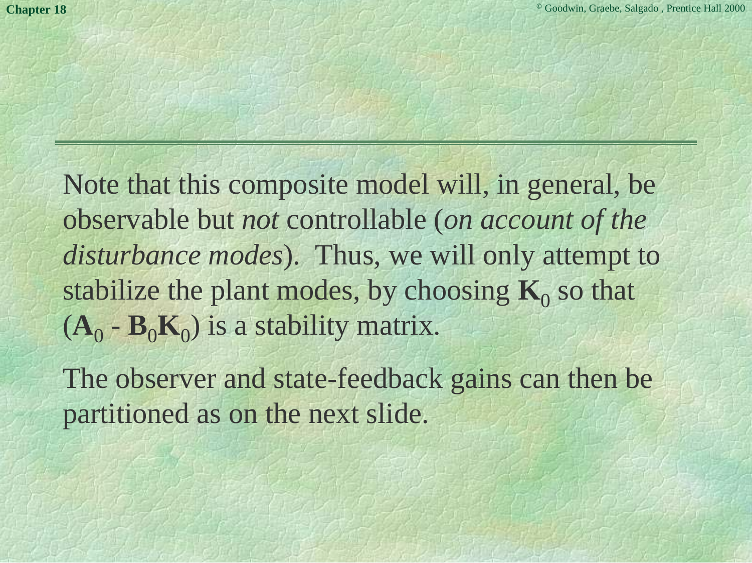Note that this composite model will, in general, be observable but *not* controllable (*on account of the disturbance modes*). Thus, we will only attempt to stabilize the plant modes, by choosing $\mathbf{K}_0$ so that $(\mathbf{A}_0 - \mathbf{B}_0\mathbf{K}_0)$ is a stability matrix.

The observer and state-feedback gains can then be partitioned as on the next slide.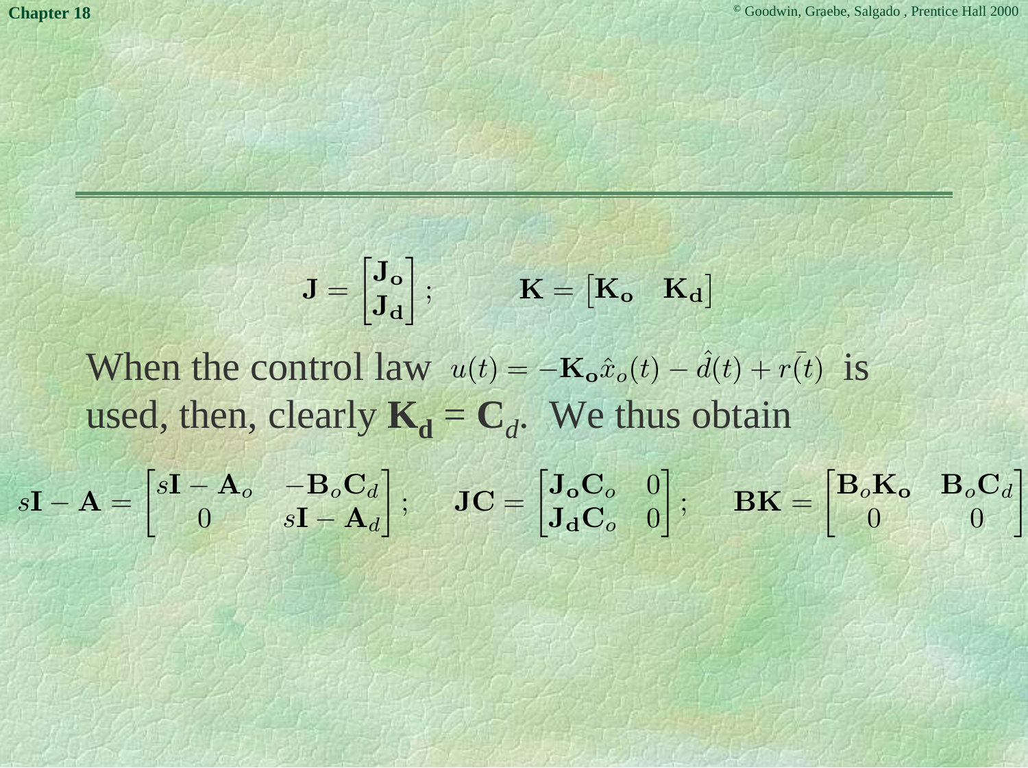$$\mathbf{J} = \begin{bmatrix} \mathbf{J_o} \\ \mathbf{J_d} \end{bmatrix}; \qquad \mathbf{K} = \begin{bmatrix} \mathbf{K_o} & \mathbf{K_d} \end{bmatrix}$$

When the control law $u(t) = -\mathbf{K_o}\hat{x}_o(t) - \hat{d}(t) + \bar{r(t)}$ is used, then, clearly $\mathbf{K_d} = \mathbf{C}_d$. We thus obtain

$$s\mathbf{I} - \mathbf{A} = \begin{bmatrix} s\mathbf{I} - \mathbf{A}_o & -\mathbf{B}_o\mathbf{C}_d \\ 0 & s\mathbf{I} - \mathbf{A}_d \end{bmatrix}; \quad \mathbf{JC} = \begin{bmatrix} \mathbf{J_o}\mathbf{C}_o & 0 \\ \mathbf{J_d}\mathbf{C}_o & 0 \end{bmatrix}; \quad \mathbf{BK} = \begin{bmatrix} \mathbf{B}_o\mathbf{K_o} & \mathbf{B}_o\mathbf{C}_d \\ 0 & 0 \end{bmatrix}$$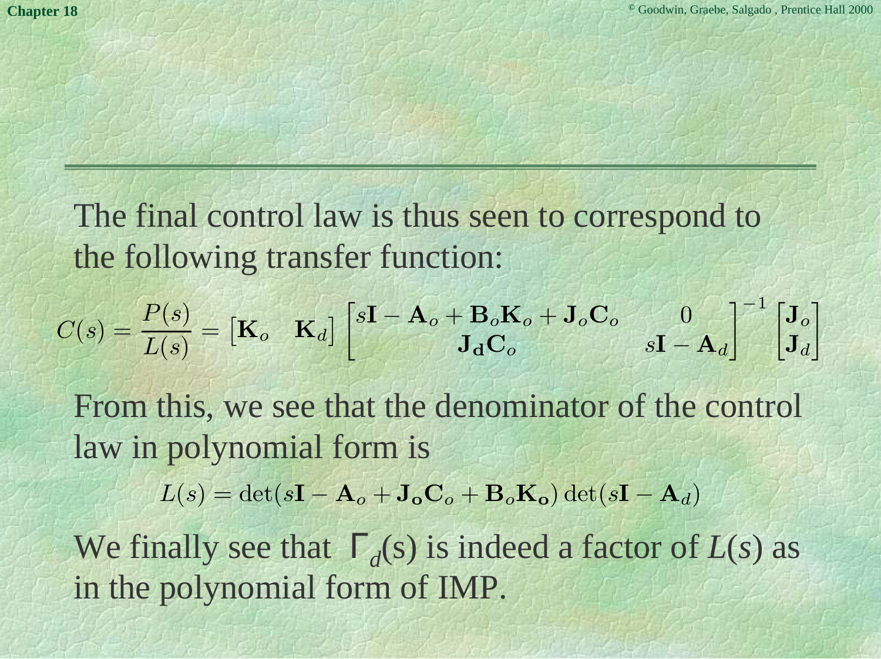The final control law is thus seen to correspond to the following transfer function:

$$C(s) = \frac{P(s)}{L(s)} = \begin{bmatrix} \mathbf{K}_o & \mathbf{K}_d \end{bmatrix} \begin{bmatrix} s\mathbf{I} - \mathbf{A}_o + \mathbf{B}_o\mathbf{K}_o + \mathbf{J}_o\mathbf{C}_o & 0 \\ \mathbf{J_d}\mathbf{C}_o & s\mathbf{I} - \mathbf{A}_d \end{bmatrix}^{-1} \begin{bmatrix} \mathbf{J}_o \\ \mathbf{J}_d \end{bmatrix}$$

From this, we see that the denominator of the control law in polynomial form is

$$L(s) = \det(s\mathbf{I} - \mathbf{A}_o + \mathbf{J_o}\mathbf{C}_o + \mathbf{B}_o\mathbf{K_o}) \det(s\mathbf{I} - \mathbf{A}_d)$$

We finally see that $\Gamma_d(s)$ is indeed a factor of $L(s)$ as in the polynomial form of IMP.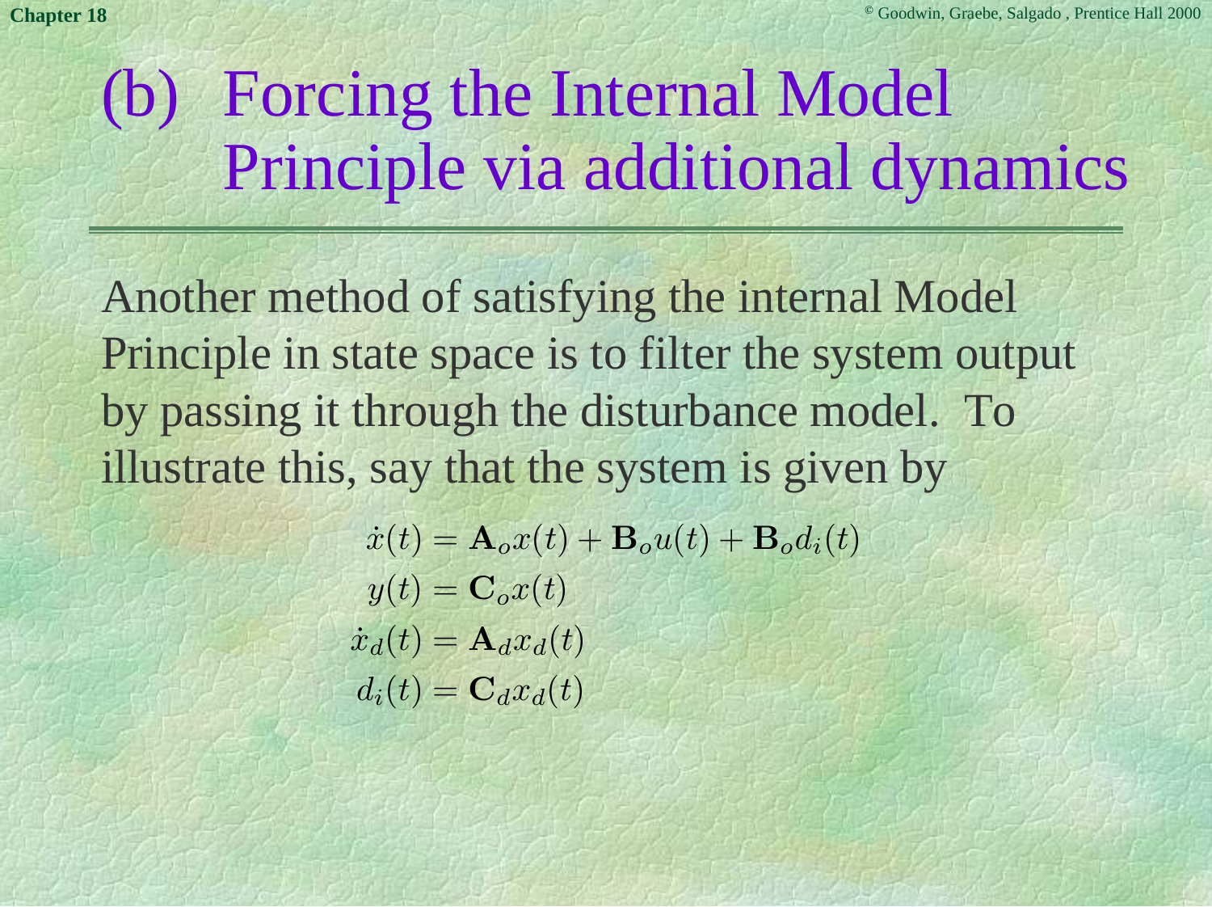# (b) Forcing the Internal Model Principle via additional dynamics

Another method of satisfying the internal Model Principle in state space is to filter the system output by passing it through the disturbance model. To illustrate this, say that the system is given by

$$
\begin{aligned}
\dot{x}(t) &= \mathbf{A}_o x(t) + \mathbf{B}_o u(t) + \mathbf{B}_o d_i(t) \\
y(t) &= \mathbf{C}_o x(t) \\
\dot{x}_d(t) &= \mathbf{A}_d x_d(t) \\
d_i(t) &= \mathbf{C}_d x_d(t)
\end{aligned}
$$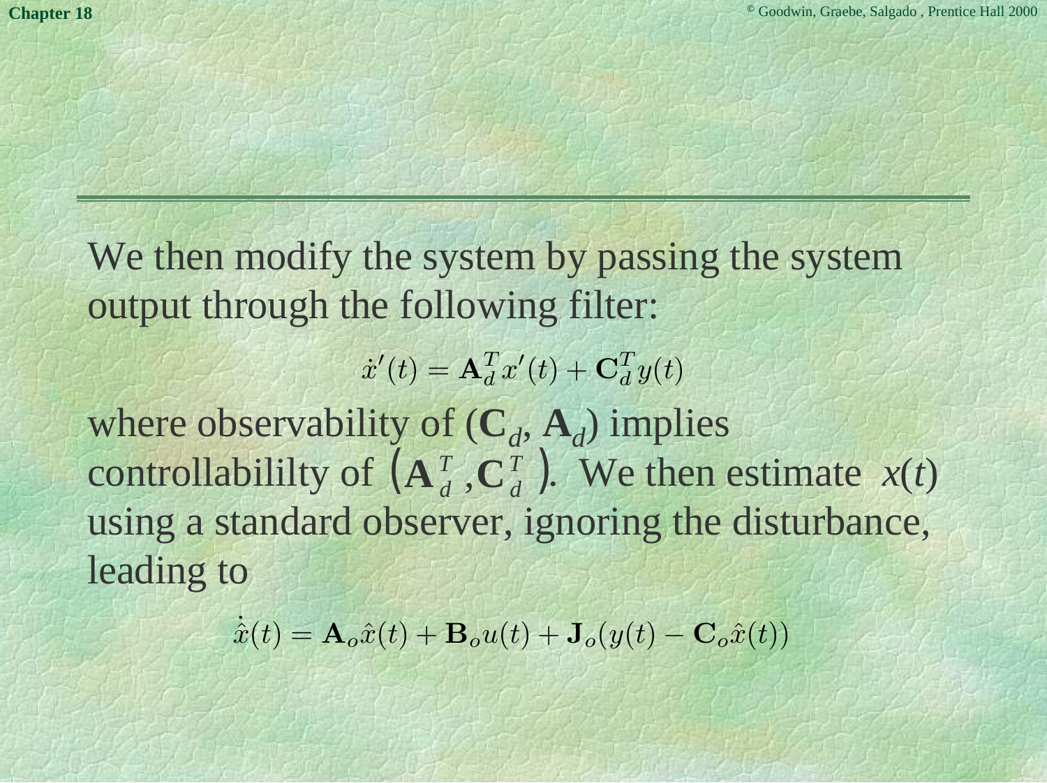We then modify the system by passing the system output through the following filter:

$$\dot{x}'(t) = \mathbf{A}_d^T x'(t) + \mathbf{C}_d^T y(t)$$

where observability of ($\mathbf{C}_d$, $\mathbf{A}_d$) implies controllabililty of $\left(\mathbf{A}_d^T, \mathbf{C}_d^T\right)$. We then estimate $x(t)$ using a standard observer, ignoring the disturbance, leading to

$$\dot{\hat{x}}(t) = \mathbf{A}_o \hat{x}(t) + \mathbf{B}_o u(t) + \mathbf{J}_o(y(t) - \mathbf{C}_o \hat{x}(t))$$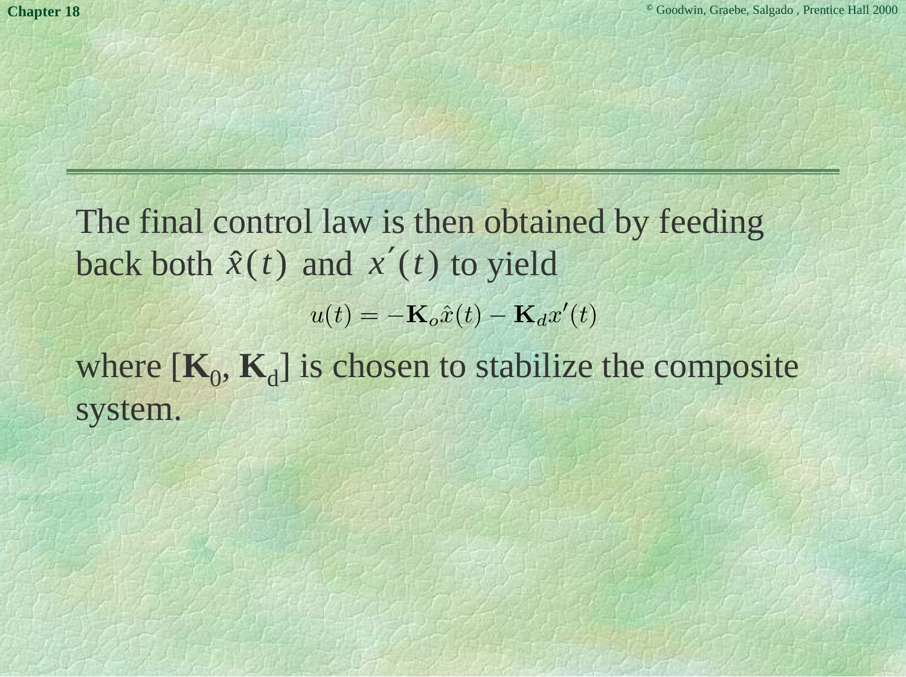The final control law is then obtained by feeding back both $\hat{x}(t)$ and $x'(t)$ to yield

$$u(t) = -\mathbf{K}_o\hat{x}(t) - \mathbf{K}_d x'(t)$$

where $[\mathbf{K}_0, \mathbf{K}_d]$ is chosen to stabilize the composite system.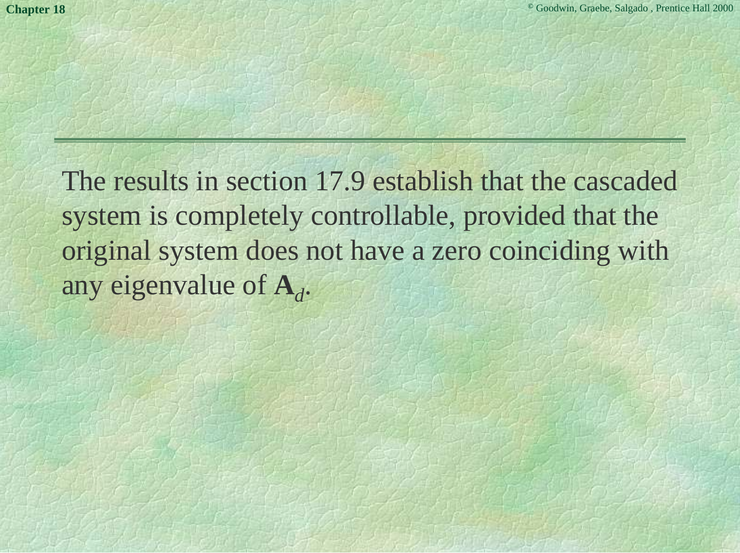The results in section 17.9 establish that the cascaded system is completely controllable, provided that the original system does not have a zero coinciding with any eigenvalue of $\mathbf{A}_d$.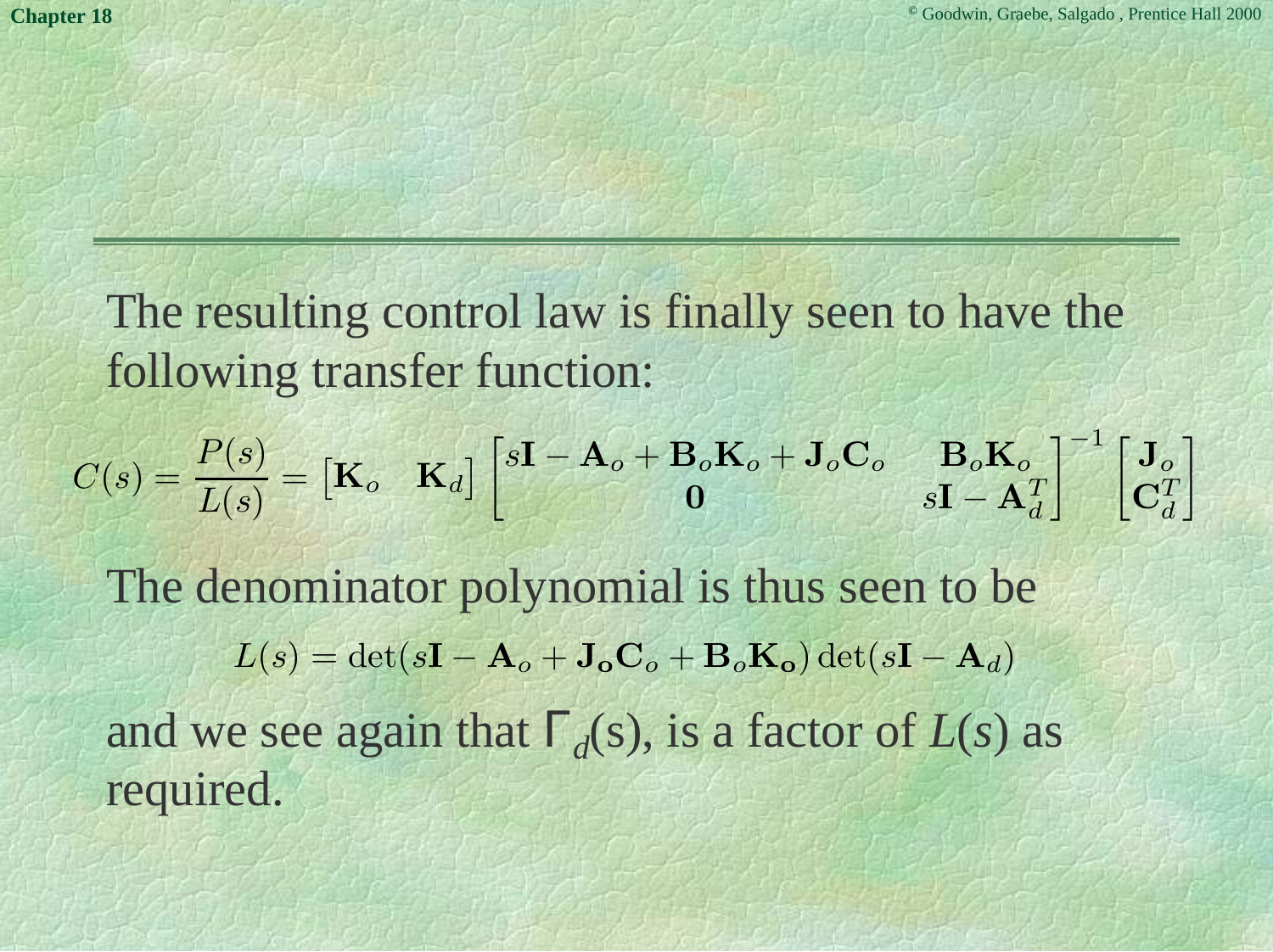The resulting control law is finally seen to have the following transfer function:

$$C(s) = \frac{P(s)}{L(s)} = \begin{bmatrix} \mathbf{K}_o & \mathbf{K}_d \end{bmatrix} \begin{bmatrix} s\mathbf{I} - \mathbf{A}_o + \mathbf{B}_o\mathbf{K}_o + \mathbf{J}_o\mathbf{C}_o & \mathbf{B}_o\mathbf{K}_o \\ \mathbf{0} & s\mathbf{I} - \mathbf{A}_d^T \end{bmatrix}^{-1} \begin{bmatrix} \mathbf{J}_o \\ \mathbf{C}_d^T \end{bmatrix}$$

The denominator polynomial is thus seen to be

$$L(s) = \det(s\mathbf{I} - \mathbf{A}_o + \mathbf{J_o}\mathbf{C}_o + \mathbf{B}_o\mathbf{K_o}) \det(s\mathbf{I} - \mathbf{A}_d)$$

and we see again that $\Gamma_d(s)$, is a factor of $L(s)$ as required.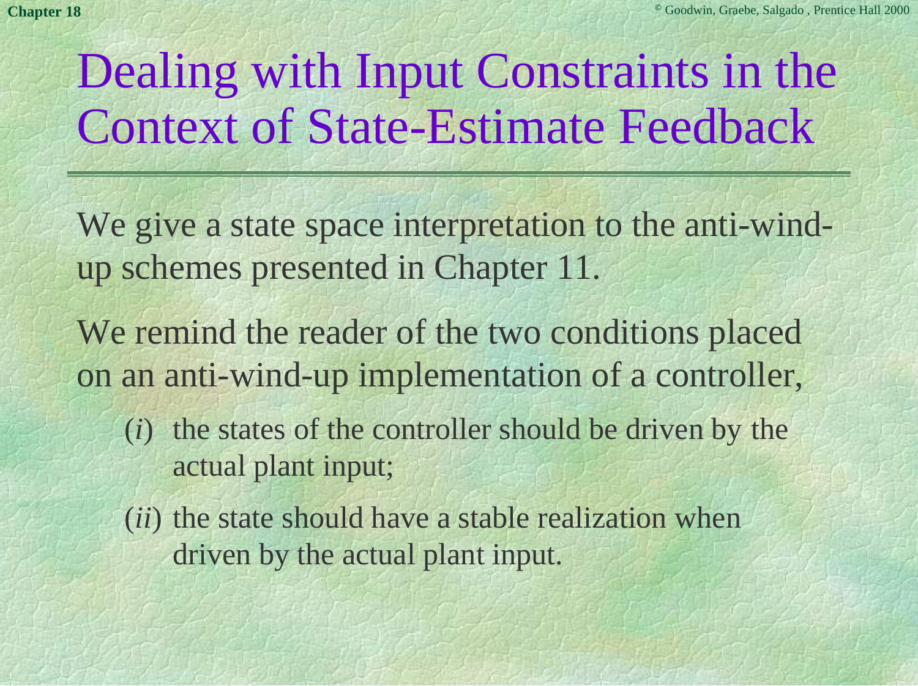# Dealing with Input Constraints in the Context of State-Estimate Feedback

We give a state space interpretation to the anti-wind-up schemes presented in Chapter 11.

We remind the reader of the two conditions placed on an anti-wind-up implementation of a controller,

- (*i*) the states of the controller should be driven by the actual plant input;
- (*ii*) the state should have a stable realization when driven by the actual plant input.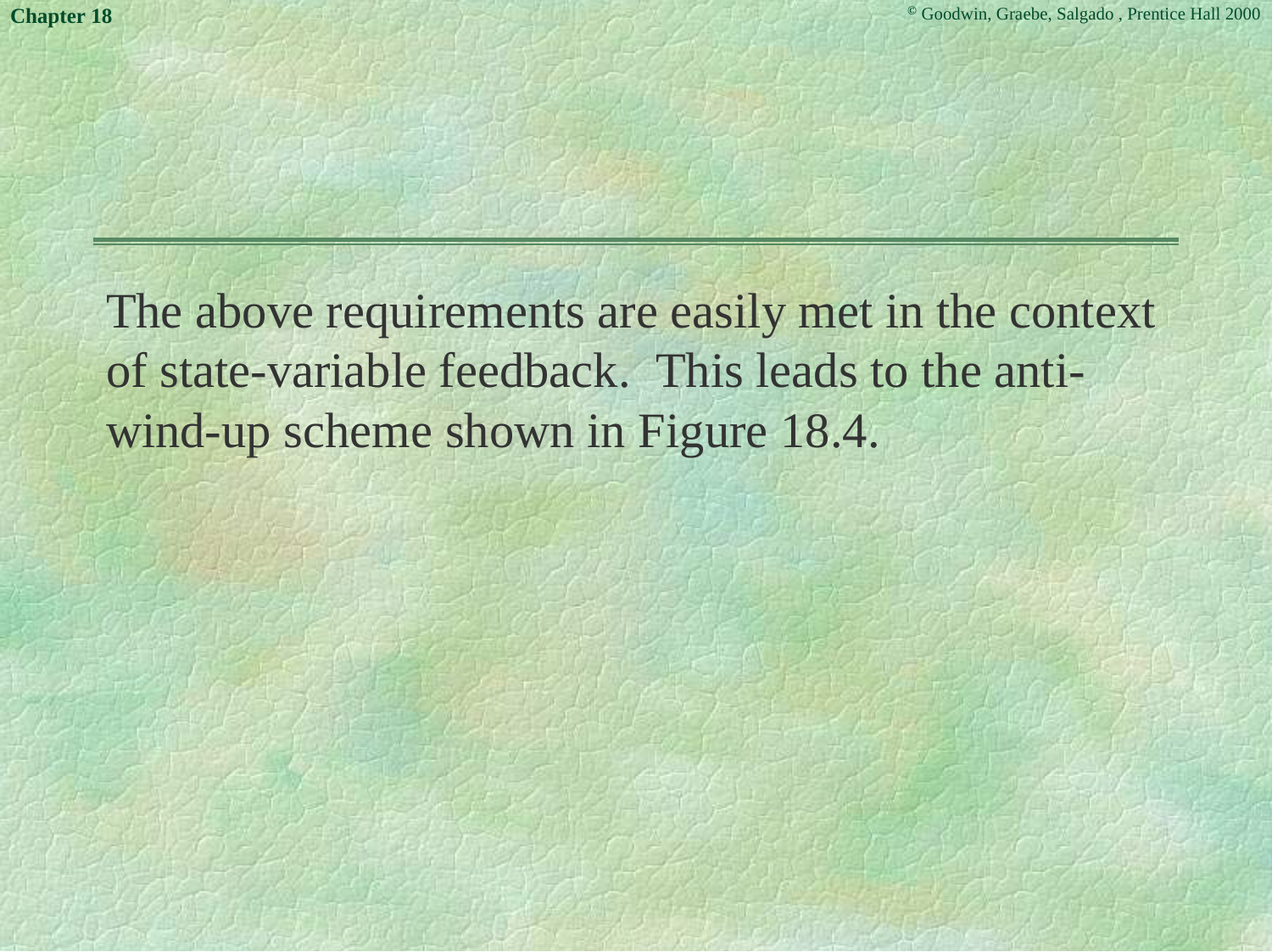The above requirements are easily met in the context of state-variable feedback.  This leads to the anti-wind-up scheme shown in Figure 18.4.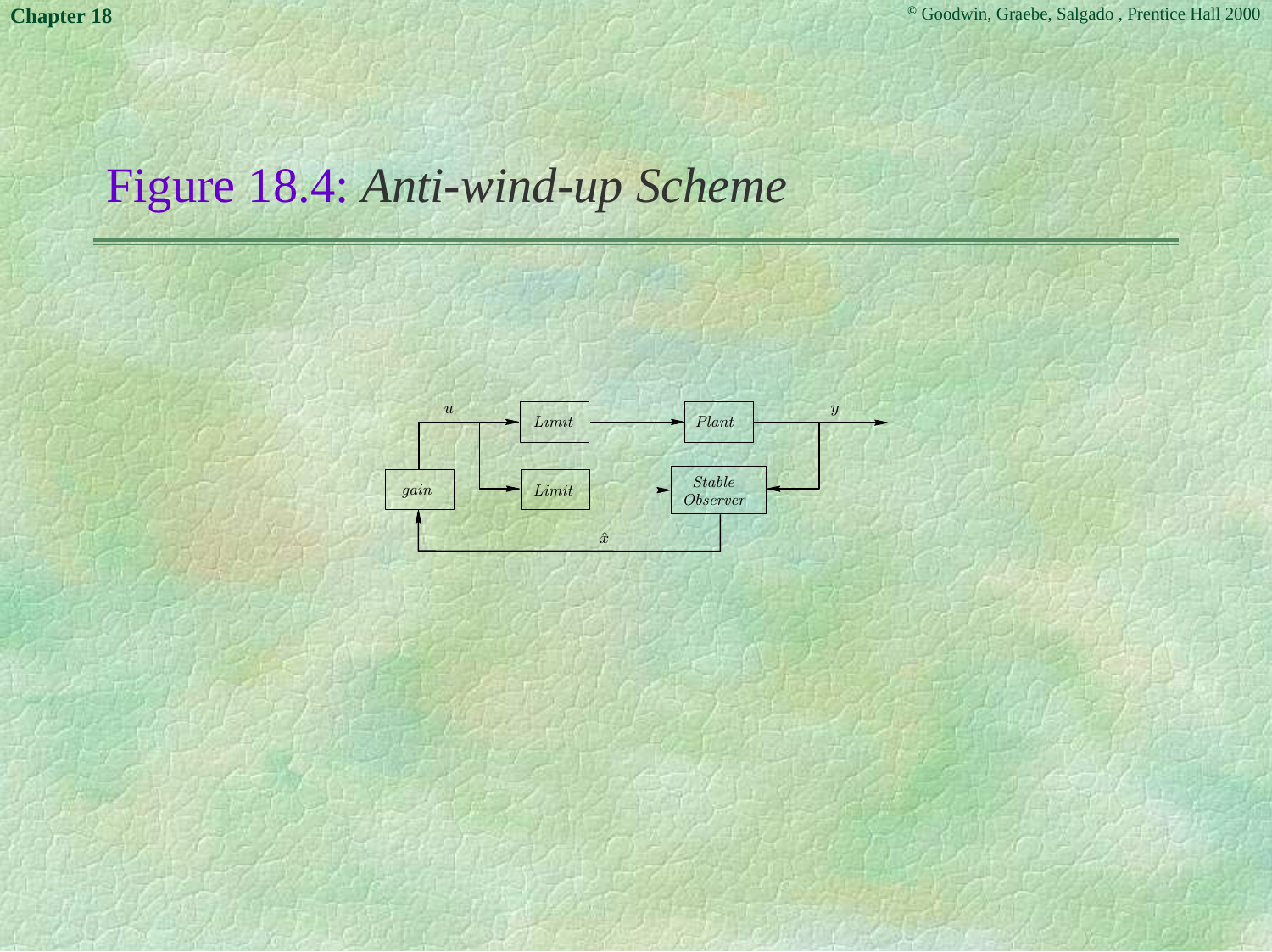# Figure 18.4: *Anti-wind-up Scheme*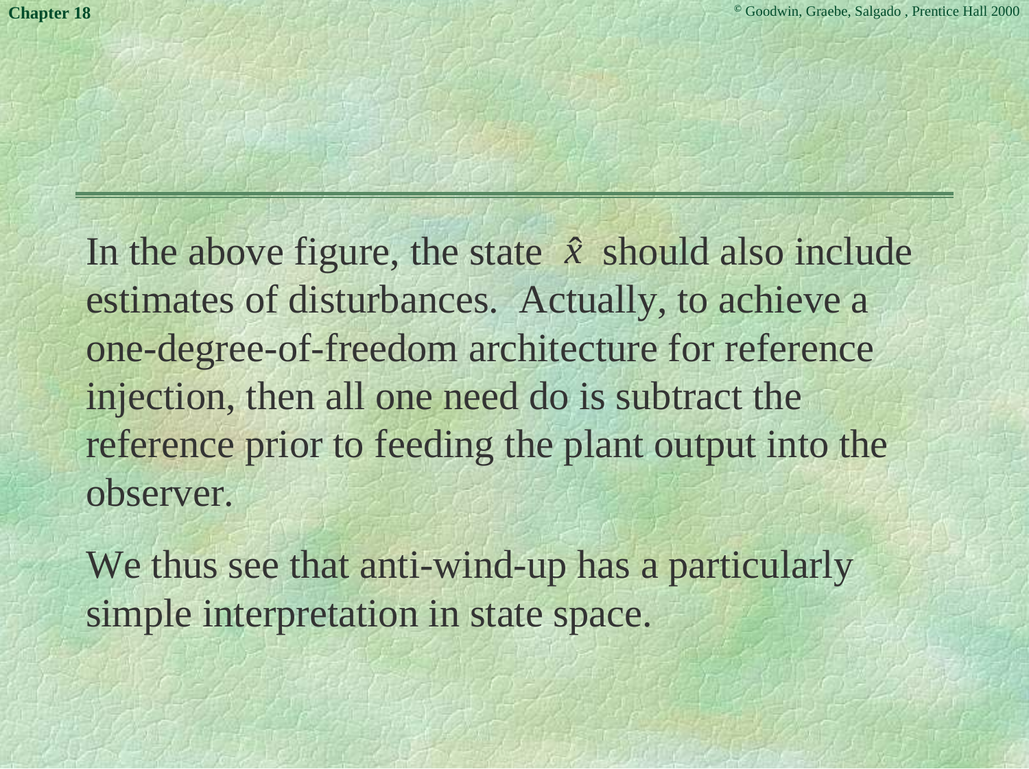In the above figure, the state $\hat{x}$ should also include estimates of disturbances. Actually, to achieve a one-degree-of-freedom architecture for reference injection, then all one need do is subtract the reference prior to feeding the plant output into the observer.

We thus see that anti-wind-up has a particularly simple interpretation in state space.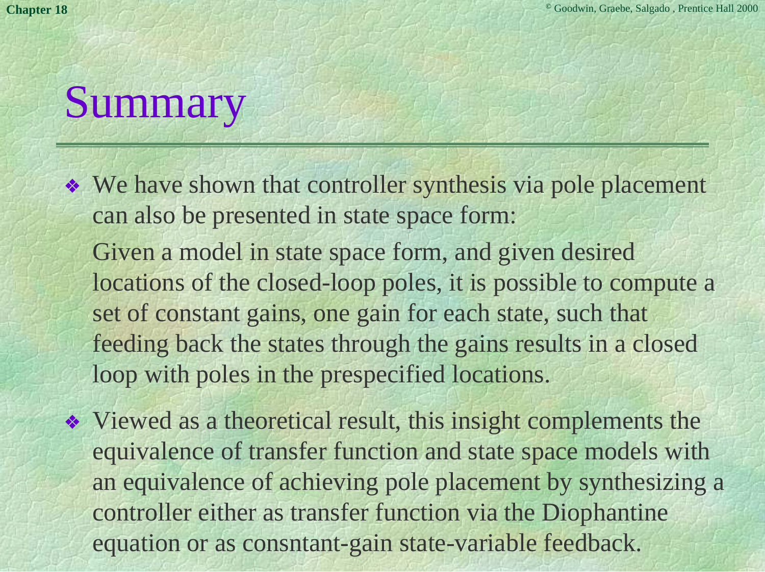# Summary

- We have shown that controller synthesis via pole placement can also be presented in state space form:

  Given a model in state space form, and given desired locations of the closed-loop poles, it is possible to compute a set of constant gains, one gain for each state, such that feeding back the states through the gains results in a closed loop with poles in the prespecified locations.

- Viewed as a theoretical result, this insight complements the equivalence of transfer function and state space models with an equivalence of achieving pole placement by synthesizing a controller either as transfer function via the Diophantine equation or as consntant-gain state-variable feedback.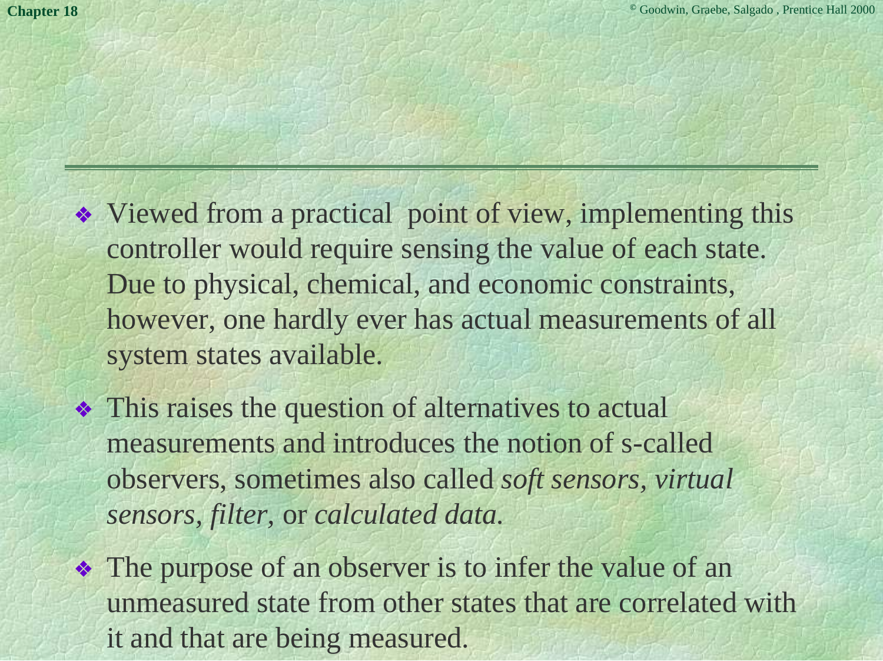- Viewed from a practical  point of view, implementing this controller would require sensing the value of each state. Due to physical, chemical, and economic constraints, however, one hardly ever has actual measurements of all system states available.
- This raises the question of alternatives to actual measurements and introduces the notion of s-called observers, sometimes also called *soft sensors*, *virtual sensors*, *filter*, or *calculated data*.
- The purpose of an observer is to infer the value of an unmeasured state from other states that are correlated with it and that are being measured.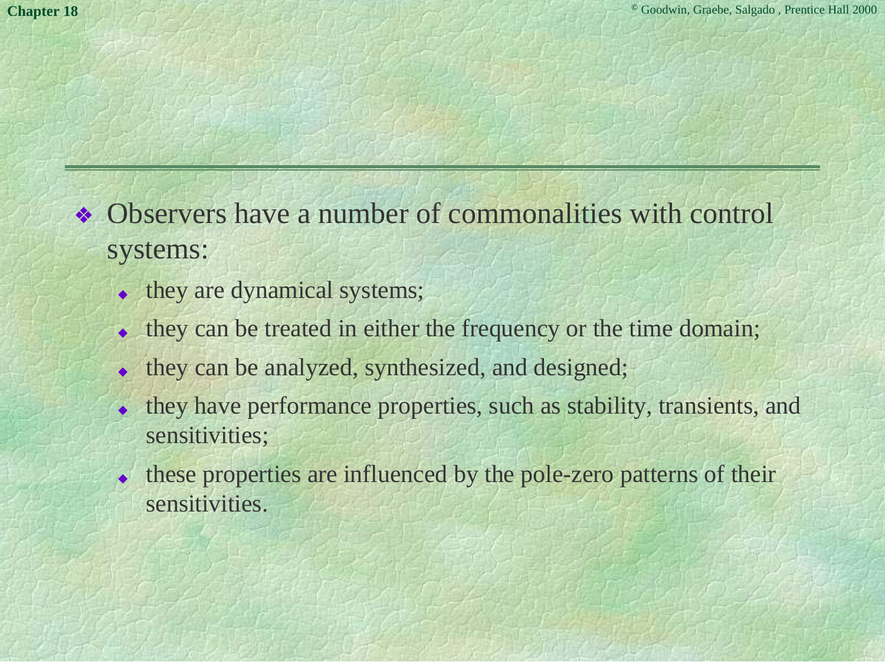- Observers have a number of commonalities with control systems:
  - they are dynamical systems;
  - they can be treated in either the frequency or the time domain;
  - they can be analyzed, synthesized, and designed;
  - they have performance properties, such as stability, transients, and sensitivities;
  - these properties are influenced by the pole-zero patterns of their sensitivities.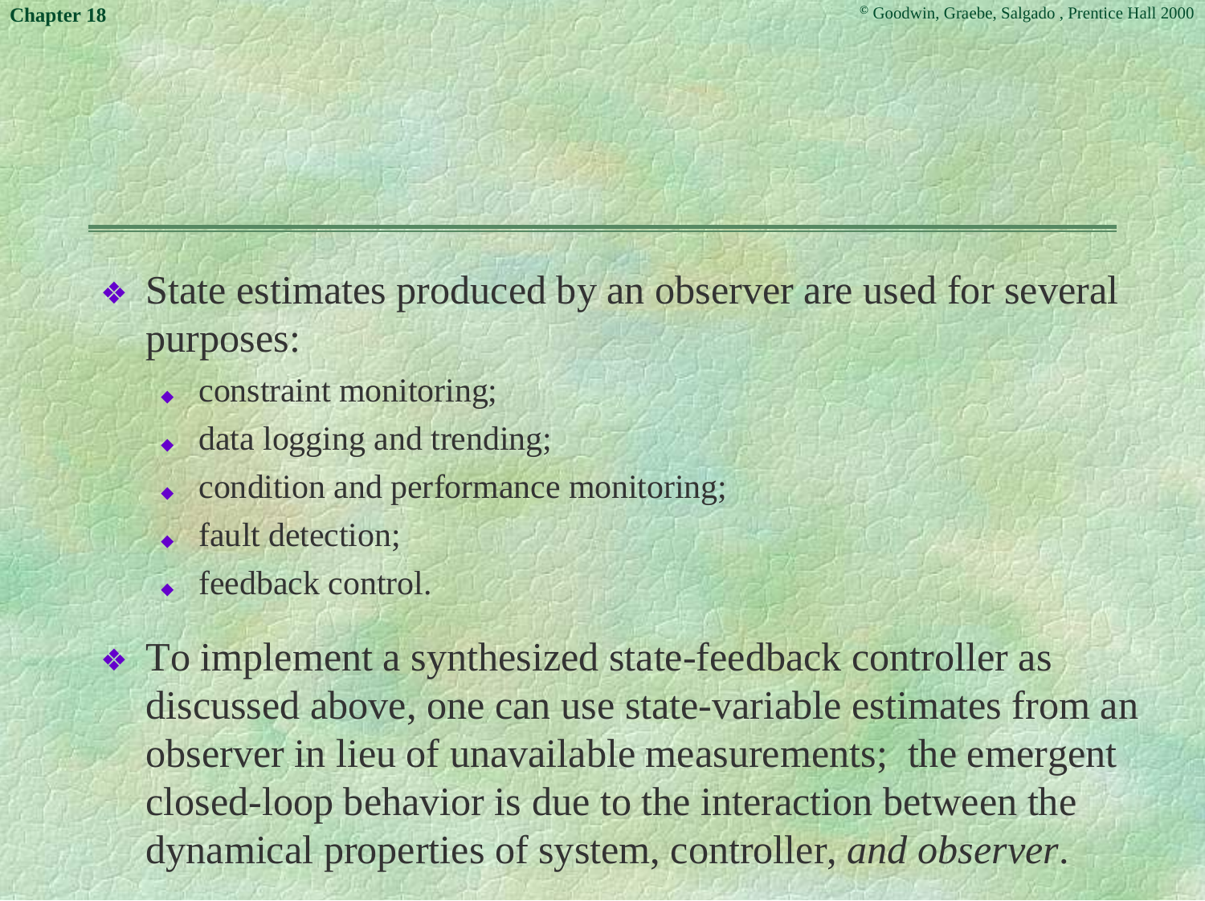- State estimates produced by an observer are used for several purposes:
  - constraint monitoring;
  - data logging and trending;
  - condition and performance monitoring;
  - fault detection;
  - feedback control.
- To implement a synthesized state-feedback controller as discussed above, one can use state-variable estimates from an observer in lieu of unavailable measurements; the emergent closed-loop behavior is due to the interaction between the dynamical properties of system, controller, *and observer*.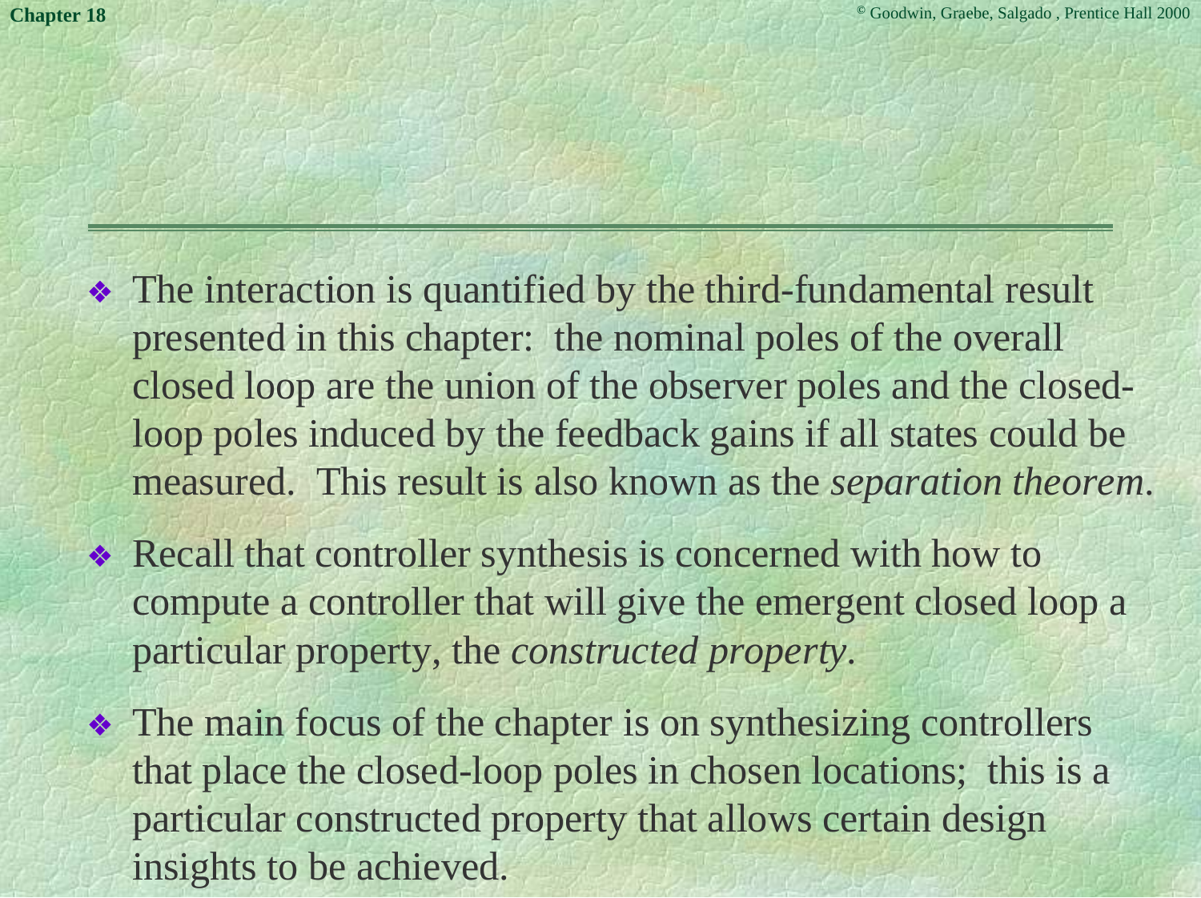- The interaction is quantified by the third-fundamental result presented in this chapter: the nominal poles of the overall closed loop are the union of the observer poles and the closed-loop poles induced by the feedback gains if all states could be measured. This result is also known as the *separation theorem*.
- Recall that controller synthesis is concerned with how to compute a controller that will give the emergent closed loop a particular property, the *constructed property*.
- The main focus of the chapter is on synthesizing controllers that place the closed-loop poles in chosen locations; this is a particular constructed property that allows certain design insights to be achieved.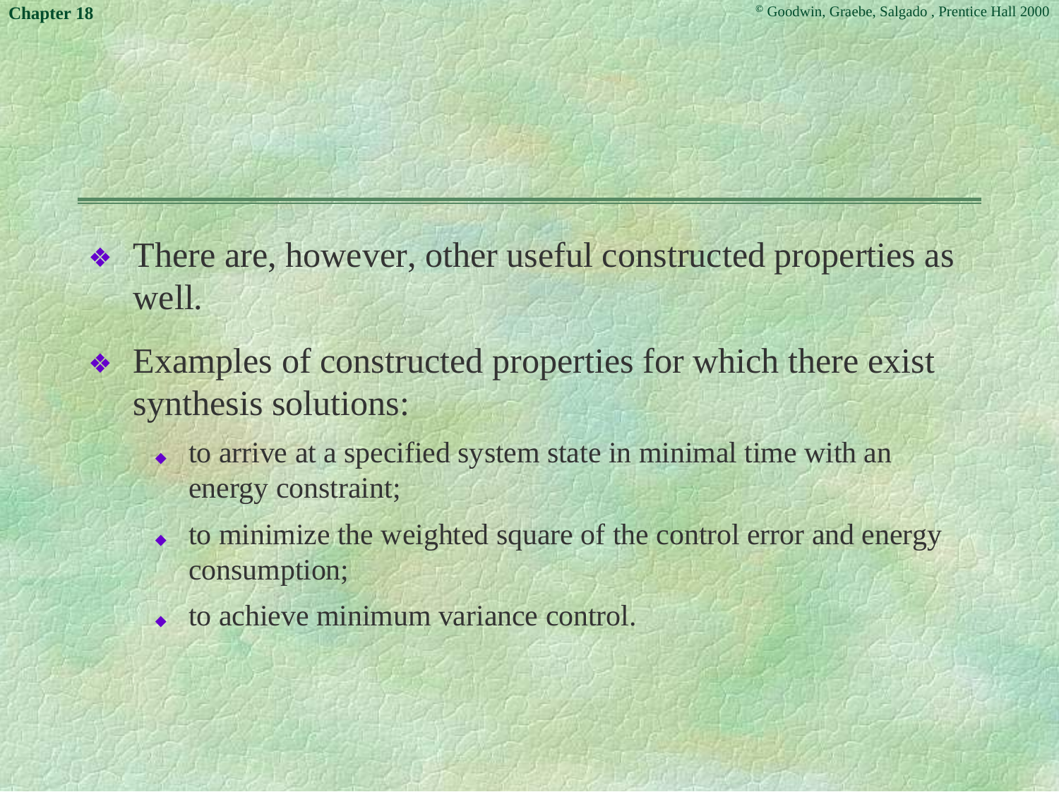- There are, however, other useful constructed properties as well.
- Examples of constructed properties for which there exist synthesis solutions:
  - to arrive at a specified system state in minimal time with an energy constraint;
  - to minimize the weighted square of the control error and energy consumption;
  - to achieve minimum variance control.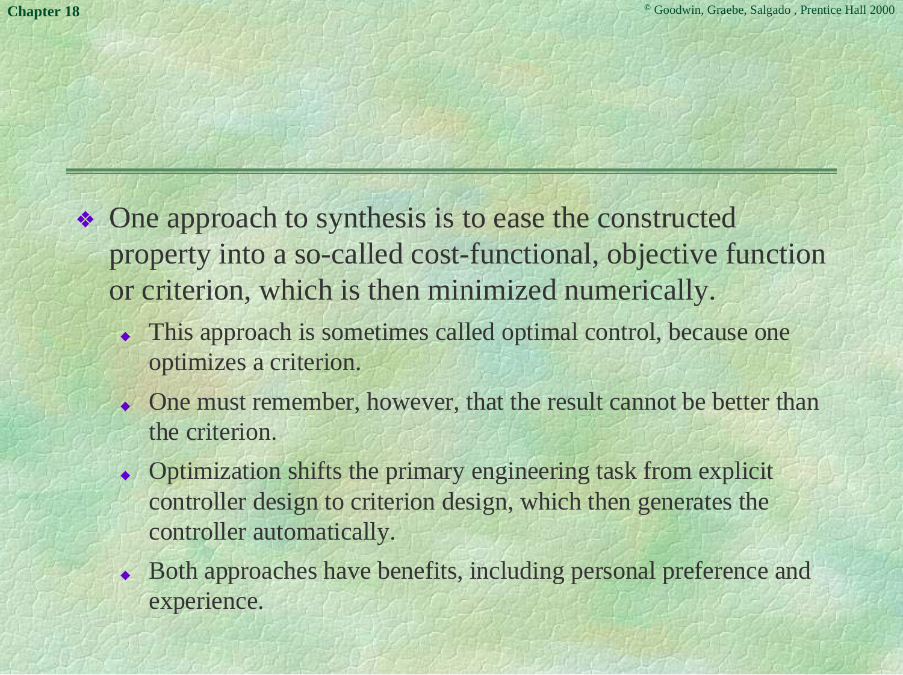- One approach to synthesis is to ease the constructed property into a so-called cost-functional, objective function or criterion, which is then minimized numerically.
  - This approach is sometimes called optimal control, because one optimizes a criterion.
  - One must remember, however, that the result cannot be better than the criterion.
  - Optimization shifts the primary engineering task from explicit controller design to criterion design, which then generates the controller automatically.
  - Both approaches have benefits, including personal preference and experience.